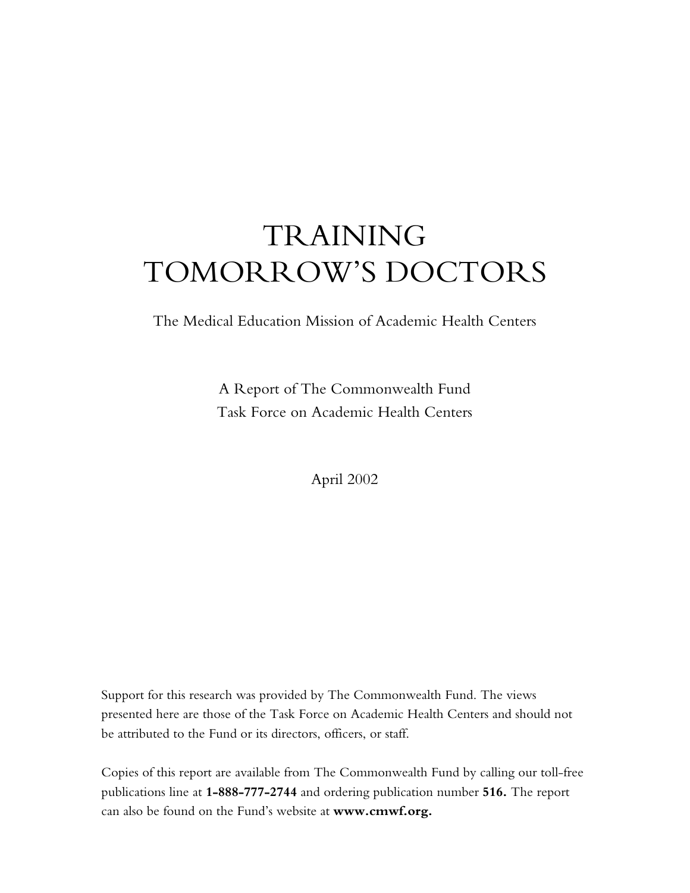# TRAINING TOMORROW'S DOCTORS

The Medical Education Mission of Academic Health Centers

A Report of The Commonwealth Fund
Task Force on Academic Health Centers

April 2002

Support for this research was provided by The Commonwealth Fund. The views presented here are those of the Task Force on Academic Health Centers and should not be attributed to the Fund or its directors, officers, or staff.

Copies of this report are available from The Commonwealth Fund by calling our toll-free publications line at **1-888-777-2744** and ordering publication number **516.** The report can also be found on the Fund's website at **www.cmwf.org.**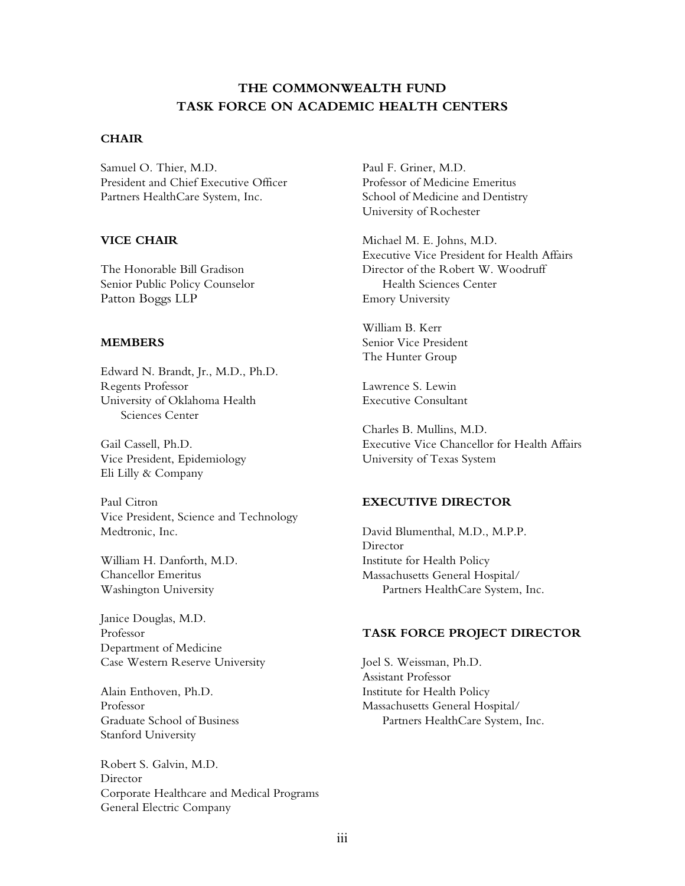# THE COMMONWEALTH FUND
# TASK FORCE ON ACADEMIC HEALTH CENTERS

**CHAIR**

Samuel O. Thier, M.D.
President and Chief Executive Officer
Partners HealthCare System, Inc.

**VICE CHAIR**

The Honorable Bill Gradison
Senior Public Policy Counselor
Patton Boggs LLP

**MEMBERS**

Edward N. Brandt, Jr., M.D., Ph.D.
Regents Professor
University of Oklahoma Health Sciences Center

Gail Cassell, Ph.D.
Vice President, Epidemiology
Eli Lilly & Company

Paul Citron
Vice President, Science and Technology
Medtronic, Inc.

William H. Danforth, M.D.
Chancellor Emeritus
Washington University

Janice Douglas, M.D.
Professor
Department of Medicine
Case Western Reserve University

Alain Enthoven, Ph.D.
Professor
Graduate School of Business
Stanford University

Robert S. Galvin, M.D.
Director
Corporate Healthcare and Medical Programs
General Electric Company

Paul F. Griner, M.D.
Professor of Medicine Emeritus
School of Medicine and Dentistry
University of Rochester

Michael M. E. Johns, M.D.
Executive Vice President for Health Affairs
Director of the Robert W. Woodruff Health Sciences Center
Emory University

William B. Kerr
Senior Vice President
The Hunter Group

Lawrence S. Lewin
Executive Consultant

Charles B. Mullins, M.D.
Executive Vice Chancellor for Health Affairs
University of Texas System

**EXECUTIVE DIRECTOR**

David Blumenthal, M.D., M.P.P.
Director
Institute for Health Policy
Massachusetts General Hospital/Partners HealthCare System, Inc.

**TASK FORCE PROJECT DIRECTOR**

Joel S. Weissman, Ph.D.
Assistant Professor
Institute for Health Policy
Massachusetts General Hospital/Partners HealthCare System, Inc.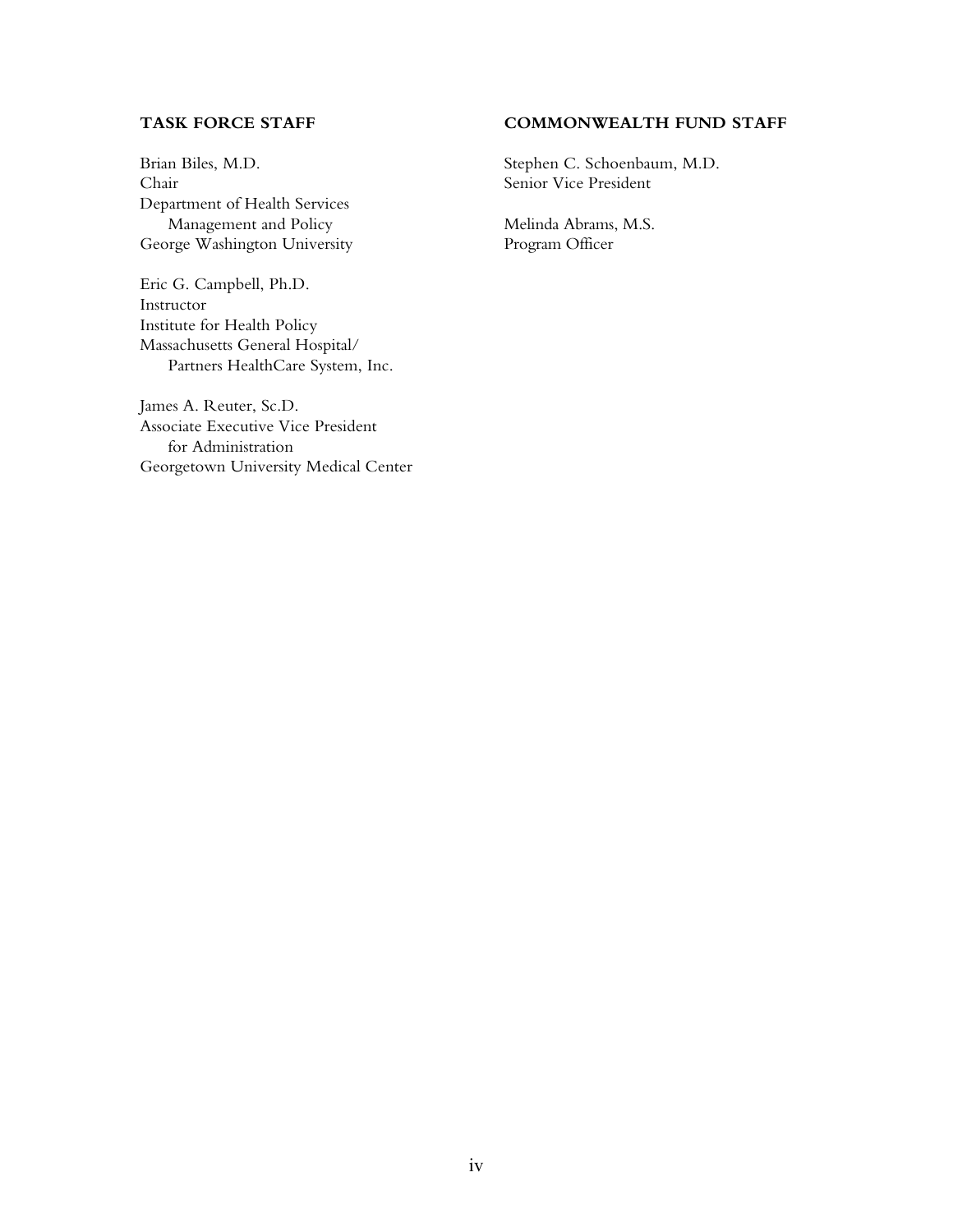**TASK FORCE STAFF**

Brian Biles, M.D.
Chair
Department of Health Services
Management and Policy
George Washington University

Eric G. Campbell, Ph.D.
Instructor
Institute for Health Policy
Massachusetts General Hospital/
Partners HealthCare System, Inc.

James A. Reuter, Sc.D.
Associate Executive Vice President
for Administration
Georgetown University Medical Center

**COMMONWEALTH FUND STAFF**

Stephen C. Schoenbaum, M.D.
Senior Vice President

Melinda Abrams, M.S.
Program Officer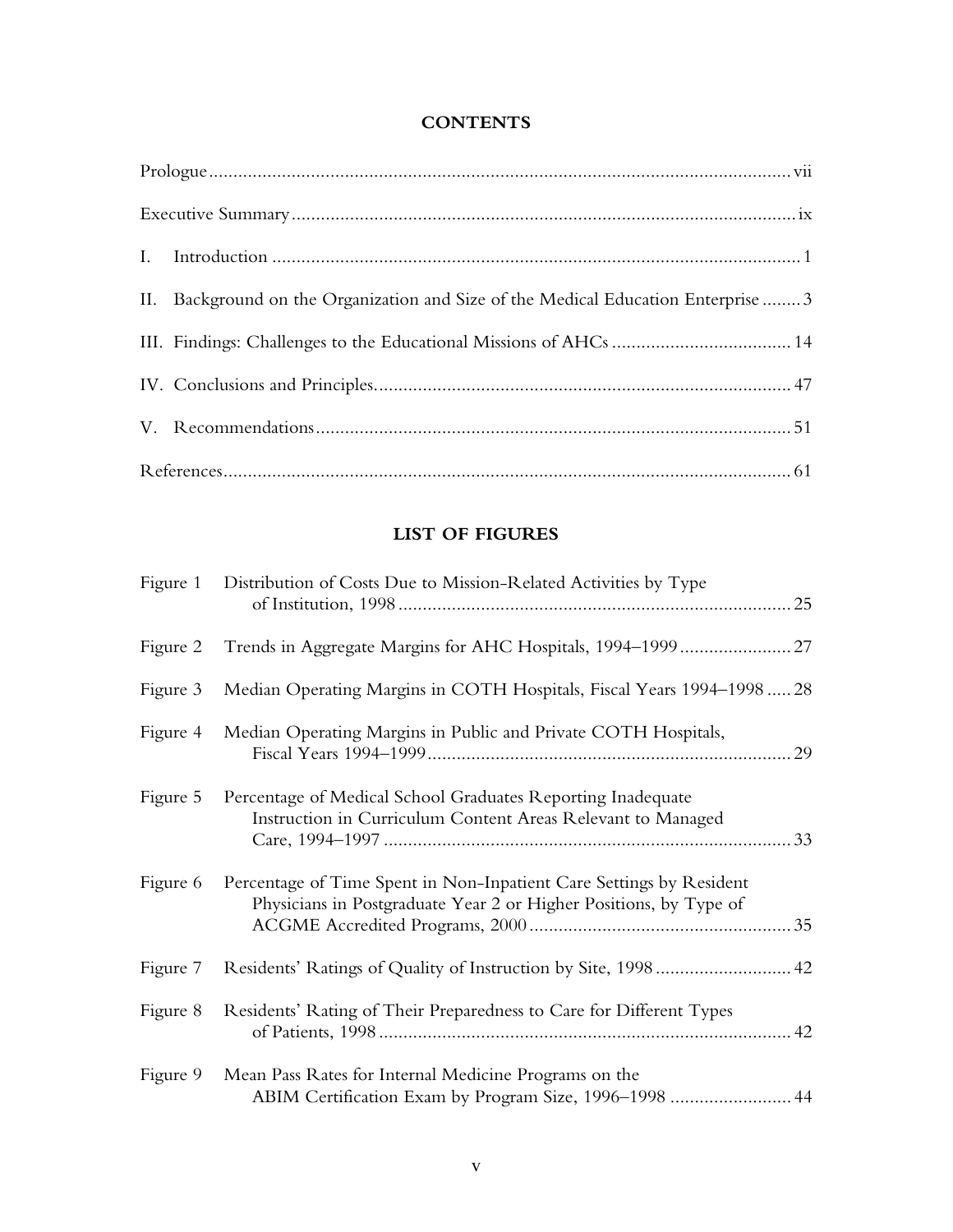## CONTENTS

| | |
|---|---|
| Prologue | vii |
| Executive Summary | ix |
| I. Introduction | 1 |
| II. Background on the Organization and Size of the Medical Education Enterprise | 3 |
| III. Findings: Challenges to the Educational Missions of AHCs | 14 |
| IV. Conclusions and Principles | 47 |
| V. Recommendations | 51 |
| References | 61 |

## LIST OF FIGURES

| | | |
|---|---|---|
| Figure 1 | Distribution of Costs Due to Mission-Related Activities by Type of Institution, 1998 | 25 |
| Figure 2 | Trends in Aggregate Margins for AHC Hospitals, 1994–1999 | 27 |
| Figure 3 | Median Operating Margins in COTH Hospitals, Fiscal Years 1994–1998 | 28 |
| Figure 4 | Median Operating Margins in Public and Private COTH Hospitals, Fiscal Years 1994–1999 | 29 |
| Figure 5 | Percentage of Medical School Graduates Reporting Inadequate Instruction in Curriculum Content Areas Relevant to Managed Care, 1994–1997 | 33 |
| Figure 6 | Percentage of Time Spent in Non-Inpatient Care Settings by Resident Physicians in Postgraduate Year 2 or Higher Positions, by Type of ACGME Accredited Programs, 2000 | 35 |
| Figure 7 | Residents' Ratings of Quality of Instruction by Site, 1998 | 42 |
| Figure 8 | Residents' Rating of Their Preparedness to Care for Different Types of Patients, 1998 | 42 |
| Figure 9 | Mean Pass Rates for Internal Medicine Programs on the ABIM Certification Exam by Program Size, 1996–1998 | 44 |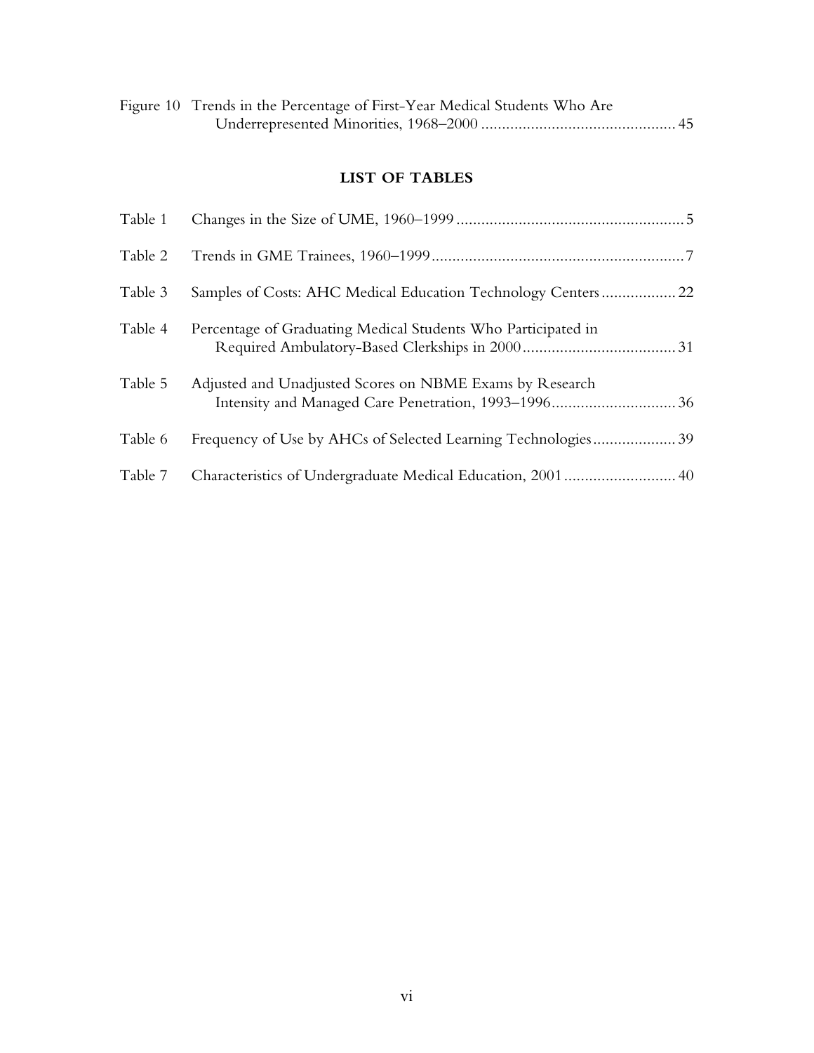Figure 10 Trends in the Percentage of First-Year Medical Students Who Are Underrepresented Minorities, 1968–2000 .............................................. 45

## LIST OF TABLES

Table 1 Changes in the Size of UME, 1960–1999 ...................................................... 5

Table 2 Trends in GME Trainees, 1960–1999 ............................................................ 7

Table 3 Samples of Costs: AHC Medical Education Technology Centers .................. 22

Table 4 Percentage of Graduating Medical Students Who Participated in Required Ambulatory-Based Clerkships in 2000 .................................... 31

Table 5 Adjusted and Unadjusted Scores on NBME Exams by Research Intensity and Managed Care Penetration, 1993–1996 ............................. 36

Table 6 Frequency of Use by AHCs of Selected Learning Technologies .................... 39

Table 7 Characteristics of Undergraduate Medical Education, 2001 .......................... 40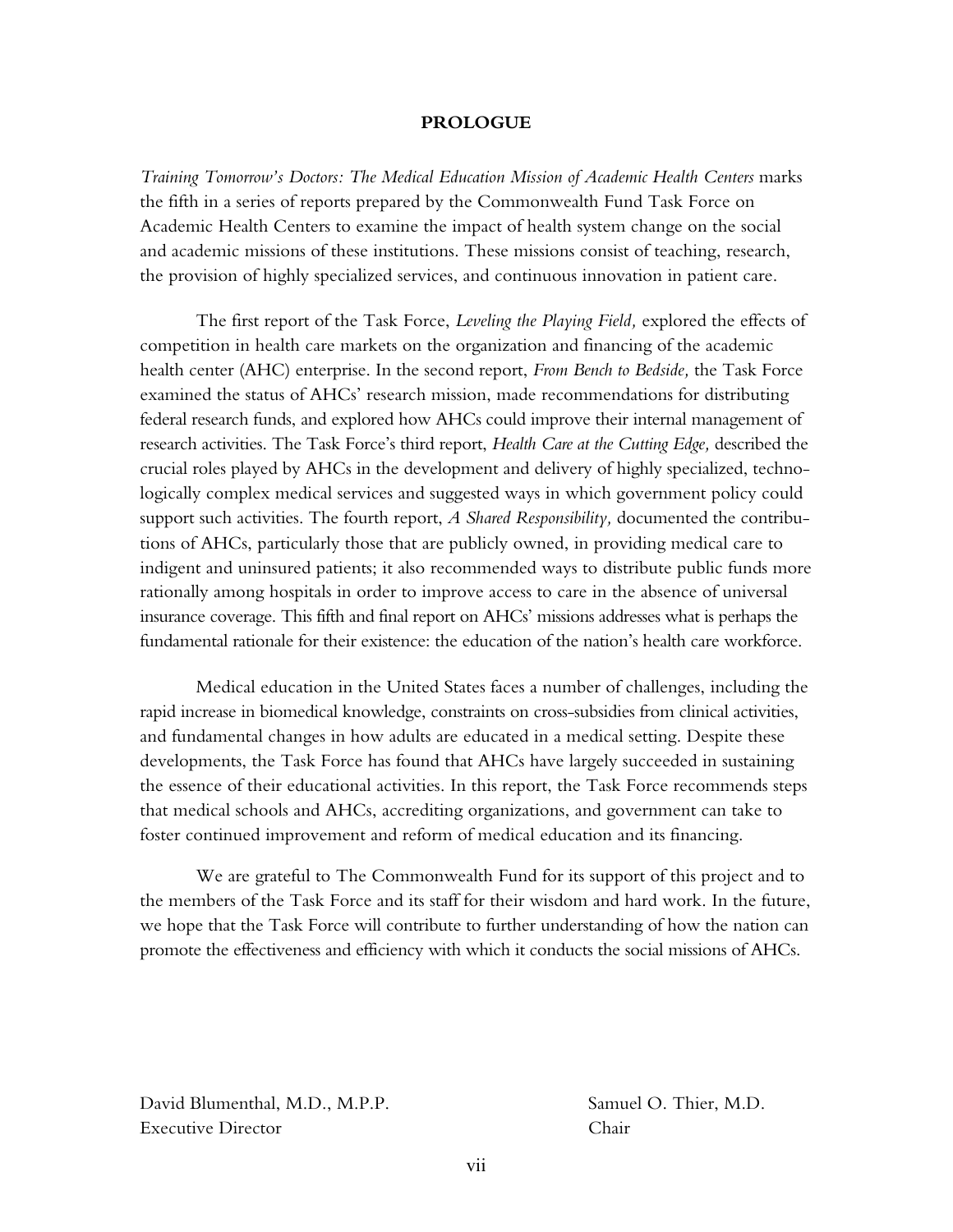# PROLOGUE

*Training Tomorrow's Doctors: The Medical Education Mission of Academic Health Centers* marks the fifth in a series of reports prepared by the Commonwealth Fund Task Force on Academic Health Centers to examine the impact of health system change on the social and academic missions of these institutions. These missions consist of teaching, research, the provision of highly specialized services, and continuous innovation in patient care.

The first report of the Task Force, *Leveling the Playing Field,* explored the effects of competition in health care markets on the organization and financing of the academic health center (AHC) enterprise. In the second report, *From Bench to Bedside,* the Task Force examined the status of AHCs' research mission, made recommendations for distributing federal research funds, and explored how AHCs could improve their internal management of research activities. The Task Force's third report, *Health Care at the Cutting Edge,* described the crucial roles played by AHCs in the development and delivery of highly specialized, technologically complex medical services and suggested ways in which government policy could support such activities. The fourth report, *A Shared Responsibility,* documented the contributions of AHCs, particularly those that are publicly owned, in providing medical care to indigent and uninsured patients; it also recommended ways to distribute public funds more rationally among hospitals in order to improve access to care in the absence of universal insurance coverage. This fifth and final report on AHCs' missions addresses what is perhaps the fundamental rationale for their existence: the education of the nation's health care workforce.

Medical education in the United States faces a number of challenges, including the rapid increase in biomedical knowledge, constraints on cross-subsidies from clinical activities, and fundamental changes in how adults are educated in a medical setting. Despite these developments, the Task Force has found that AHCs have largely succeeded in sustaining the essence of their educational activities. In this report, the Task Force recommends steps that medical schools and AHCs, accrediting organizations, and government can take to foster continued improvement and reform of medical education and its financing.

We are grateful to The Commonwealth Fund for its support of this project and to the members of the Task Force and its staff for their wisdom and hard work. In the future, we hope that the Task Force will contribute to further understanding of how the nation can promote the effectiveness and efficiency with which it conducts the social missions of AHCs.

David Blumenthal, M.D., M.P.P.
Executive Director

Samuel O. Thier, M.D.
Chair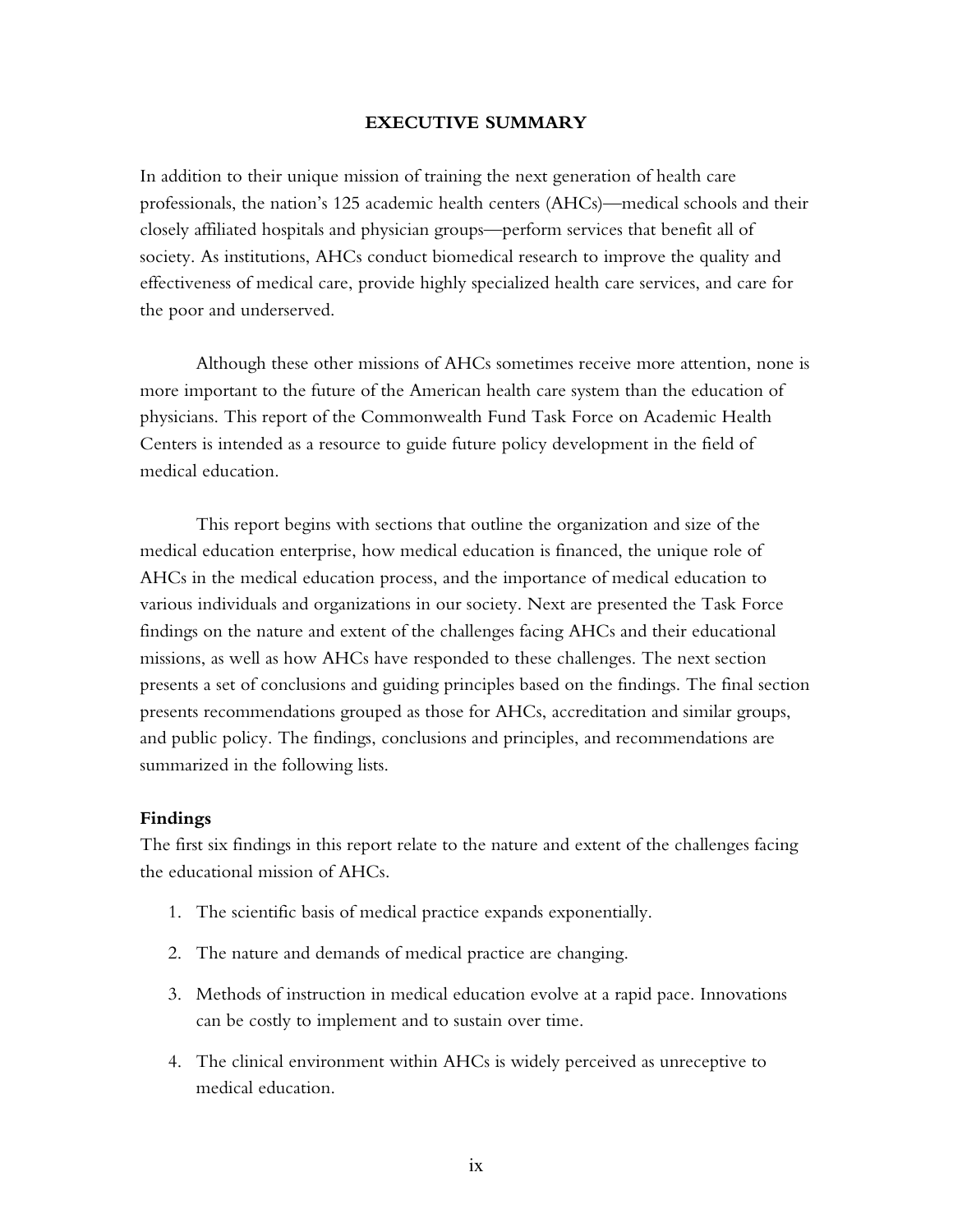## EXECUTIVE SUMMARY

In addition to their unique mission of training the next generation of health care professionals, the nation's 125 academic health centers (AHCs)—medical schools and their closely affiliated hospitals and physician groups—perform services that benefit all of society. As institutions, AHCs conduct biomedical research to improve the quality and effectiveness of medical care, provide highly specialized health care services, and care for the poor and underserved.

Although these other missions of AHCs sometimes receive more attention, none is more important to the future of the American health care system than the education of physicians. This report of the Commonwealth Fund Task Force on Academic Health Centers is intended as a resource to guide future policy development in the field of medical education.

This report begins with sections that outline the organization and size of the medical education enterprise, how medical education is financed, the unique role of AHCs in the medical education process, and the importance of medical education to various individuals and organizations in our society. Next are presented the Task Force findings on the nature and extent of the challenges facing AHCs and their educational missions, as well as how AHCs have responded to these challenges. The next section presents a set of conclusions and guiding principles based on the findings. The final section presents recommendations grouped as those for AHCs, accreditation and similar groups, and public policy. The findings, conclusions and principles, and recommendations are summarized in the following lists.

### Findings

The first six findings in this report relate to the nature and extent of the challenges facing the educational mission of AHCs.

1. The scientific basis of medical practice expands exponentially.
2. The nature and demands of medical practice are changing.
3. Methods of instruction in medical education evolve at a rapid pace. Innovations can be costly to implement and to sustain over time.
4. The clinical environment within AHCs is widely perceived as unreceptive to medical education.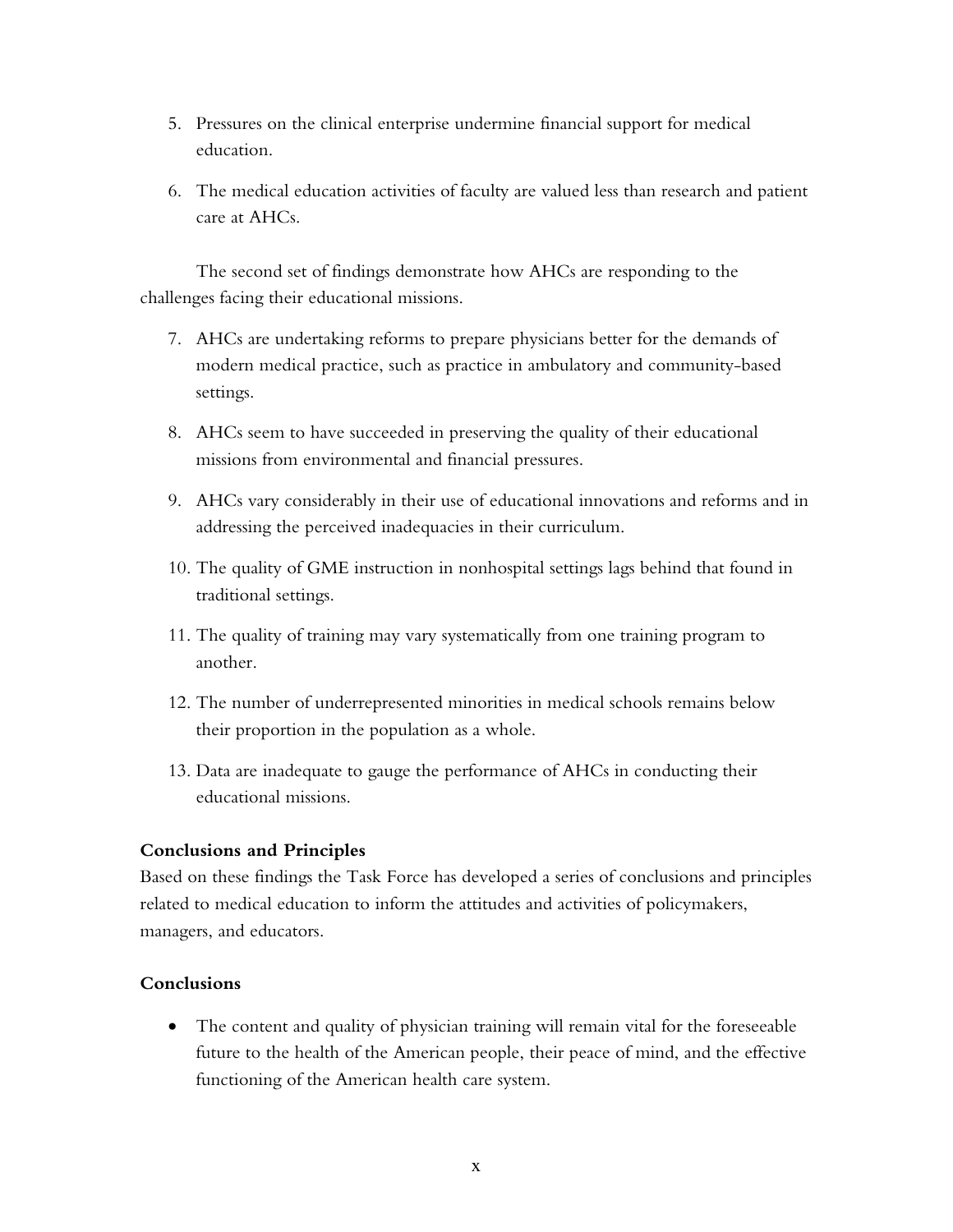5. Pressures on the clinical enterprise undermine financial support for medical education.

6. The medical education activities of faculty are valued less than research and patient care at AHCs.

The second set of findings demonstrate how AHCs are responding to the challenges facing their educational missions.

7. AHCs are undertaking reforms to prepare physicians better for the demands of modern medical practice, such as practice in ambulatory and community-based settings.

8. AHCs seem to have succeeded in preserving the quality of their educational missions from environmental and financial pressures.

9. AHCs vary considerably in their use of educational innovations and reforms and in addressing the perceived inadequacies in their curriculum.

10. The quality of GME instruction in nonhospital settings lags behind that found in traditional settings.

11. The quality of training may vary systematically from one training program to another.

12. The number of underrepresented minorities in medical schools remains below their proportion in the population as a whole.

13. Data are inadequate to gauge the performance of AHCs in conducting their educational missions.

**Conclusions and Principles**

Based on these findings the Task Force has developed a series of conclusions and principles related to medical education to inform the attitudes and activities of policymakers, managers, and educators.

**Conclusions**

- The content and quality of physician training will remain vital for the foreseeable future to the health of the American people, their peace of mind, and the effective functioning of the American health care system.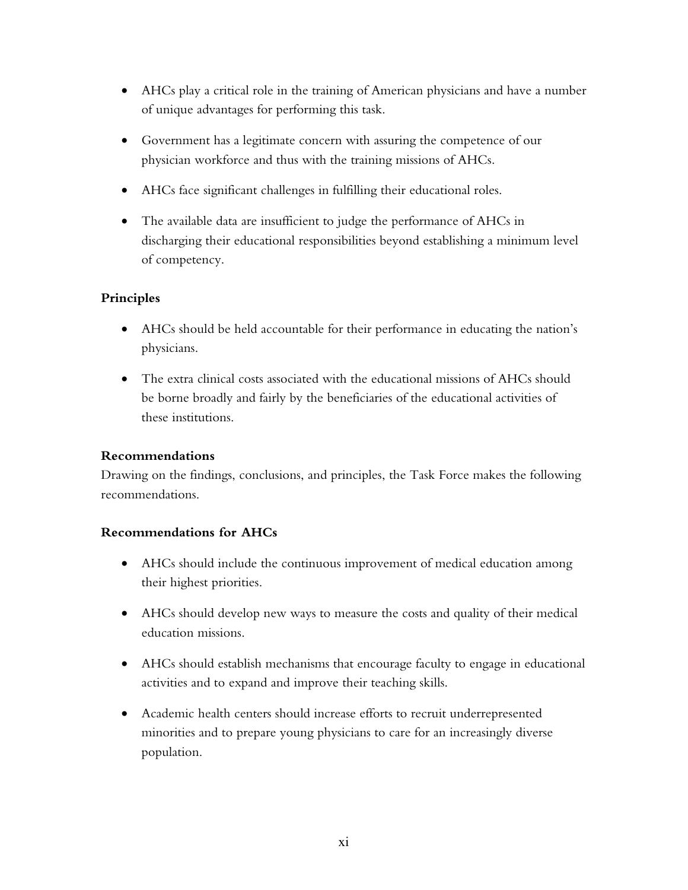- AHCs play a critical role in the training of American physicians and have a number of unique advantages for performing this task.

- Government has a legitimate concern with assuring the competence of our physician workforce and thus with the training missions of AHCs.

- AHCs face significant challenges in fulfilling their educational roles.

- The available data are insufficient to judge the performance of AHCs in discharging their educational responsibilities beyond establishing a minimum level of competency.

### Principles

- AHCs should be held accountable for their performance in educating the nation's physicians.

- The extra clinical costs associated with the educational missions of AHCs should be borne broadly and fairly by the beneficiaries of the educational activities of these institutions.

### Recommendations

Drawing on the findings, conclusions, and principles, the Task Force makes the following recommendations.

### Recommendations for AHCs

- AHCs should include the continuous improvement of medical education among their highest priorities.

- AHCs should develop new ways to measure the costs and quality of their medical education missions.

- AHCs should establish mechanisms that encourage faculty to engage in educational activities and to expand and improve their teaching skills.

- Academic health centers should increase efforts to recruit underrepresented minorities and to prepare young physicians to care for an increasingly diverse population.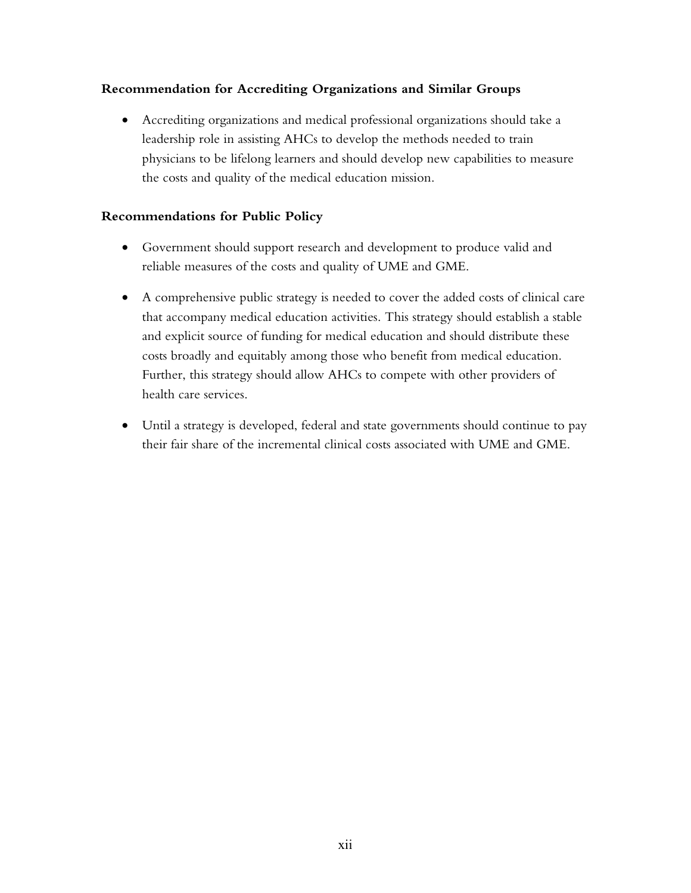### Recommendation for Accrediting Organizations and Similar Groups

- Accrediting organizations and medical professional organizations should take a leadership role in assisting AHCs to develop the methods needed to train physicians to be lifelong learners and should develop new capabilities to measure the costs and quality of the medical education mission.

### Recommendations for Public Policy

- Government should support research and development to produce valid and reliable measures of the costs and quality of UME and GME.

- A comprehensive public strategy is needed to cover the added costs of clinical care that accompany medical education activities. This strategy should establish a stable and explicit source of funding for medical education and should distribute these costs broadly and equitably among those who benefit from medical education. Further, this strategy should allow AHCs to compete with other providers of health care services.

- Until a strategy is developed, federal and state governments should continue to pay their fair share of the incremental clinical costs associated with UME and GME.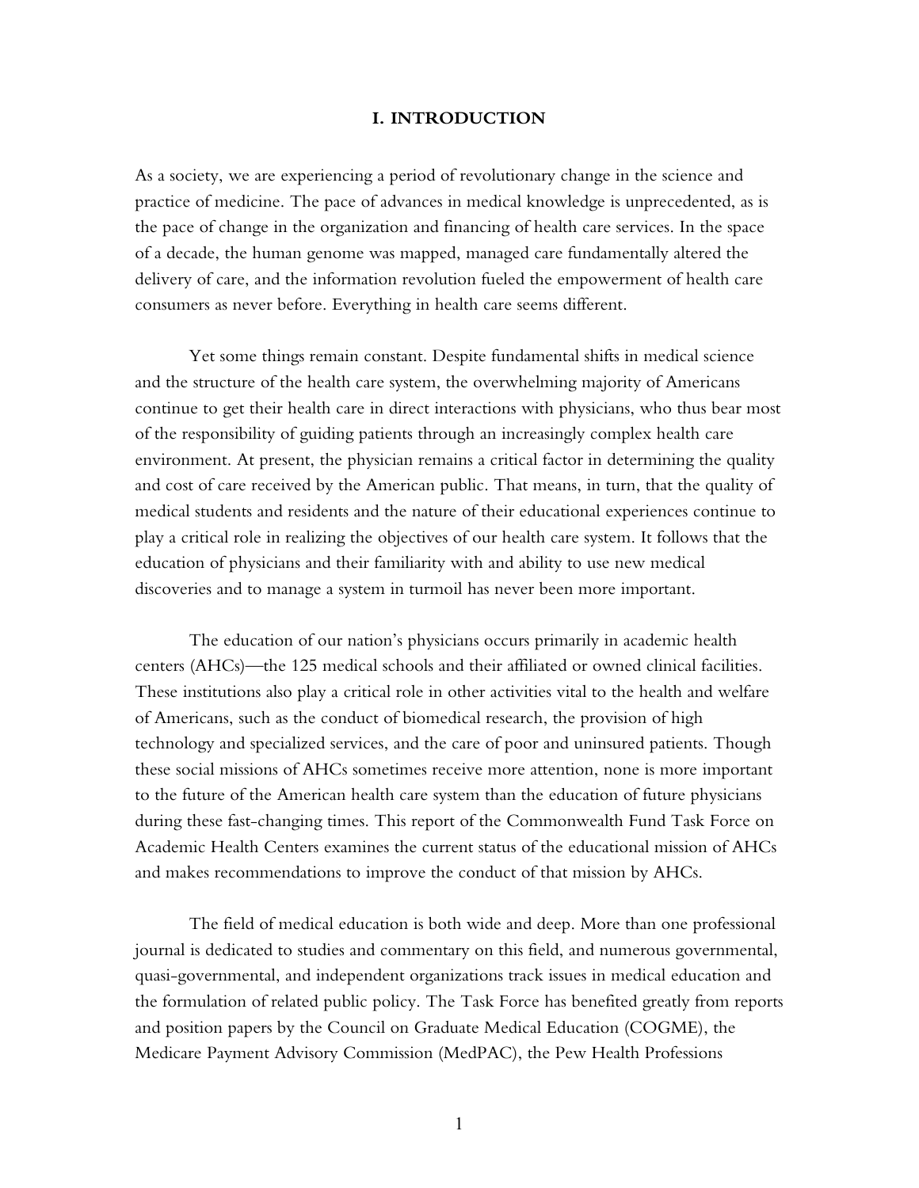# I. INTRODUCTION

As a society, we are experiencing a period of revolutionary change in the science and practice of medicine. The pace of advances in medical knowledge is unprecedented, as is the pace of change in the organization and financing of health care services. In the space of a decade, the human genome was mapped, managed care fundamentally altered the delivery of care, and the information revolution fueled the empowerment of health care consumers as never before. Everything in health care seems different.

Yet some things remain constant. Despite fundamental shifts in medical science and the structure of the health care system, the overwhelming majority of Americans continue to get their health care in direct interactions with physicians, who thus bear most of the responsibility of guiding patients through an increasingly complex health care environment. At present, the physician remains a critical factor in determining the quality and cost of care received by the American public. That means, in turn, that the quality of medical students and residents and the nature of their educational experiences continue to play a critical role in realizing the objectives of our health care system. It follows that the education of physicians and their familiarity with and ability to use new medical discoveries and to manage a system in turmoil has never been more important.

The education of our nation's physicians occurs primarily in academic health centers (AHCs)—the 125 medical schools and their affiliated or owned clinical facilities. These institutions also play a critical role in other activities vital to the health and welfare of Americans, such as the conduct of biomedical research, the provision of high technology and specialized services, and the care of poor and uninsured patients. Though these social missions of AHCs sometimes receive more attention, none is more important to the future of the American health care system than the education of future physicians during these fast-changing times. This report of the Commonwealth Fund Task Force on Academic Health Centers examines the current status of the educational mission of AHCs and makes recommendations to improve the conduct of that mission by AHCs.

The field of medical education is both wide and deep. More than one professional journal is dedicated to studies and commentary on this field, and numerous governmental, quasi-governmental, and independent organizations track issues in medical education and the formulation of related public policy. The Task Force has benefited greatly from reports and position papers by the Council on Graduate Medical Education (COGME), the Medicare Payment Advisory Commission (MedPAC), the Pew Health Professions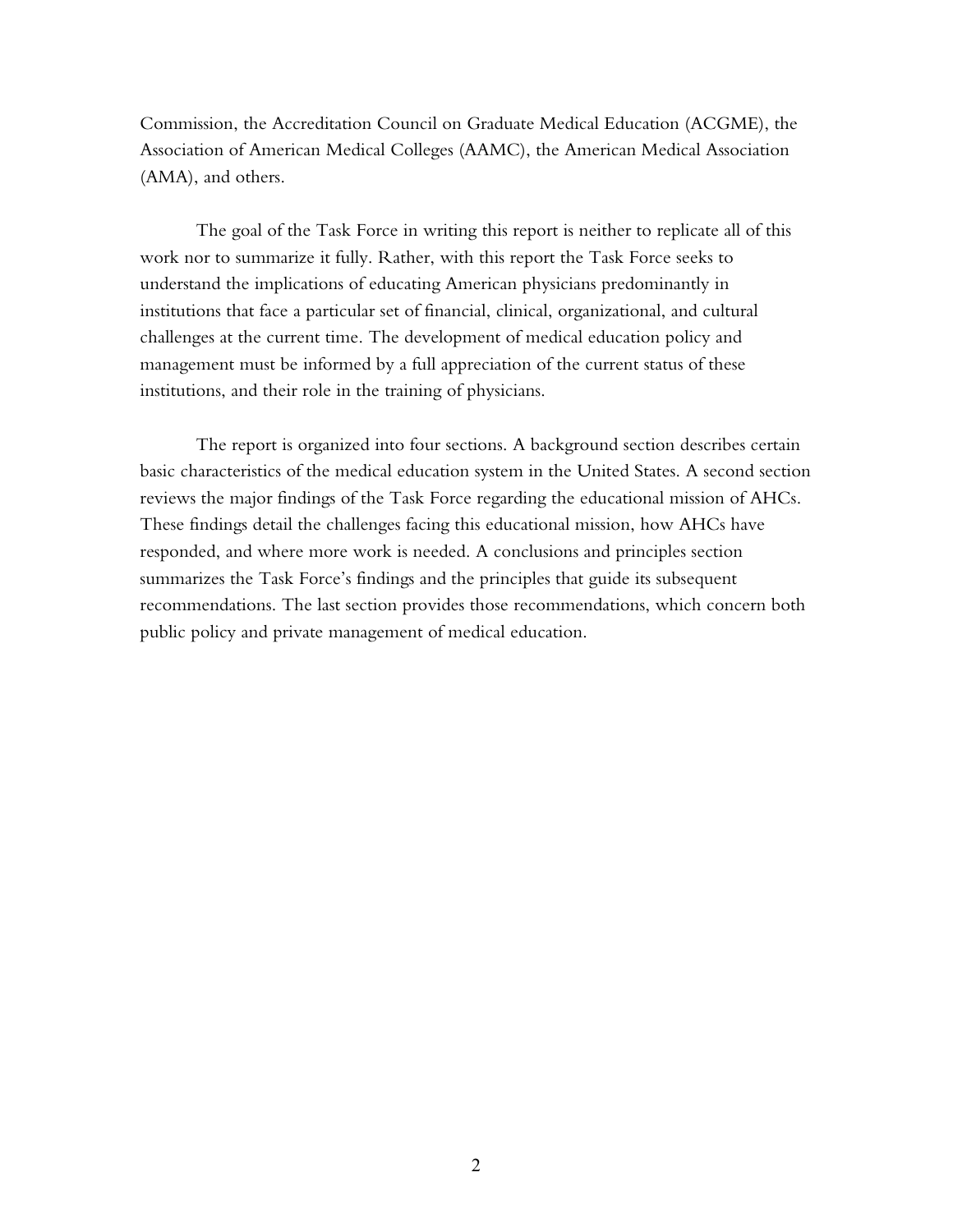Commission, the Accreditation Council on Graduate Medical Education (ACGME), the Association of American Medical Colleges (AAMC), the American Medical Association (AMA), and others.

The goal of the Task Force in writing this report is neither to replicate all of this work nor to summarize it fully. Rather, with this report the Task Force seeks to understand the implications of educating American physicians predominantly in institutions that face a particular set of financial, clinical, organizational, and cultural challenges at the current time. The development of medical education policy and management must be informed by a full appreciation of the current status of these institutions, and their role in the training of physicians.

The report is organized into four sections. A background section describes certain basic characteristics of the medical education system in the United States. A second section reviews the major findings of the Task Force regarding the educational mission of AHCs. These findings detail the challenges facing this educational mission, how AHCs have responded, and where more work is needed. A conclusions and principles section summarizes the Task Force's findings and the principles that guide its subsequent recommendations. The last section provides those recommendations, which concern both public policy and private management of medical education.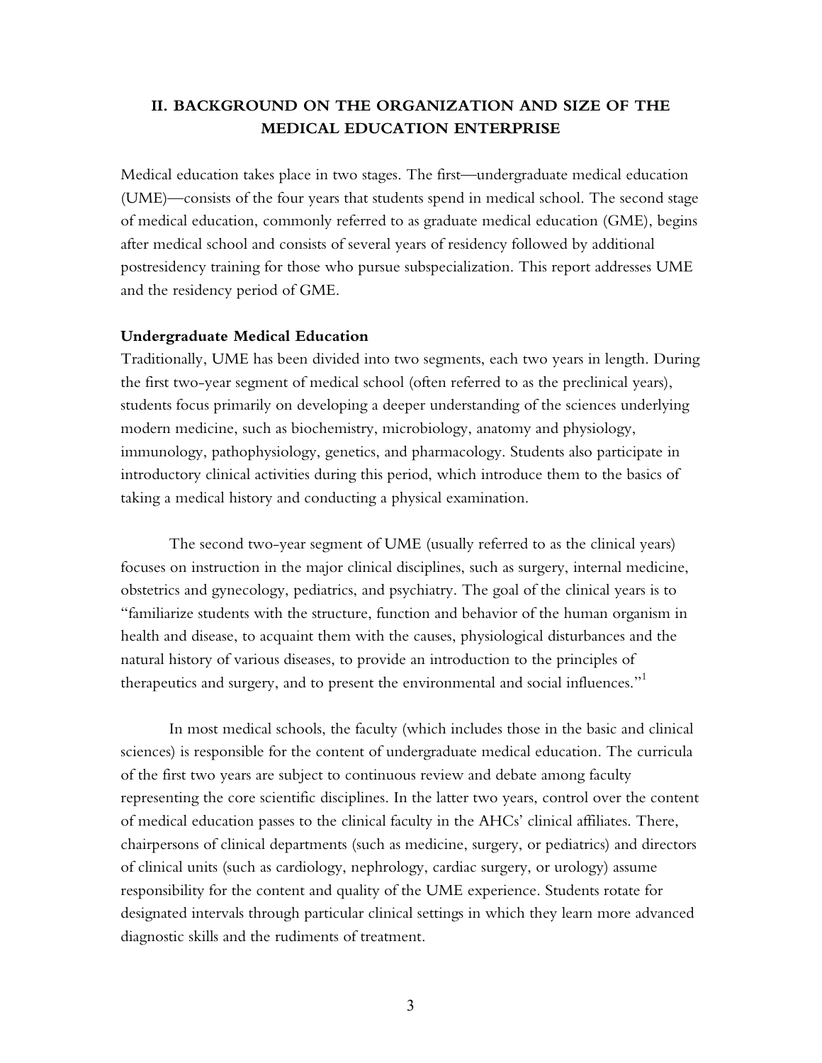## II. BACKGROUND ON THE ORGANIZATION AND SIZE OF THE MEDICAL EDUCATION ENTERPRISE

Medical education takes place in two stages. The first—undergraduate medical education (UME)—consists of the four years that students spend in medical school. The second stage of medical education, commonly referred to as graduate medical education (GME), begins after medical school and consists of several years of residency followed by additional postresidency training for those who pursue subspecialization. This report addresses UME and the residency period of GME.

### Undergraduate Medical Education

Traditionally, UME has been divided into two segments, each two years in length. During the first two-year segment of medical school (often referred to as the preclinical years), students focus primarily on developing a deeper understanding of the sciences underlying modern medicine, such as biochemistry, microbiology, anatomy and physiology, immunology, pathophysiology, genetics, and pharmacology. Students also participate in introductory clinical activities during this period, which introduce them to the basics of taking a medical history and conducting a physical examination.

The second two-year segment of UME (usually referred to as the clinical years) focuses on instruction in the major clinical disciplines, such as surgery, internal medicine, obstetrics and gynecology, pediatrics, and psychiatry. The goal of the clinical years is to "familiarize students with the structure, function and behavior of the human organism in health and disease, to acquaint them with the causes, physiological disturbances and the natural history of various diseases, to provide an introduction to the principles of therapeutics and surgery, and to present the environmental and social influences."[1]

In most medical schools, the faculty (which includes those in the basic and clinical sciences) is responsible for the content of undergraduate medical education. The curricula of the first two years are subject to continuous review and debate among faculty representing the core scientific disciplines. In the latter two years, control over the content of medical education passes to the clinical faculty in the AHCs' clinical affiliates. There, chairpersons of clinical departments (such as medicine, surgery, or pediatrics) and directors of clinical units (such as cardiology, nephrology, cardiac surgery, or urology) assume responsibility for the content and quality of the UME experience. Students rotate for designated intervals through particular clinical settings in which they learn more advanced diagnostic skills and the rudiments of treatment.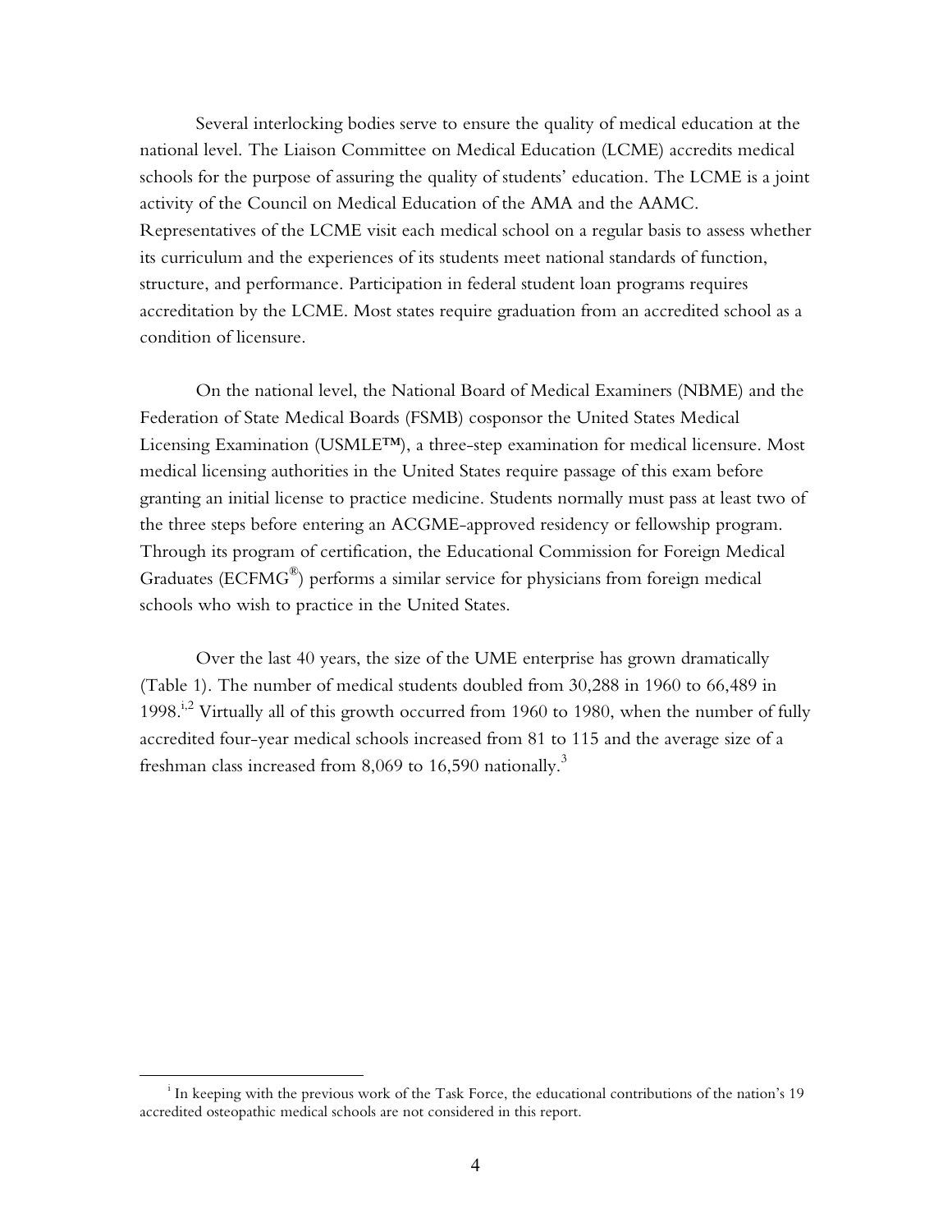Several interlocking bodies serve to ensure the quality of medical education at the national level. The Liaison Committee on Medical Education (LCME) accredits medical schools for the purpose of assuring the quality of students' education. The LCME is a joint activity of the Council on Medical Education of the AMA and the AAMC. Representatives of the LCME visit each medical school on a regular basis to assess whether its curriculum and the experiences of its students meet national standards of function, structure, and performance. Participation in federal student loan programs requires accreditation by the LCME. Most states require graduation from an accredited school as a condition of licensure.

On the national level, the National Board of Medical Examiners (NBME) and the Federation of State Medical Boards (FSMB) cosponsor the United States Medical Licensing Examination (USMLE™), a three-step examination for medical licensure. Most medical licensing authorities in the United States require passage of this exam before granting an initial license to practice medicine. Students normally must pass at least two of the three steps before entering an ACGME-approved residency or fellowship program. Through its program of certification, the Educational Commission for Foreign Medical Graduates (ECFMG®) performs a similar service for physicians from foreign medical schools who wish to practice in the United States.

Over the last 40 years, the size of the UME enterprise has grown dramatically (Table 1). The number of medical students doubled from 30,288 in 1960 to 66,489 in 1998.[i,2] Virtually all of this growth occurred from 1960 to 1980, when the number of fully accredited four-year medical schools increased from 81 to 115 and the average size of a freshman class increased from 8,069 to 16,590 nationally.[3]

---

[i] In keeping with the previous work of the Task Force, the educational contributions of the nation's 19 accredited osteopathic medical schools are not considered in this report.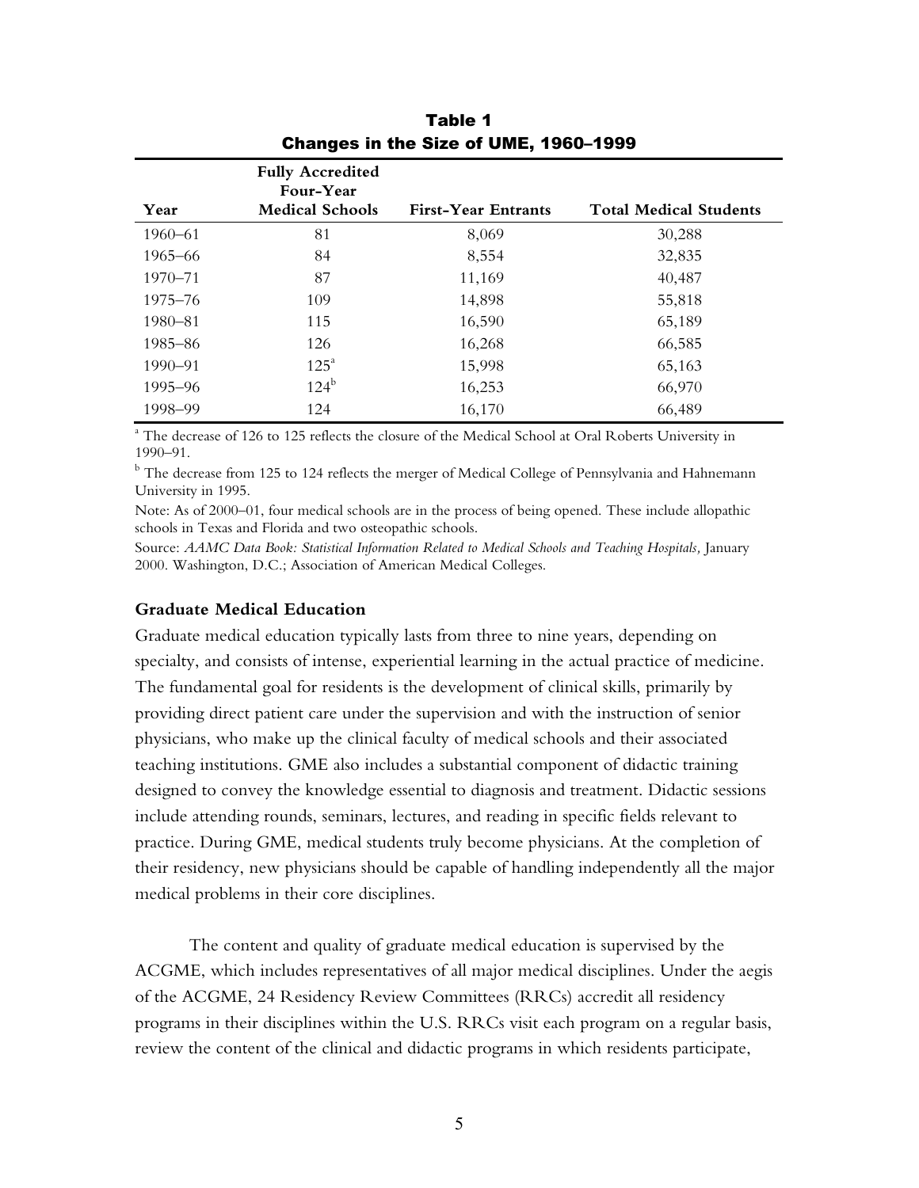**Table 1**
**Changes in the Size of UME, 1960–1999**

| Year | Fully Accredited Four-Year Medical Schools | First-Year Entrants | Total Medical Students |
|---|---|---|---|
| 1960–61 | 81 | 8,069 | 30,288 |
| 1965–66 | 84 | 8,554 | 32,835 |
| 1970–71 | 87 | 11,169 | 40,487 |
| 1975–76 | 109 | 14,898 | 55,818 |
| 1980–81 | 115 | 16,590 | 65,189 |
| 1985–86 | 126 | 16,268 | 66,585 |
| 1990–91 | 125[a] | 15,998 | 65,163 |
| 1995–96 | 124[b] | 16,253 | 66,970 |
| 1998–99 | 124 | 16,170 | 66,489 |

[a] The decrease of 126 to 125 reflects the closure of the Medical School at Oral Roberts University in 1990–91.

[b] The decrease from 125 to 124 reflects the merger of Medical College of Pennsylvania and Hahnemann University in 1995.

Note: As of 2000–01, four medical schools are in the process of being opened. These include allopathic schools in Texas and Florida and two osteopathic schools.

Source: *AAMC Data Book: Statistical Information Related to Medical Schools and Teaching Hospitals,* January 2000. Washington, D.C.; Association of American Medical Colleges.

### Graduate Medical Education

Graduate medical education typically lasts from three to nine years, depending on specialty, and consists of intense, experiential learning in the actual practice of medicine. The fundamental goal for residents is the development of clinical skills, primarily by providing direct patient care under the supervision and with the instruction of senior physicians, who make up the clinical faculty of medical schools and their associated teaching institutions. GME also includes a substantial component of didactic training designed to convey the knowledge essential to diagnosis and treatment. Didactic sessions include attending rounds, seminars, lectures, and reading in specific fields relevant to practice. During GME, medical students truly become physicians. At the completion of their residency, new physicians should be capable of handling independently all the major medical problems in their core disciplines.

The content and quality of graduate medical education is supervised by the ACGME, which includes representatives of all major medical disciplines. Under the aegis of the ACGME, 24 Residency Review Committees (RRCs) accredit all residency programs in their disciplines within the U.S. RRCs visit each program on a regular basis, review the content of the clinical and didactic programs in which residents participate,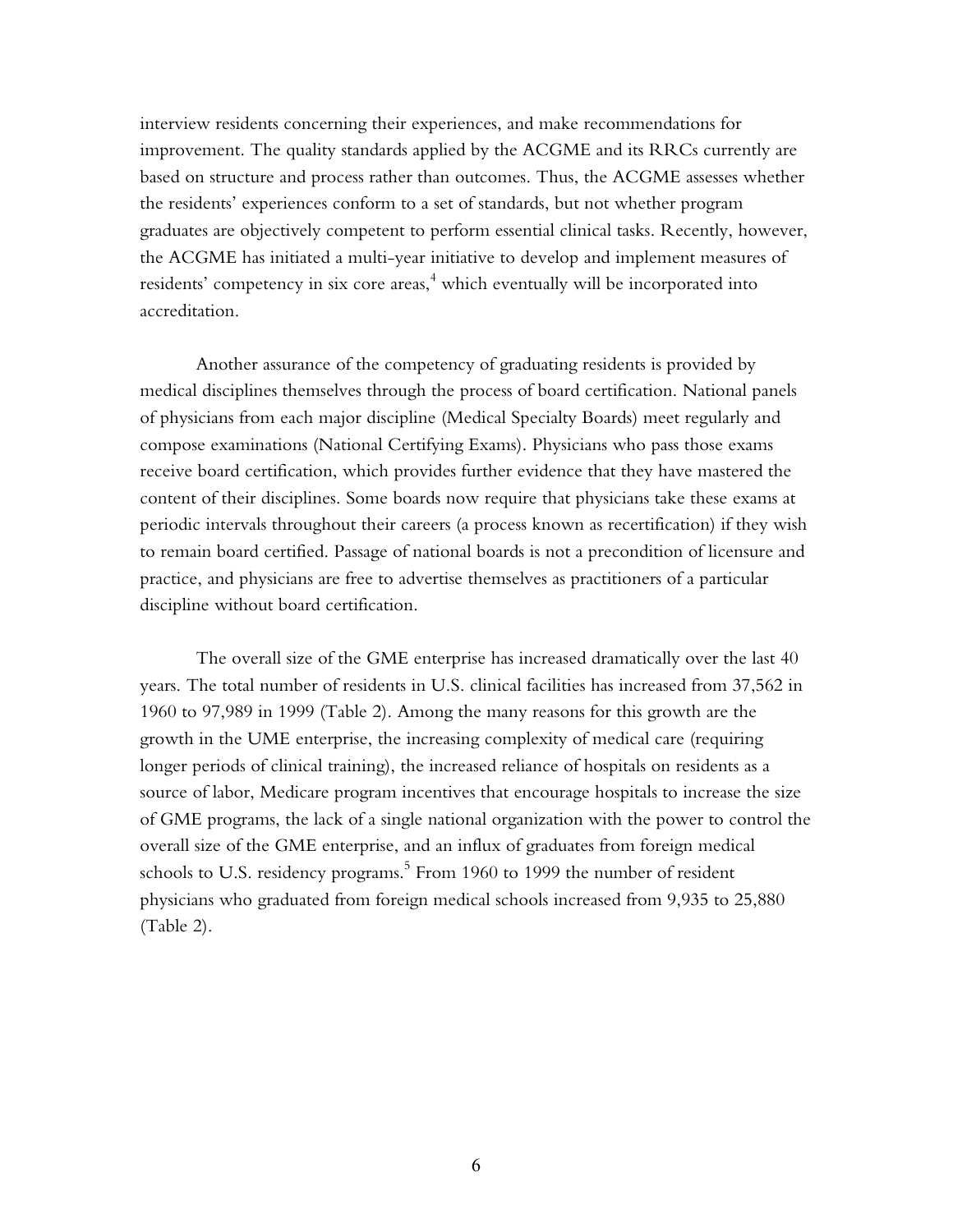interview residents concerning their experiences, and make recommendations for improvement. The quality standards applied by the ACGME and its RRCs currently are based on structure and process rather than outcomes. Thus, the ACGME assesses whether the residents' experiences conform to a set of standards, but not whether program graduates are objectively competent to perform essential clinical tasks. Recently, however, the ACGME has initiated a multi-year initiative to develop and implement measures of residents' competency in six core areas,[4] which eventually will be incorporated into accreditation.

Another assurance of the competency of graduating residents is provided by medical disciplines themselves through the process of board certification. National panels of physicians from each major discipline (Medical Specialty Boards) meet regularly and compose examinations (National Certifying Exams). Physicians who pass those exams receive board certification, which provides further evidence that they have mastered the content of their disciplines. Some boards now require that physicians take these exams at periodic intervals throughout their careers (a process known as recertification) if they wish to remain board certified. Passage of national boards is not a precondition of licensure and practice, and physicians are free to advertise themselves as practitioners of a particular discipline without board certification.

The overall size of the GME enterprise has increased dramatically over the last 40 years. The total number of residents in U.S. clinical facilities has increased from 37,562 in 1960 to 97,989 in 1999 (Table 2). Among the many reasons for this growth are the growth in the UME enterprise, the increasing complexity of medical care (requiring longer periods of clinical training), the increased reliance of hospitals on residents as a source of labor, Medicare program incentives that encourage hospitals to increase the size of GME programs, the lack of a single national organization with the power to control the overall size of the GME enterprise, and an influx of graduates from foreign medical schools to U.S. residency programs.[5] From 1960 to 1999 the number of resident physicians who graduated from foreign medical schools increased from 9,935 to 25,880 (Table 2).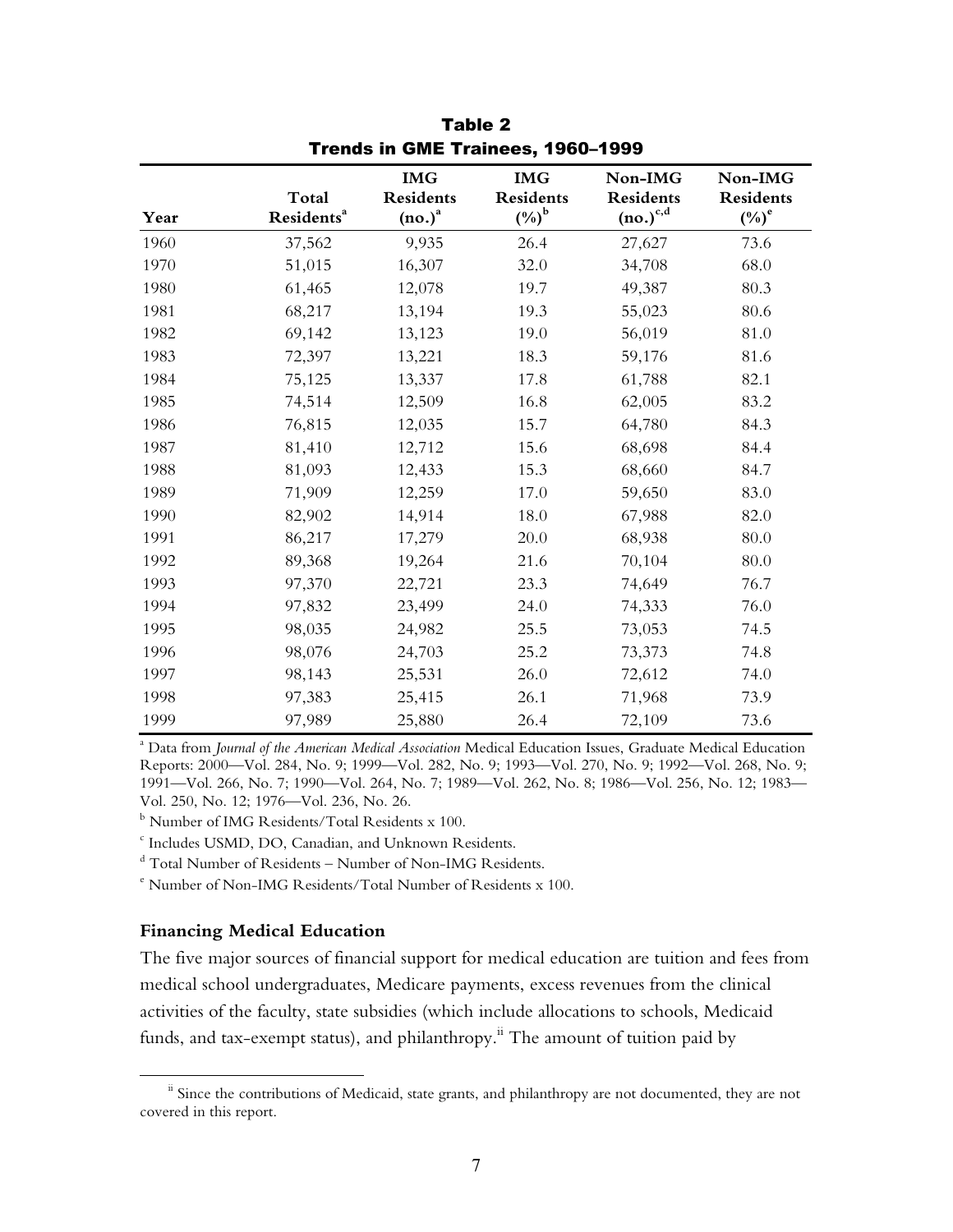**Table 2**
**Trends in GME Trainees, 1960–1999**

| Year | Total Residents[a] | IMG Residents (no.)[a] | IMG Residents (%)[b] | Non-IMG Residents (no.)[c,d] | Non-IMG Residents (%)[e] |
|---|---|---|---|---|---|
| 1960 | 37,562 | 9,935 | 26.4 | 27,627 | 73.6 |
| 1970 | 51,015 | 16,307 | 32.0 | 34,708 | 68.0 |
| 1980 | 61,465 | 12,078 | 19.7 | 49,387 | 80.3 |
| 1981 | 68,217 | 13,194 | 19.3 | 55,023 | 80.6 |
| 1982 | 69,142 | 13,123 | 19.0 | 56,019 | 81.0 |
| 1983 | 72,397 | 13,221 | 18.3 | 59,176 | 81.6 |
| 1984 | 75,125 | 13,337 | 17.8 | 61,788 | 82.1 |
| 1985 | 74,514 | 12,509 | 16.8 | 62,005 | 83.2 |
| 1986 | 76,815 | 12,035 | 15.7 | 64,780 | 84.3 |
| 1987 | 81,410 | 12,712 | 15.6 | 68,698 | 84.4 |
| 1988 | 81,093 | 12,433 | 15.3 | 68,660 | 84.7 |
| 1989 | 71,909 | 12,259 | 17.0 | 59,650 | 83.0 |
| 1990 | 82,902 | 14,914 | 18.0 | 67,988 | 82.0 |
| 1991 | 86,217 | 17,279 | 20.0 | 68,938 | 80.0 |
| 1992 | 89,368 | 19,264 | 21.6 | 70,104 | 80.0 |
| 1993 | 97,370 | 22,721 | 23.3 | 74,649 | 76.7 |
| 1994 | 97,832 | 23,499 | 24.0 | 74,333 | 76.0 |
| 1995 | 98,035 | 24,982 | 25.5 | 73,053 | 74.5 |
| 1996 | 98,076 | 24,703 | 25.2 | 73,373 | 74.8 |
| 1997 | 98,143 | 25,531 | 26.0 | 72,612 | 74.0 |
| 1998 | 97,383 | 25,415 | 26.1 | 71,968 | 73.9 |
| 1999 | 97,989 | 25,880 | 26.4 | 72,109 | 73.6 |

[a] Data from *Journal of the American Medical Association* Medical Education Issues, Graduate Medical Education Reports: 2000—Vol. 284, No. 9; 1999—Vol. 282, No. 9; 1993—Vol. 270, No. 9; 1992—Vol. 268, No. 9; 1991—Vol. 266, No. 7; 1990—Vol. 264, No. 7; 1989—Vol. 262, No. 8; 1986—Vol. 256, No. 12; 1983—Vol. 250, No. 12; 1976—Vol. 236, No. 26.

[b] Number of IMG Residents/Total Residents x 100.

[c] Includes USMD, DO, Canadian, and Unknown Residents.

[d] Total Number of Residents – Number of Non-IMG Residents.

[e] Number of Non-IMG Residents/Total Number of Residents x 100.

### Financing Medical Education

The five major sources of financial support for medical education are tuition and fees from medical school undergraduates, Medicare payments, excess revenues from the clinical activities of the faculty, state subsidies (which include allocations to schools, Medicaid funds, and tax-exempt status), and philanthropy.[ii] The amount of tuition paid by

[ii] Since the contributions of Medicaid, state grants, and philanthropy are not documented, they are not covered in this report.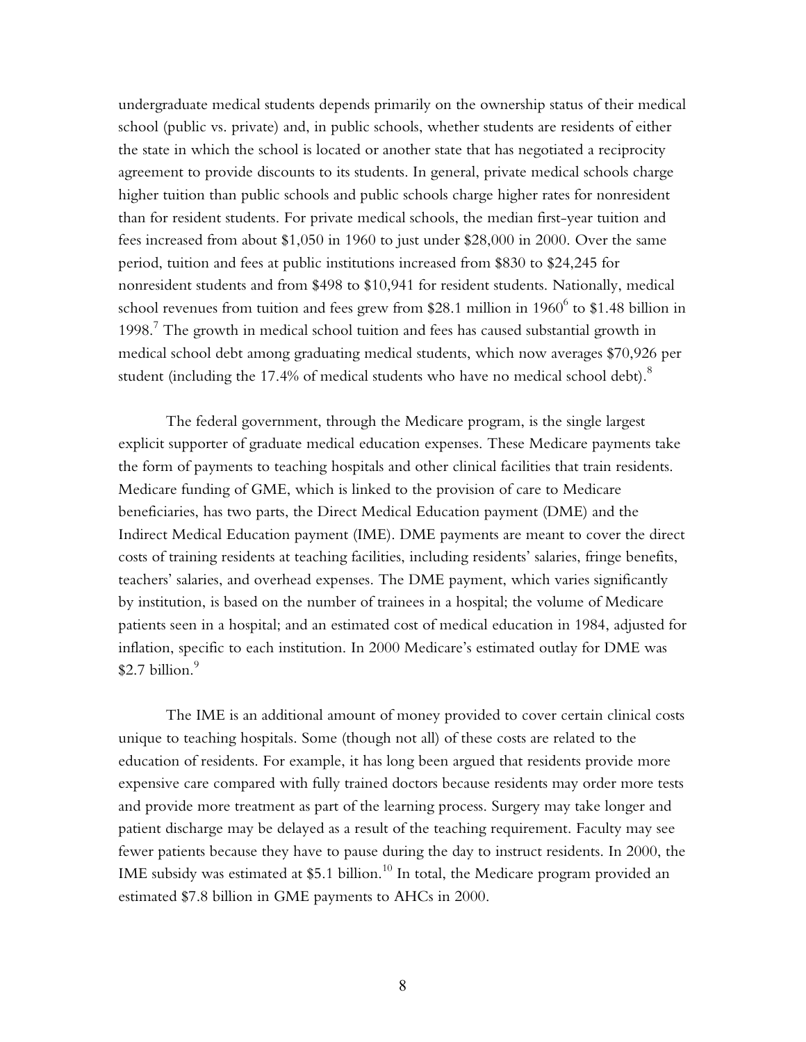undergraduate medical students depends primarily on the ownership status of their medical school (public vs. private) and, in public schools, whether students are residents of either the state in which the school is located or another state that has negotiated a reciprocity agreement to provide discounts to its students. In general, private medical schools charge higher tuition than public schools and public schools charge higher rates for nonresident than for resident students. For private medical schools, the median first-year tuition and fees increased from about $1,050 in 1960 to just under $28,000 in 2000. Over the same period, tuition and fees at public institutions increased from $830 to $24,245 for nonresident students and from $498 to $10,941 for resident students. Nationally, medical school revenues from tuition and fees grew from $28.1 million in 1960[6] to $1.48 billion in 1998.[7] The growth in medical school tuition and fees has caused substantial growth in medical school debt among graduating medical students, which now averages $70,926 per student (including the 17.4% of medical students who have no medical school debt).[8]

The federal government, through the Medicare program, is the single largest explicit supporter of graduate medical education expenses. These Medicare payments take the form of payments to teaching hospitals and other clinical facilities that train residents. Medicare funding of GME, which is linked to the provision of care to Medicare beneficiaries, has two parts, the Direct Medical Education payment (DME) and the Indirect Medical Education payment (IME). DME payments are meant to cover the direct costs of training residents at teaching facilities, including residents' salaries, fringe benefits, teachers' salaries, and overhead expenses. The DME payment, which varies significantly by institution, is based on the number of trainees in a hospital; the volume of Medicare patients seen in a hospital; and an estimated cost of medical education in 1984, adjusted for inflation, specific to each institution. In 2000 Medicare's estimated outlay for DME was $2.7 billion.[9]

The IME is an additional amount of money provided to cover certain clinical costs unique to teaching hospitals. Some (though not all) of these costs are related to the education of residents. For example, it has long been argued that residents provide more expensive care compared with fully trained doctors because residents may order more tests and provide more treatment as part of the learning process. Surgery may take longer and patient discharge may be delayed as a result of the teaching requirement. Faculty may see fewer patients because they have to pause during the day to instruct residents. In 2000, the IME subsidy was estimated at $5.1 billion.[10] In total, the Medicare program provided an estimated $7.8 billion in GME payments to AHCs in 2000.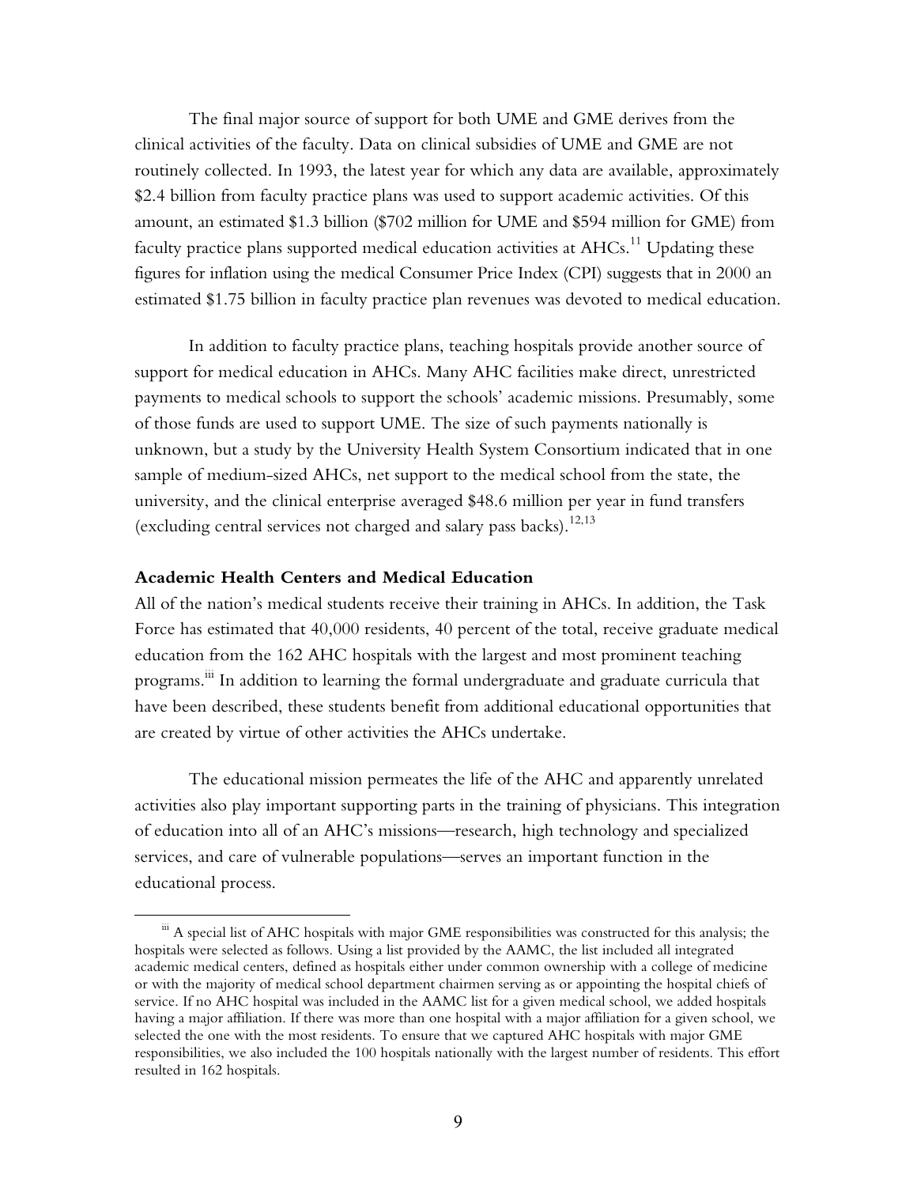The final major source of support for both UME and GME derives from the clinical activities of the faculty. Data on clinical subsidies of UME and GME are not routinely collected. In 1993, the latest year for which any data are available, approximately $2.4 billion from faculty practice plans was used to support academic activities. Of this amount, an estimated $1.3 billion ($702 million for UME and $594 million for GME) from faculty practice plans supported medical education activities at AHCs.[11] Updating these figures for inflation using the medical Consumer Price Index (CPI) suggests that in 2000 an estimated $1.75 billion in faculty practice plan revenues was devoted to medical education.

In addition to faculty practice plans, teaching hospitals provide another source of support for medical education in AHCs. Many AHC facilities make direct, unrestricted payments to medical schools to support the schools' academic missions. Presumably, some of those funds are used to support UME. The size of such payments nationally is unknown, but a study by the University Health System Consortium indicated that in one sample of medium-sized AHCs, net support to the medical school from the state, the university, and the clinical enterprise averaged $48.6 million per year in fund transfers (excluding central services not charged and salary pass backs).[12,13]

### Academic Health Centers and Medical Education

All of the nation's medical students receive their training in AHCs. In addition, the Task Force has estimated that 40,000 residents, 40 percent of the total, receive graduate medical education from the 162 AHC hospitals with the largest and most prominent teaching programs.[iii] In addition to learning the formal undergraduate and graduate curricula that have been described, these students benefit from additional educational opportunities that are created by virtue of other activities the AHCs undertake.

The educational mission permeates the life of the AHC and apparently unrelated activities also play important supporting parts in the training of physicians. This integration of education into all of an AHC's missions—research, high technology and specialized services, and care of vulnerable populations—serves an important function in the educational process.

---

[iii] A special list of AHC hospitals with major GME responsibilities was constructed for this analysis; the hospitals were selected as follows. Using a list provided by the AAMC, the list included all integrated academic medical centers, defined as hospitals either under common ownership with a college of medicine or with the majority of medical school department chairmen serving as or appointing the hospital chiefs of service. If no AHC hospital was included in the AAMC list for a given medical school, we added hospitals having a major affiliation. If there was more than one hospital with a major affiliation for a given school, we selected the one with the most residents. To ensure that we captured AHC hospitals with major GME responsibilities, we also included the 100 hospitals nationally with the largest number of residents. This effort resulted in 162 hospitals.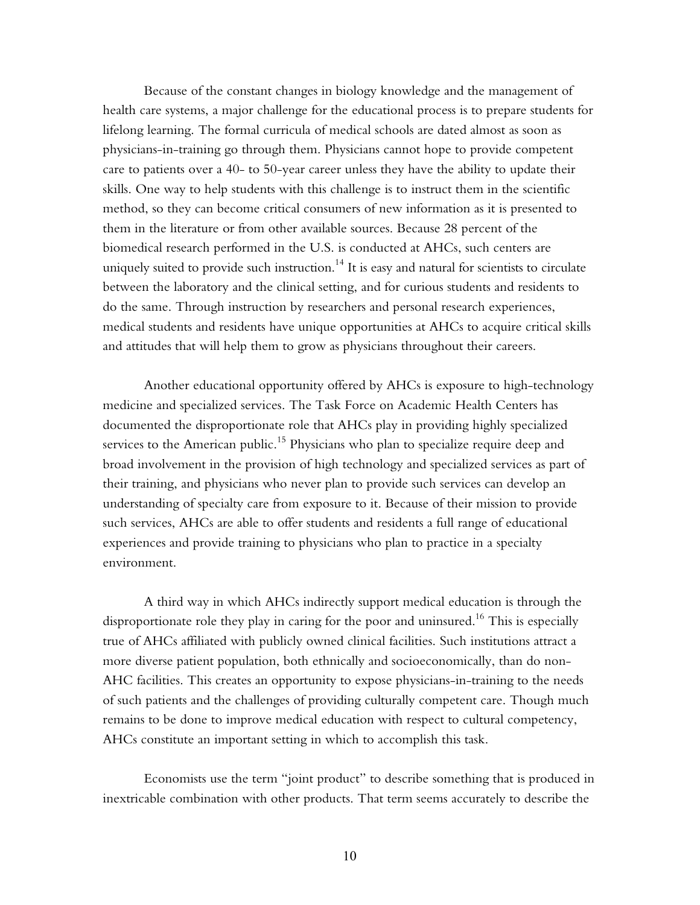Because of the constant changes in biology knowledge and the management of health care systems, a major challenge for the educational process is to prepare students for lifelong learning. The formal curricula of medical schools are dated almost as soon as physicians-in-training go through them. Physicians cannot hope to provide competent care to patients over a 40- to 50-year career unless they have the ability to update their skills. One way to help students with this challenge is to instruct them in the scientific method, so they can become critical consumers of new information as it is presented to them in the literature or from other available sources. Because 28 percent of the biomedical research performed in the U.S. is conducted at AHCs, such centers are uniquely suited to provide such instruction.[14] It is easy and natural for scientists to circulate between the laboratory and the clinical setting, and for curious students and residents to do the same. Through instruction by researchers and personal research experiences, medical students and residents have unique opportunities at AHCs to acquire critical skills and attitudes that will help them to grow as physicians throughout their careers.

Another educational opportunity offered by AHCs is exposure to high-technology medicine and specialized services. The Task Force on Academic Health Centers has documented the disproportionate role that AHCs play in providing highly specialized services to the American public.[15] Physicians who plan to specialize require deep and broad involvement in the provision of high technology and specialized services as part of their training, and physicians who never plan to provide such services can develop an understanding of specialty care from exposure to it. Because of their mission to provide such services, AHCs are able to offer students and residents a full range of educational experiences and provide training to physicians who plan to practice in a specialty environment.

A third way in which AHCs indirectly support medical education is through the disproportionate role they play in caring for the poor and uninsured.[16] This is especially true of AHCs affiliated with publicly owned clinical facilities. Such institutions attract a more diverse patient population, both ethnically and socioeconomically, than do non-AHC facilities. This creates an opportunity to expose physicians-in-training to the needs of such patients and the challenges of providing culturally competent care. Though much remains to be done to improve medical education with respect to cultural competency, AHCs constitute an important setting in which to accomplish this task.

Economists use the term "joint product" to describe something that is produced in inextricable combination with other products. That term seems accurately to describe the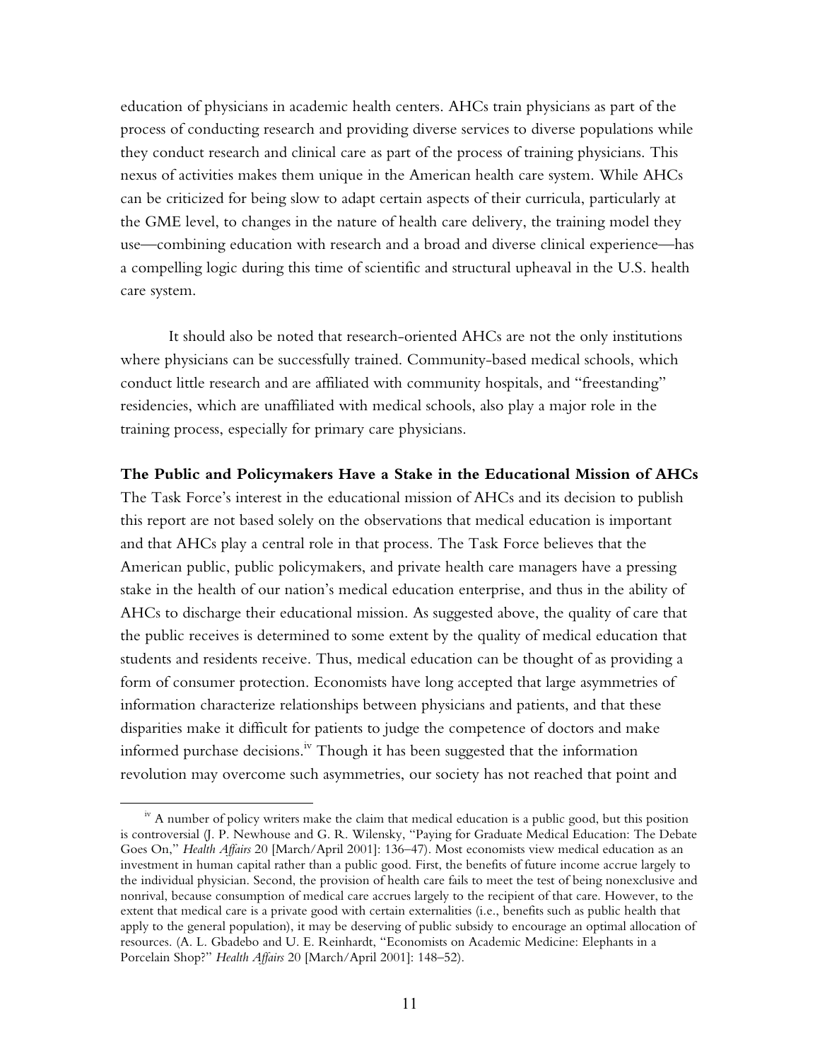education of physicians in academic health centers. AHCs train physicians as part of the process of conducting research and providing diverse services to diverse populations while they conduct research and clinical care as part of the process of training physicians. This nexus of activities makes them unique in the American health care system. While AHCs can be criticized for being slow to adapt certain aspects of their curricula, particularly at the GME level, to changes in the nature of health care delivery, the training model they use—combining education with research and a broad and diverse clinical experience—has a compelling logic during this time of scientific and structural upheaval in the U.S. health care system.

It should also be noted that research-oriented AHCs are not the only institutions where physicians can be successfully trained. Community-based medical schools, which conduct little research and are affiliated with community hospitals, and "freestanding" residencies, which are unaffiliated with medical schools, also play a major role in the training process, especially for primary care physicians.

**The Public and Policymakers Have a Stake in the Educational Mission of AHCs**

The Task Force's interest in the educational mission of AHCs and its decision to publish this report are not based solely on the observations that medical education is important and that AHCs play a central role in that process. The Task Force believes that the American public, public policymakers, and private health care managers have a pressing stake in the health of our nation's medical education enterprise, and thus in the ability of AHCs to discharge their educational mission. As suggested above, the quality of care that the public receives is determined to some extent by the quality of medical education that students and residents receive. Thus, medical education can be thought of as providing a form of consumer protection. Economists have long accepted that large asymmetries of information characterize relationships between physicians and patients, and that these disparities make it difficult for patients to judge the competence of doctors and make informed purchase decisions.[iv] Though it has been suggested that the information revolution may overcome such asymmetries, our society has not reached that point and

[iv] A number of policy writers make the claim that medical education is a public good, but this position is controversial (J. P. Newhouse and G. R. Wilensky, "Paying for Graduate Medical Education: The Debate Goes On," *Health Affairs* 20 [March/April 2001]: 136–47). Most economists view medical education as an investment in human capital rather than a public good. First, the benefits of future income accrue largely to the individual physician. Second, the provision of health care fails to meet the test of being nonexclusive and nonrival, because consumption of medical care accrues largely to the recipient of that care. However, to the extent that medical care is a private good with certain externalities (i.e., benefits such as public health that apply to the general population), it may be deserving of public subsidy to encourage an optimal allocation of resources. (A. L. Gbadebo and U. E. Reinhardt, "Economists on Academic Medicine: Elephants in a Porcelain Shop?" *Health Affairs* 20 [March/April 2001]: 148–52).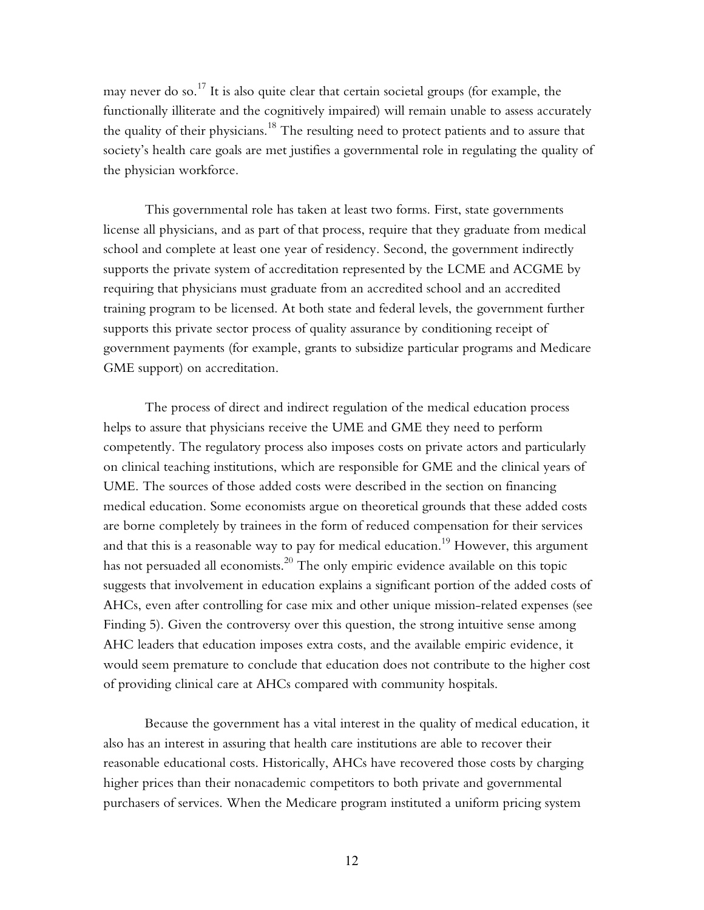may never do so.[17] It is also quite clear that certain societal groups (for example, the functionally illiterate and the cognitively impaired) will remain unable to assess accurately the quality of their physicians.[18] The resulting need to protect patients and to assure that society's health care goals are met justifies a governmental role in regulating the quality of the physician workforce.

This governmental role has taken at least two forms. First, state governments license all physicians, and as part of that process, require that they graduate from medical school and complete at least one year of residency. Second, the government indirectly supports the private system of accreditation represented by the LCME and ACGME by requiring that physicians must graduate from an accredited school and an accredited training program to be licensed. At both state and federal levels, the government further supports this private sector process of quality assurance by conditioning receipt of government payments (for example, grants to subsidize particular programs and Medicare GME support) on accreditation.

The process of direct and indirect regulation of the medical education process helps to assure that physicians receive the UME and GME they need to perform competently. The regulatory process also imposes costs on private actors and particularly on clinical teaching institutions, which are responsible for GME and the clinical years of UME. The sources of those added costs were described in the section on financing medical education. Some economists argue on theoretical grounds that these added costs are borne completely by trainees in the form of reduced compensation for their services and that this is a reasonable way to pay for medical education.[19] However, this argument has not persuaded all economists.[20] The only empiric evidence available on this topic suggests that involvement in education explains a significant portion of the added costs of AHCs, even after controlling for case mix and other unique mission-related expenses (see Finding 5). Given the controversy over this question, the strong intuitive sense among AHC leaders that education imposes extra costs, and the available empiric evidence, it would seem premature to conclude that education does not contribute to the higher cost of providing clinical care at AHCs compared with community hospitals.

Because the government has a vital interest in the quality of medical education, it also has an interest in assuring that health care institutions are able to recover their reasonable educational costs. Historically, AHCs have recovered those costs by charging higher prices than their nonacademic competitors to both private and governmental purchasers of services. When the Medicare program instituted a uniform pricing system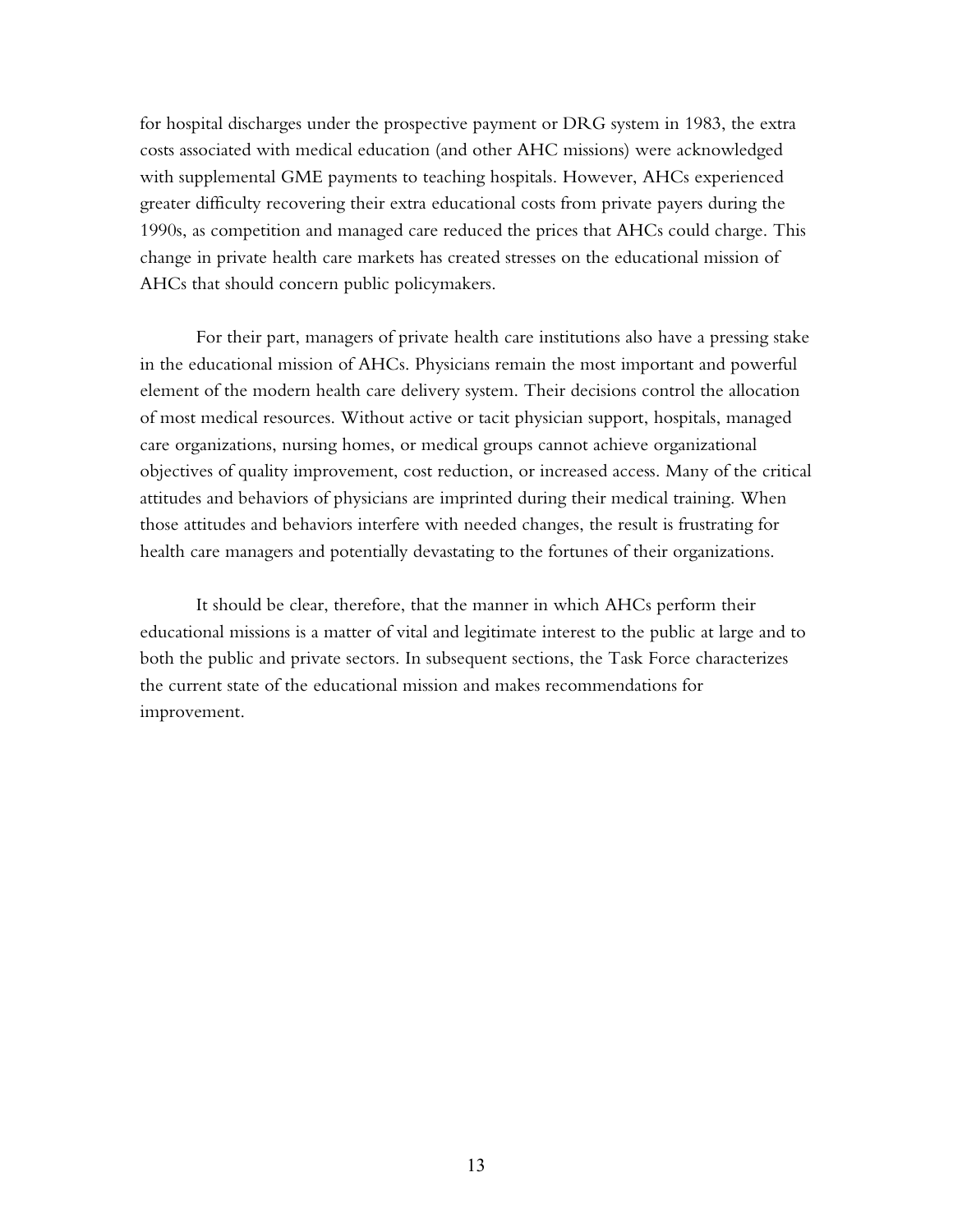for hospital discharges under the prospective payment or DRG system in 1983, the extra costs associated with medical education (and other AHC missions) were acknowledged with supplemental GME payments to teaching hospitals. However, AHCs experienced greater difficulty recovering their extra educational costs from private payers during the 1990s, as competition and managed care reduced the prices that AHCs could charge. This change in private health care markets has created stresses on the educational mission of AHCs that should concern public policymakers.

For their part, managers of private health care institutions also have a pressing stake in the educational mission of AHCs. Physicians remain the most important and powerful element of the modern health care delivery system. Their decisions control the allocation of most medical resources. Without active or tacit physician support, hospitals, managed care organizations, nursing homes, or medical groups cannot achieve organizational objectives of quality improvement, cost reduction, or increased access. Many of the critical attitudes and behaviors of physicians are imprinted during their medical training. When those attitudes and behaviors interfere with needed changes, the result is frustrating for health care managers and potentially devastating to the fortunes of their organizations.

It should be clear, therefore, that the manner in which AHCs perform their educational missions is a matter of vital and legitimate interest to the public at large and to both the public and private sectors. In subsequent sections, the Task Force characterizes the current state of the educational mission and makes recommendations for improvement.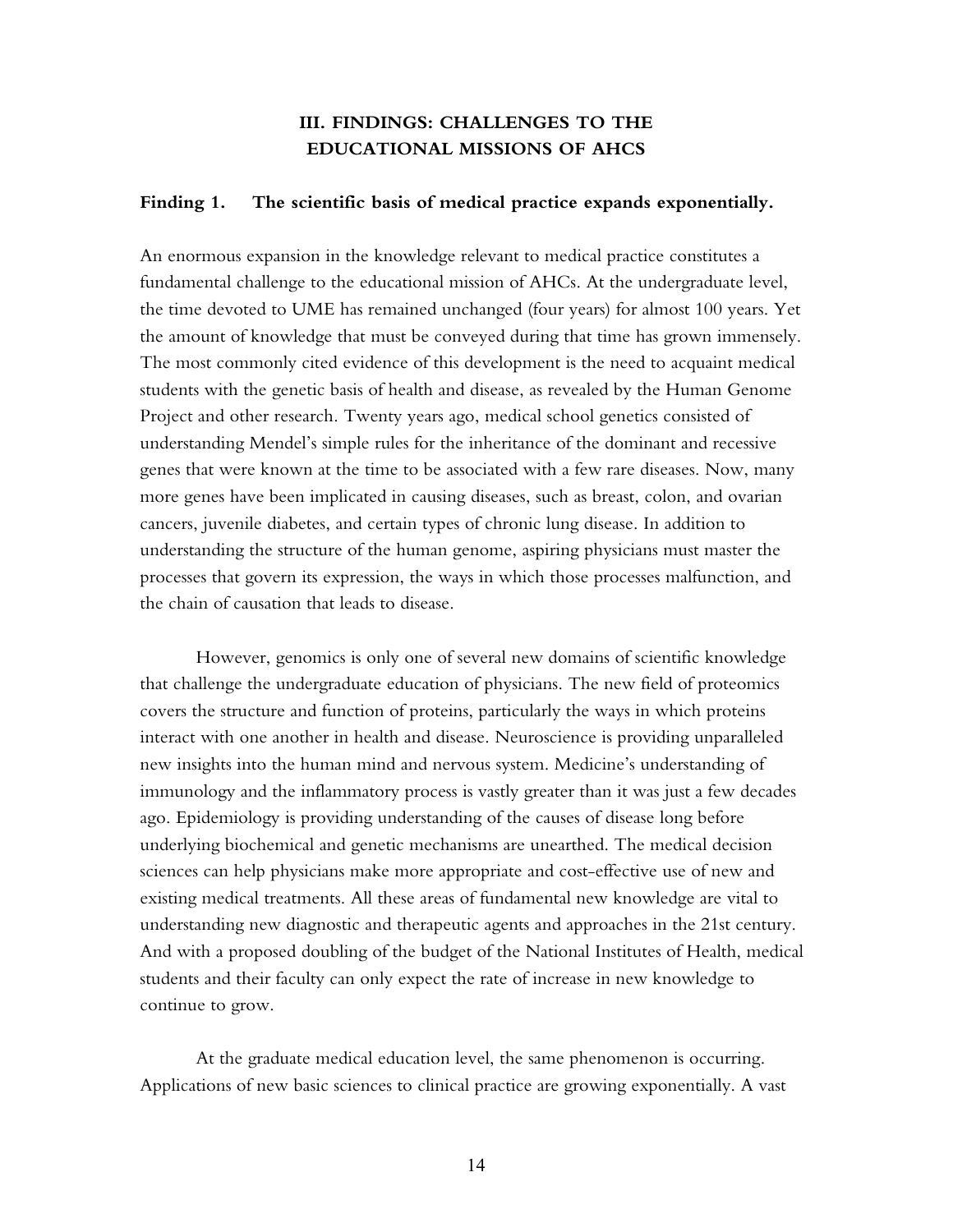## III. FINDINGS: CHALLENGES TO THE EDUCATIONAL MISSIONS OF AHCS

### Finding 1. The scientific basis of medical practice expands exponentially.

An enormous expansion in the knowledge relevant to medical practice constitutes a fundamental challenge to the educational mission of AHCs. At the undergraduate level, the time devoted to UME has remained unchanged (four years) for almost 100 years. Yet the amount of knowledge that must be conveyed during that time has grown immensely. The most commonly cited evidence of this development is the need to acquaint medical students with the genetic basis of health and disease, as revealed by the Human Genome Project and other research. Twenty years ago, medical school genetics consisted of understanding Mendel's simple rules for the inheritance of the dominant and recessive genes that were known at the time to be associated with a few rare diseases. Now, many more genes have been implicated in causing diseases, such as breast, colon, and ovarian cancers, juvenile diabetes, and certain types of chronic lung disease. In addition to understanding the structure of the human genome, aspiring physicians must master the processes that govern its expression, the ways in which those processes malfunction, and the chain of causation that leads to disease.

However, genomics is only one of several new domains of scientific knowledge that challenge the undergraduate education of physicians. The new field of proteomics covers the structure and function of proteins, particularly the ways in which proteins interact with one another in health and disease. Neuroscience is providing unparalleled new insights into the human mind and nervous system. Medicine's understanding of immunology and the inflammatory process is vastly greater than it was just a few decades ago. Epidemiology is providing understanding of the causes of disease long before underlying biochemical and genetic mechanisms are unearthed. The medical decision sciences can help physicians make more appropriate and cost-effective use of new and existing medical treatments. All these areas of fundamental new knowledge are vital to understanding new diagnostic and therapeutic agents and approaches in the 21st century. And with a proposed doubling of the budget of the National Institutes of Health, medical students and their faculty can only expect the rate of increase in new knowledge to continue to grow.

At the graduate medical education level, the same phenomenon is occurring. Applications of new basic sciences to clinical practice are growing exponentially. A vast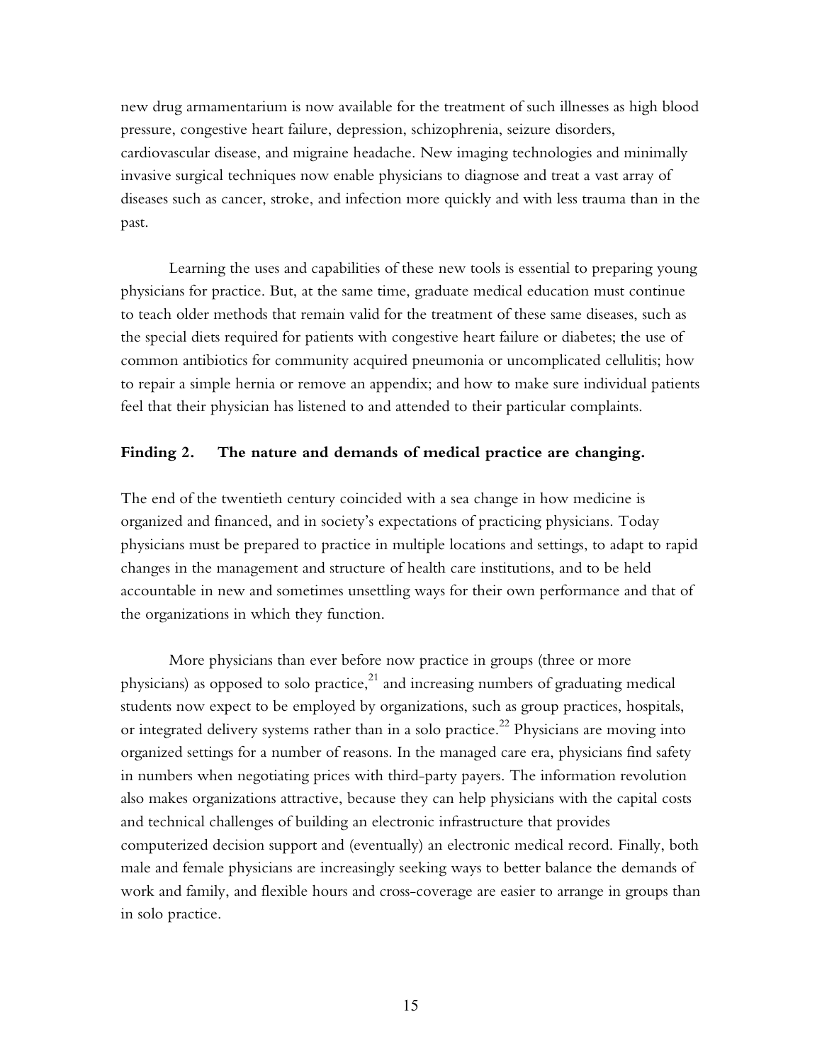new drug armamentarium is now available for the treatment of such illnesses as high blood pressure, congestive heart failure, depression, schizophrenia, seizure disorders, cardiovascular disease, and migraine headache. New imaging technologies and minimally invasive surgical techniques now enable physicians to diagnose and treat a vast array of diseases such as cancer, stroke, and infection more quickly and with less trauma than in the past.

Learning the uses and capabilities of these new tools is essential to preparing young physicians for practice. But, at the same time, graduate medical education must continue to teach older methods that remain valid for the treatment of these same diseases, such as the special diets required for patients with congestive heart failure or diabetes; the use of common antibiotics for community acquired pneumonia or uncomplicated cellulitis; how to repair a simple hernia or remove an appendix; and how to make sure individual patients feel that their physician has listened to and attended to their particular complaints.

**Finding 2. The nature and demands of medical practice are changing.**

The end of the twentieth century coincided with a sea change in how medicine is organized and financed, and in society's expectations of practicing physicians. Today physicians must be prepared to practice in multiple locations and settings, to adapt to rapid changes in the management and structure of health care institutions, and to be held accountable in new and sometimes unsettling ways for their own performance and that of the organizations in which they function.

More physicians than ever before now practice in groups (three or more physicians) as opposed to solo practice,[21] and increasing numbers of graduating medical students now expect to be employed by organizations, such as group practices, hospitals, or integrated delivery systems rather than in a solo practice.[22] Physicians are moving into organized settings for a number of reasons. In the managed care era, physicians find safety in numbers when negotiating prices with third-party payers. The information revolution also makes organizations attractive, because they can help physicians with the capital costs and technical challenges of building an electronic infrastructure that provides computerized decision support and (eventually) an electronic medical record. Finally, both male and female physicians are increasingly seeking ways to better balance the demands of work and family, and flexible hours and cross-coverage are easier to arrange in groups than in solo practice.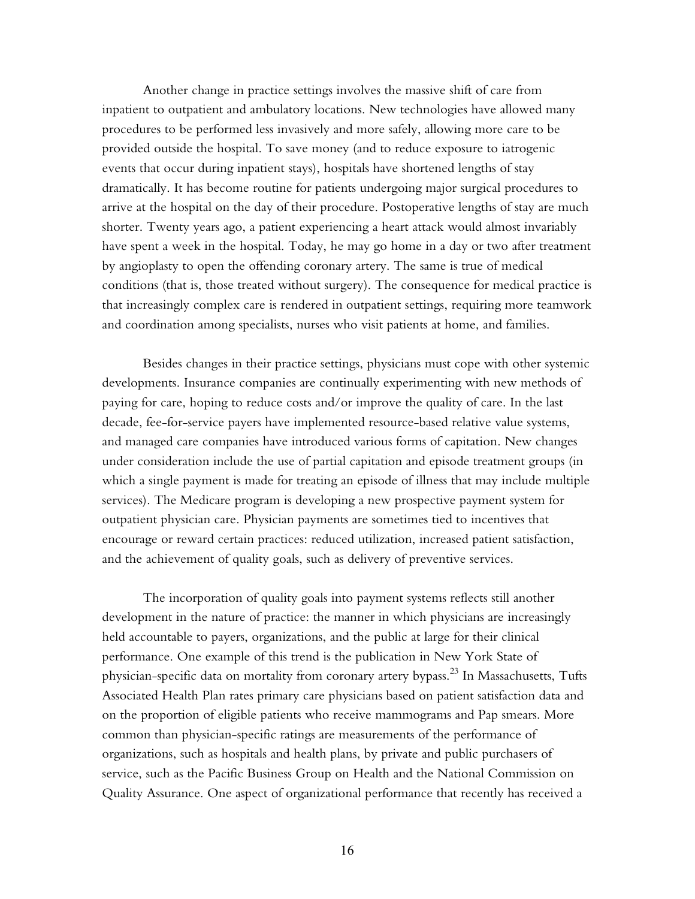Another change in practice settings involves the massive shift of care from inpatient to outpatient and ambulatory locations. New technologies have allowed many procedures to be performed less invasively and more safely, allowing more care to be provided outside the hospital. To save money (and to reduce exposure to iatrogenic events that occur during inpatient stays), hospitals have shortened lengths of stay dramatically. It has become routine for patients undergoing major surgical procedures to arrive at the hospital on the day of their procedure. Postoperative lengths of stay are much shorter. Twenty years ago, a patient experiencing a heart attack would almost invariably have spent a week in the hospital. Today, he may go home in a day or two after treatment by angioplasty to open the offending coronary artery. The same is true of medical conditions (that is, those treated without surgery). The consequence for medical practice is that increasingly complex care is rendered in outpatient settings, requiring more teamwork and coordination among specialists, nurses who visit patients at home, and families.

Besides changes in their practice settings, physicians must cope with other systemic developments. Insurance companies are continually experimenting with new methods of paying for care, hoping to reduce costs and/or improve the quality of care. In the last decade, fee-for-service payers have implemented resource-based relative value systems, and managed care companies have introduced various forms of capitation. New changes under consideration include the use of partial capitation and episode treatment groups (in which a single payment is made for treating an episode of illness that may include multiple services). The Medicare program is developing a new prospective payment system for outpatient physician care. Physician payments are sometimes tied to incentives that encourage or reward certain practices: reduced utilization, increased patient satisfaction, and the achievement of quality goals, such as delivery of preventive services.

The incorporation of quality goals into payment systems reflects still another development in the nature of practice: the manner in which physicians are increasingly held accountable to payers, organizations, and the public at large for their clinical performance. One example of this trend is the publication in New York State of physician-specific data on mortality from coronary artery bypass.[23] In Massachusetts, Tufts Associated Health Plan rates primary care physicians based on patient satisfaction data and on the proportion of eligible patients who receive mammograms and Pap smears. More common than physician-specific ratings are measurements of the performance of organizations, such as hospitals and health plans, by private and public purchasers of service, such as the Pacific Business Group on Health and the National Commission on Quality Assurance. One aspect of organizational performance that recently has received a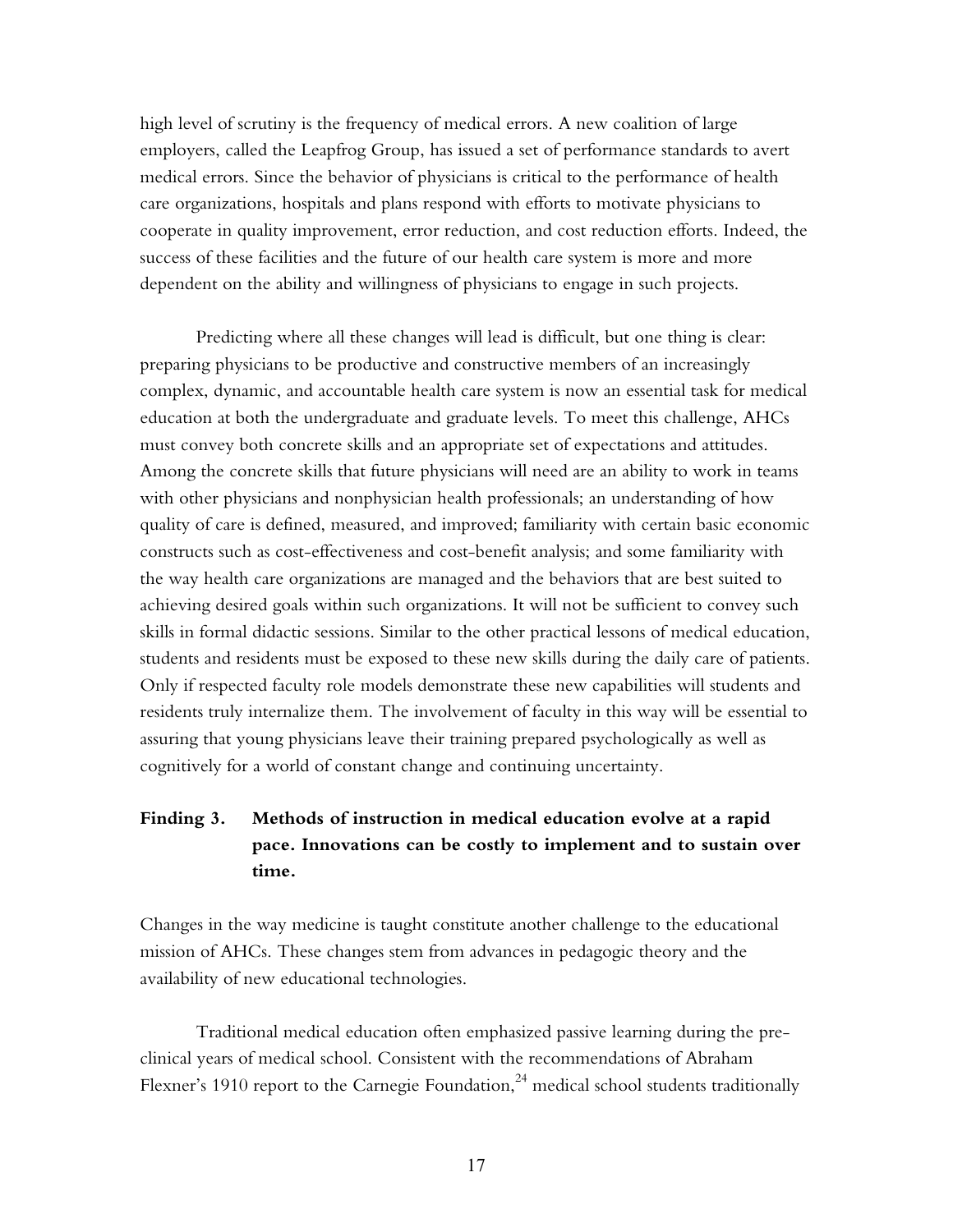high level of scrutiny is the frequency of medical errors. A new coalition of large employers, called the Leapfrog Group, has issued a set of performance standards to avert medical errors. Since the behavior of physicians is critical to the performance of health care organizations, hospitals and plans respond with efforts to motivate physicians to cooperate in quality improvement, error reduction, and cost reduction efforts. Indeed, the success of these facilities and the future of our health care system is more and more dependent on the ability and willingness of physicians to engage in such projects.

Predicting where all these changes will lead is difficult, but one thing is clear: preparing physicians to be productive and constructive members of an increasingly complex, dynamic, and accountable health care system is now an essential task for medical education at both the undergraduate and graduate levels. To meet this challenge, AHCs must convey both concrete skills and an appropriate set of expectations and attitudes. Among the concrete skills that future physicians will need are an ability to work in teams with other physicians and nonphysician health professionals; an understanding of how quality of care is defined, measured, and improved; familiarity with certain basic economic constructs such as cost-effectiveness and cost-benefit analysis; and some familiarity with the way health care organizations are managed and the behaviors that are best suited to achieving desired goals within such organizations. It will not be sufficient to convey such skills in formal didactic sessions. Similar to the other practical lessons of medical education, students and residents must be exposed to these new skills during the daily care of patients. Only if respected faculty role models demonstrate these new capabilities will students and residents truly internalize them. The involvement of faculty in this way will be essential to assuring that young physicians leave their training prepared psychologically as well as cognitively for a world of constant change and continuing uncertainty.

### Finding 3. Methods of instruction in medical education evolve at a rapid pace. Innovations can be costly to implement and to sustain over time.

Changes in the way medicine is taught constitute another challenge to the educational mission of AHCs. These changes stem from advances in pedagogic theory and the availability of new educational technologies.

Traditional medical education often emphasized passive learning during the pre-clinical years of medical school. Consistent with the recommendations of Abraham Flexner's 1910 report to the Carnegie Foundation,[24] medical school students traditionally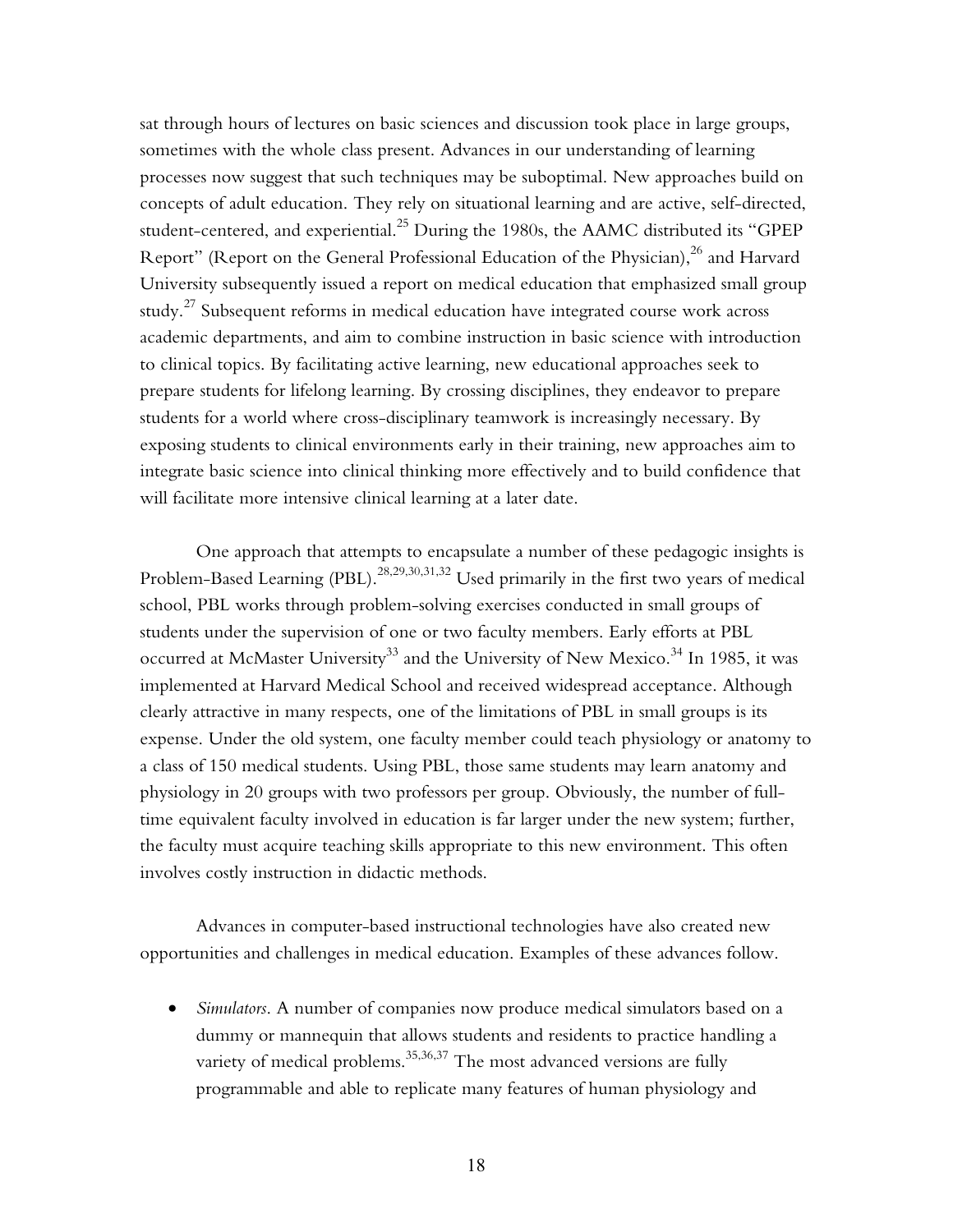sat through hours of lectures on basic sciences and discussion took place in large groups, sometimes with the whole class present. Advances in our understanding of learning processes now suggest that such techniques may be suboptimal. New approaches build on concepts of adult education. They rely on situational learning and are active, self-directed, student-centered, and experiential.[25] During the 1980s, the AAMC distributed its "GPEP Report" (Report on the General Professional Education of the Physician),[26] and Harvard University subsequently issued a report on medical education that emphasized small group study.[27] Subsequent reforms in medical education have integrated course work across academic departments, and aim to combine instruction in basic science with introduction to clinical topics. By facilitating active learning, new educational approaches seek to prepare students for lifelong learning. By crossing disciplines, they endeavor to prepare students for a world where cross-disciplinary teamwork is increasingly necessary. By exposing students to clinical environments early in their training, new approaches aim to integrate basic science into clinical thinking more effectively and to build confidence that will facilitate more intensive clinical learning at a later date.

One approach that attempts to encapsulate a number of these pedagogic insights is Problem-Based Learning (PBL).[28,29,30,31,32] Used primarily in the first two years of medical school, PBL works through problem-solving exercises conducted in small groups of students under the supervision of one or two faculty members. Early efforts at PBL occurred at McMaster University[33] and the University of New Mexico.[34] In 1985, it was implemented at Harvard Medical School and received widespread acceptance. Although clearly attractive in many respects, one of the limitations of PBL in small groups is its expense. Under the old system, one faculty member could teach physiology or anatomy to a class of 150 medical students. Using PBL, those same students may learn anatomy and physiology in 20 groups with two professors per group. Obviously, the number of full-time equivalent faculty involved in education is far larger under the new system; further, the faculty must acquire teaching skills appropriate to this new environment. This often involves costly instruction in didactic methods.

Advances in computer-based instructional technologies have also created new opportunities and challenges in medical education. Examples of these advances follow.

- *Simulators*. A number of companies now produce medical simulators based on a dummy or mannequin that allows students and residents to practice handling a variety of medical problems.[35,36,37] The most advanced versions are fully programmable and able to replicate many features of human physiology and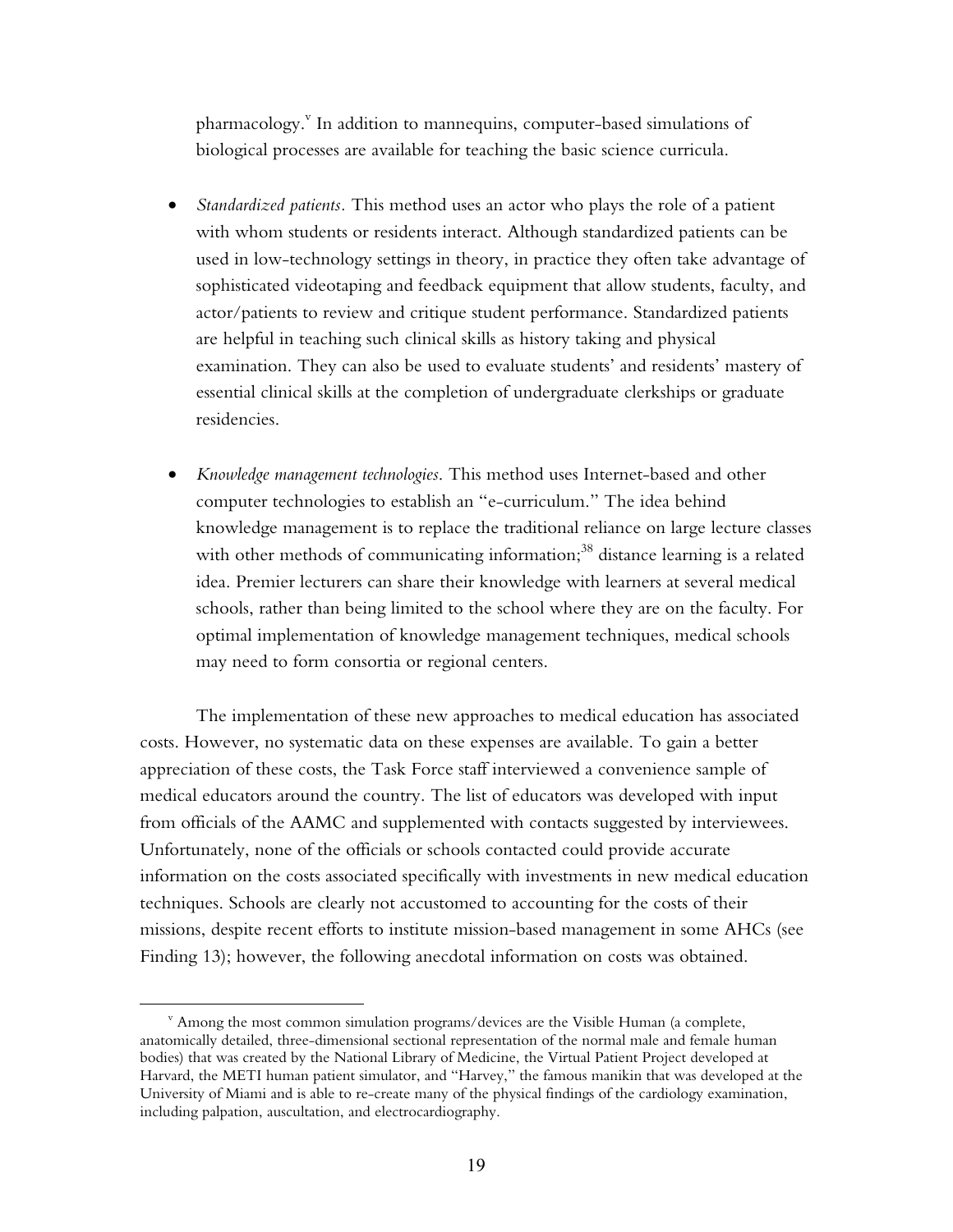pharmacology.[v] In addition to mannequins, computer-based simulations of biological processes are available for teaching the basic science curricula.

- *Standardized patients.* This method uses an actor who plays the role of a patient with whom students or residents interact. Although standardized patients can be used in low-technology settings in theory, in practice they often take advantage of sophisticated videotaping and feedback equipment that allow students, faculty, and actor/patients to review and critique student performance. Standardized patients are helpful in teaching such clinical skills as history taking and physical examination. They can also be used to evaluate students' and residents' mastery of essential clinical skills at the completion of undergraduate clerkships or graduate residencies.

- *Knowledge management technologies.* This method uses Internet-based and other computer technologies to establish an "e-curriculum." The idea behind knowledge management is to replace the traditional reliance on large lecture classes with other methods of communicating information;[38] distance learning is a related idea. Premier lecturers can share their knowledge with learners at several medical schools, rather than being limited to the school where they are on the faculty. For optimal implementation of knowledge management techniques, medical schools may need to form consortia or regional centers.

The implementation of these new approaches to medical education has associated costs. However, no systematic data on these expenses are available. To gain a better appreciation of these costs, the Task Force staff interviewed a convenience sample of medical educators around the country. The list of educators was developed with input from officials of the AAMC and supplemented with contacts suggested by interviewees. Unfortunately, none of the officials or schools contacted could provide accurate information on the costs associated specifically with investments in new medical education techniques. Schools are clearly not accustomed to accounting for the costs of their missions, despite recent efforts to institute mission-based management in some AHCs (see Finding 13); however, the following anecdotal information on costs was obtained.

[v] Among the most common simulation programs/devices are the Visible Human (a complete, anatomically detailed, three-dimensional sectional representation of the normal male and female human bodies) that was created by the National Library of Medicine, the Virtual Patient Project developed at Harvard, the METI human patient simulator, and "Harvey," the famous manikin that was developed at the University of Miami and is able to re-create many of the physical findings of the cardiology examination, including palpation, auscultation, and electrocardiography.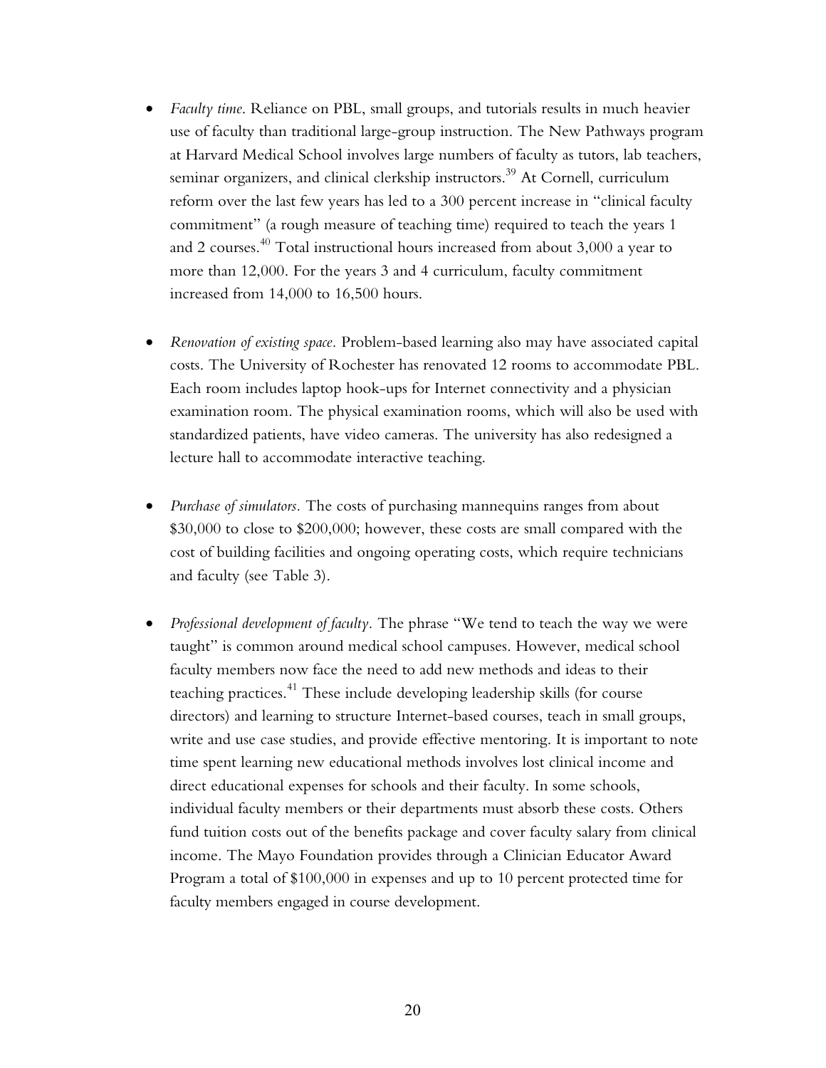- *Faculty time*. Reliance on PBL, small groups, and tutorials results in much heavier use of faculty than traditional large-group instruction. The New Pathways program at Harvard Medical School involves large numbers of faculty as tutors, lab teachers, seminar organizers, and clinical clerkship instructors.[39] At Cornell, curriculum reform over the last few years has led to a 300 percent increase in "clinical faculty commitment" (a rough measure of teaching time) required to teach the years 1 and 2 courses.[40] Total instructional hours increased from about 3,000 a year to more than 12,000. For the years 3 and 4 curriculum, faculty commitment increased from 14,000 to 16,500 hours.

- *Renovation of existing space*. Problem-based learning also may have associated capital costs. The University of Rochester has renovated 12 rooms to accommodate PBL. Each room includes laptop hook-ups for Internet connectivity and a physician examination room. The physical examination rooms, which will also be used with standardized patients, have video cameras. The university has also redesigned a lecture hall to accommodate interactive teaching.

- *Purchase of simulators*. The costs of purchasing mannequins ranges from about $30,000 to close to $200,000; however, these costs are small compared with the cost of building facilities and ongoing operating costs, which require technicians and faculty (see Table 3).

- *Professional development of faculty*. The phrase "We tend to teach the way we were taught" is common around medical school campuses. However, medical school faculty members now face the need to add new methods and ideas to their teaching practices.[41] These include developing leadership skills (for course directors) and learning to structure Internet-based courses, teach in small groups, write and use case studies, and provide effective mentoring. It is important to note time spent learning new educational methods involves lost clinical income and direct educational expenses for schools and their faculty. In some schools, individual faculty members or their departments must absorb these costs. Others fund tuition costs out of the benefits package and cover faculty salary from clinical income. The Mayo Foundation provides through a Clinician Educator Award Program a total of $100,000 in expenses and up to 10 percent protected time for faculty members engaged in course development.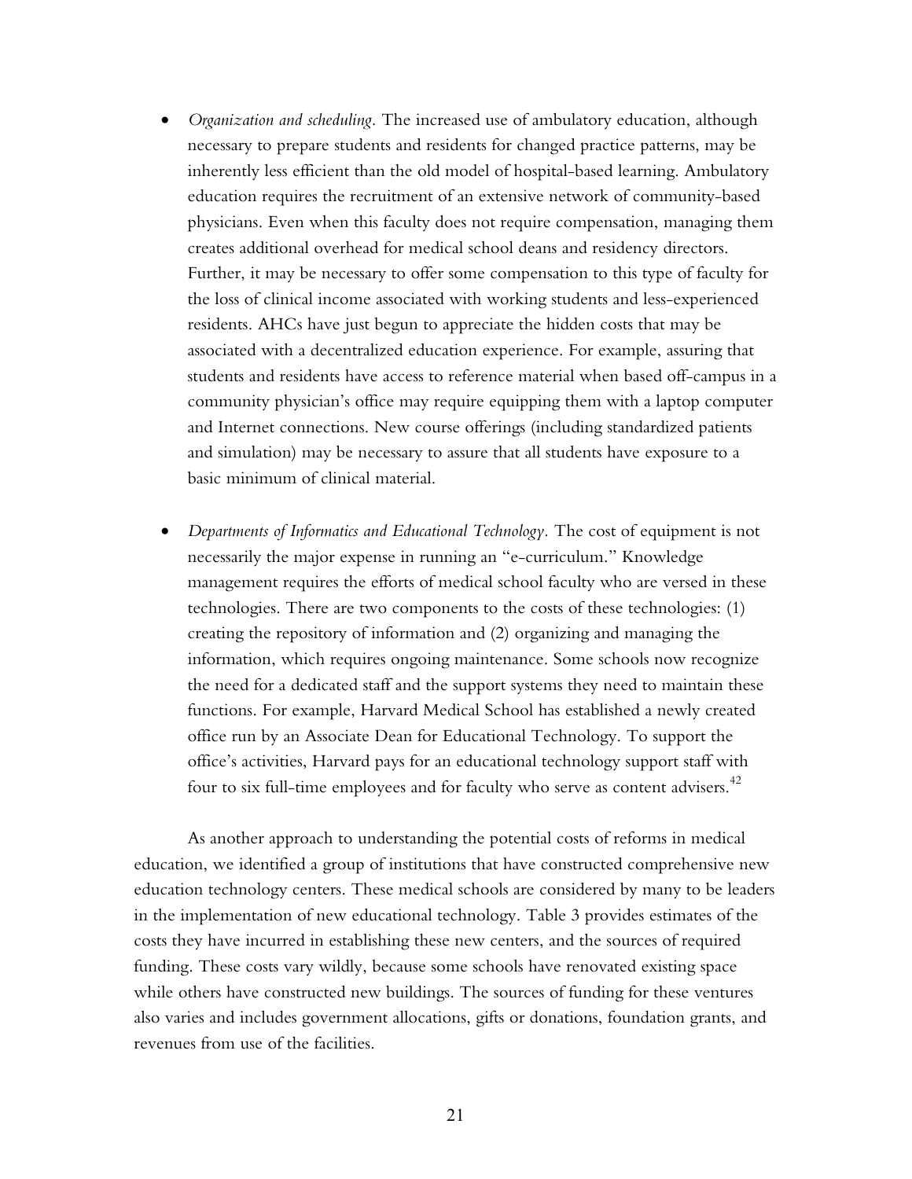- *Organization and scheduling.* The increased use of ambulatory education, although necessary to prepare students and residents for changed practice patterns, may be inherently less efficient than the old model of hospital-based learning. Ambulatory education requires the recruitment of an extensive network of community-based physicians. Even when this faculty does not require compensation, managing them creates additional overhead for medical school deans and residency directors. Further, it may be necessary to offer some compensation to this type of faculty for the loss of clinical income associated with working students and less-experienced residents. AHCs have just begun to appreciate the hidden costs that may be associated with a decentralized education experience. For example, assuring that students and residents have access to reference material when based off-campus in a community physician's office may require equipping them with a laptop computer and Internet connections. New course offerings (including standardized patients and simulation) may be necessary to assure that all students have exposure to a basic minimum of clinical material.

- *Departments of Informatics and Educational Technology.* The cost of equipment is not necessarily the major expense in running an "e-curriculum." Knowledge management requires the efforts of medical school faculty who are versed in these technologies. There are two components to the costs of these technologies: (1) creating the repository of information and (2) organizing and managing the information, which requires ongoing maintenance. Some schools now recognize the need for a dedicated staff and the support systems they need to maintain these functions. For example, Harvard Medical School has established a newly created office run by an Associate Dean for Educational Technology. To support the office's activities, Harvard pays for an educational technology support staff with four to six full-time employees and for faculty who serve as content advisers.[42]

As another approach to understanding the potential costs of reforms in medical education, we identified a group of institutions that have constructed comprehensive new education technology centers. These medical schools are considered by many to be leaders in the implementation of new educational technology. Table 3 provides estimates of the costs they have incurred in establishing these new centers, and the sources of required funding. These costs vary wildly, because some schools have renovated existing space while others have constructed new buildings. The sources of funding for these ventures also varies and includes government allocations, gifts or donations, foundation grants, and revenues from use of the facilities.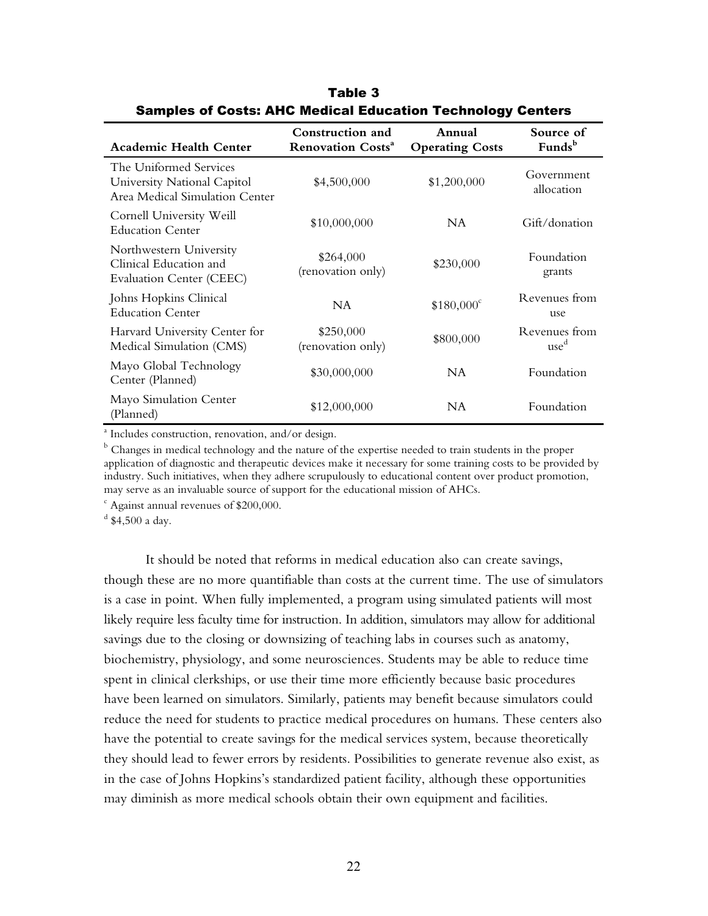**Table 3**
**Samples of Costs: AHC Medical Education Technology Centers**

| Academic Health Center | Construction and Renovation Costs[a] | Annual Operating Costs | Source of Funds[b] |
|---|---|---|---|
| The Uniformed Services University National Capitol Area Medical Simulation Center | $4,500,000 | $1,200,000 | Government allocation |
| Cornell University Weill Education Center | $10,000,000 | NA | Gift/donation |
| Northwestern University Clinical Education and Evaluation Center (CEEC) | $264,000 (renovation only) | $230,000 | Foundation grants |
| Johns Hopkins Clinical Education Center | NA | $180,000[c] | Revenues from use |
| Harvard University Center for Medical Simulation (CMS) | $250,000 (renovation only) | $800,000 | Revenues from use[d] |
| Mayo Global Technology Center (Planned) | $30,000,000 | NA | Foundation |
| Mayo Simulation Center (Planned) | $12,000,000 | NA | Foundation |

[a] Includes construction, renovation, and/or design.

[b] Changes in medical technology and the nature of the expertise needed to train students in the proper application of diagnostic and therapeutic devices make it necessary for some training costs to be provided by industry. Such initiatives, when they adhere scrupulously to educational content over product promotion, may serve as an invaluable source of support for the educational mission of AHCs.

[c] Against annual revenues of $200,000.

[d] $4,500 a day.

It should be noted that reforms in medical education also can create savings, though these are no more quantifiable than costs at the current time. The use of simulators is a case in point. When fully implemented, a program using simulated patients will most likely require less faculty time for instruction. In addition, simulators may allow for additional savings due to the closing or downsizing of teaching labs in courses such as anatomy, biochemistry, physiology, and some neurosciences. Students may be able to reduce time spent in clinical clerkships, or use their time more efficiently because basic procedures have been learned on simulators. Similarly, patients may benefit because simulators could reduce the need for students to practice medical procedures on humans. These centers also have the potential to create savings for the medical services system, because theoretically they should lead to fewer errors by residents. Possibilities to generate revenue also exist, as in the case of Johns Hopkins's standardized patient facility, although these opportunities may diminish as more medical schools obtain their own equipment and facilities.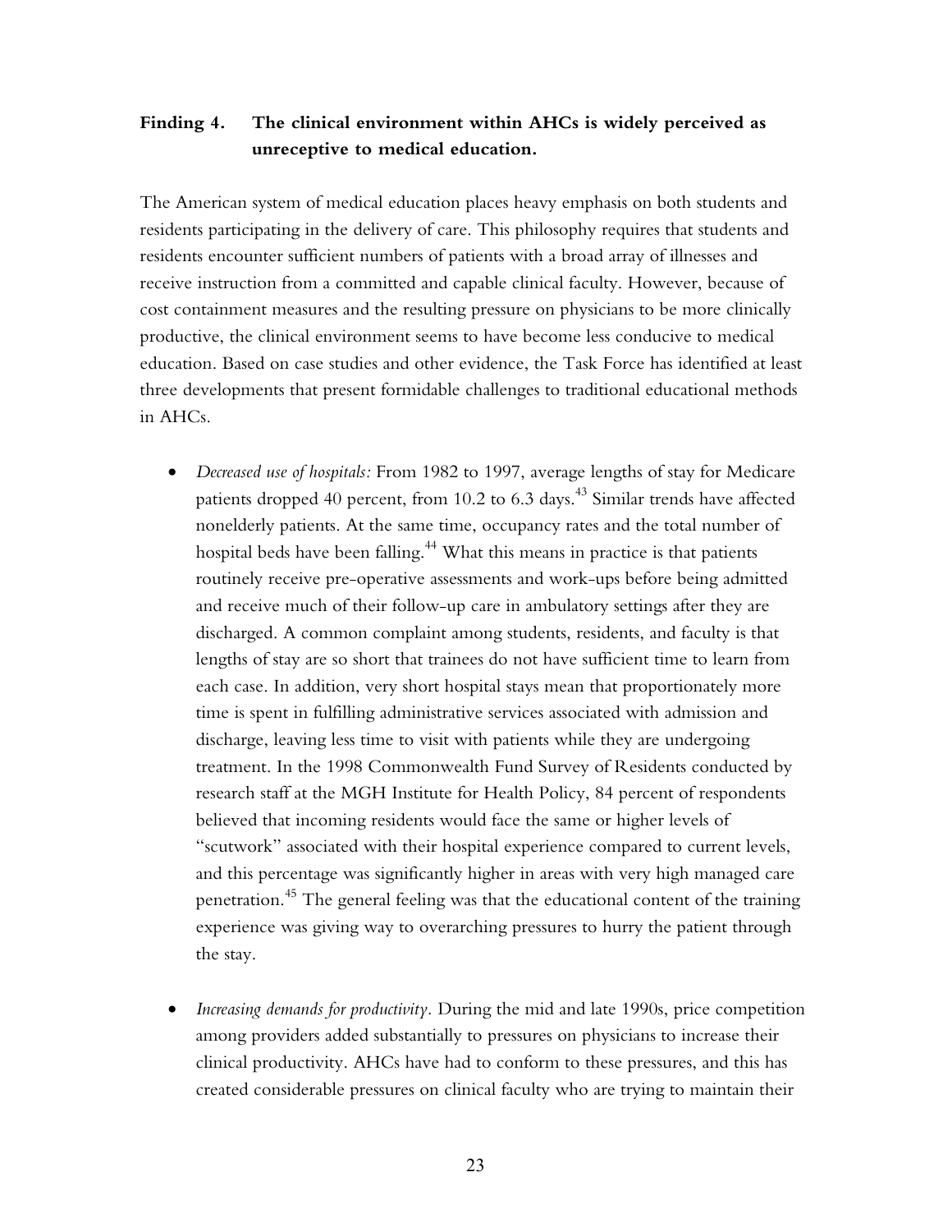**Finding 4. The clinical environment within AHCs is widely perceived as unreceptive to medical education.**

The American system of medical education places heavy emphasis on both students and residents participating in the delivery of care. This philosophy requires that students and residents encounter sufficient numbers of patients with a broad array of illnesses and receive instruction from a committed and capable clinical faculty. However, because of cost containment measures and the resulting pressure on physicians to be more clinically productive, the clinical environment seems to have become less conducive to medical education. Based on case studies and other evidence, the Task Force has identified at least three developments that present formidable challenges to traditional educational methods in AHCs.

- *Decreased use of hospitals:* From 1982 to 1997, average lengths of stay for Medicare patients dropped 40 percent, from 10.2 to 6.3 days.[43] Similar trends have affected nonelderly patients. At the same time, occupancy rates and the total number of hospital beds have been falling.[44] What this means in practice is that patients routinely receive pre-operative assessments and work-ups before being admitted and receive much of their follow-up care in ambulatory settings after they are discharged. A common complaint among students, residents, and faculty is that lengths of stay are so short that trainees do not have sufficient time to learn from each case. In addition, very short hospital stays mean that proportionately more time is spent in fulfilling administrative services associated with admission and discharge, leaving less time to visit with patients while they are undergoing treatment. In the 1998 Commonwealth Fund Survey of Residents conducted by research staff at the MGH Institute for Health Policy, 84 percent of respondents believed that incoming residents would face the same or higher levels of "scutwork" associated with their hospital experience compared to current levels, and this percentage was significantly higher in areas with very high managed care penetration.[45] The general feeling was that the educational content of the training experience was giving way to overarching pressures to hurry the patient through the stay.

- *Increasing demands for productivity.* During the mid and late 1990s, price competition among providers added substantially to pressures on physicians to increase their clinical productivity. AHCs have had to conform to these pressures, and this has created considerable pressures on clinical faculty who are trying to maintain their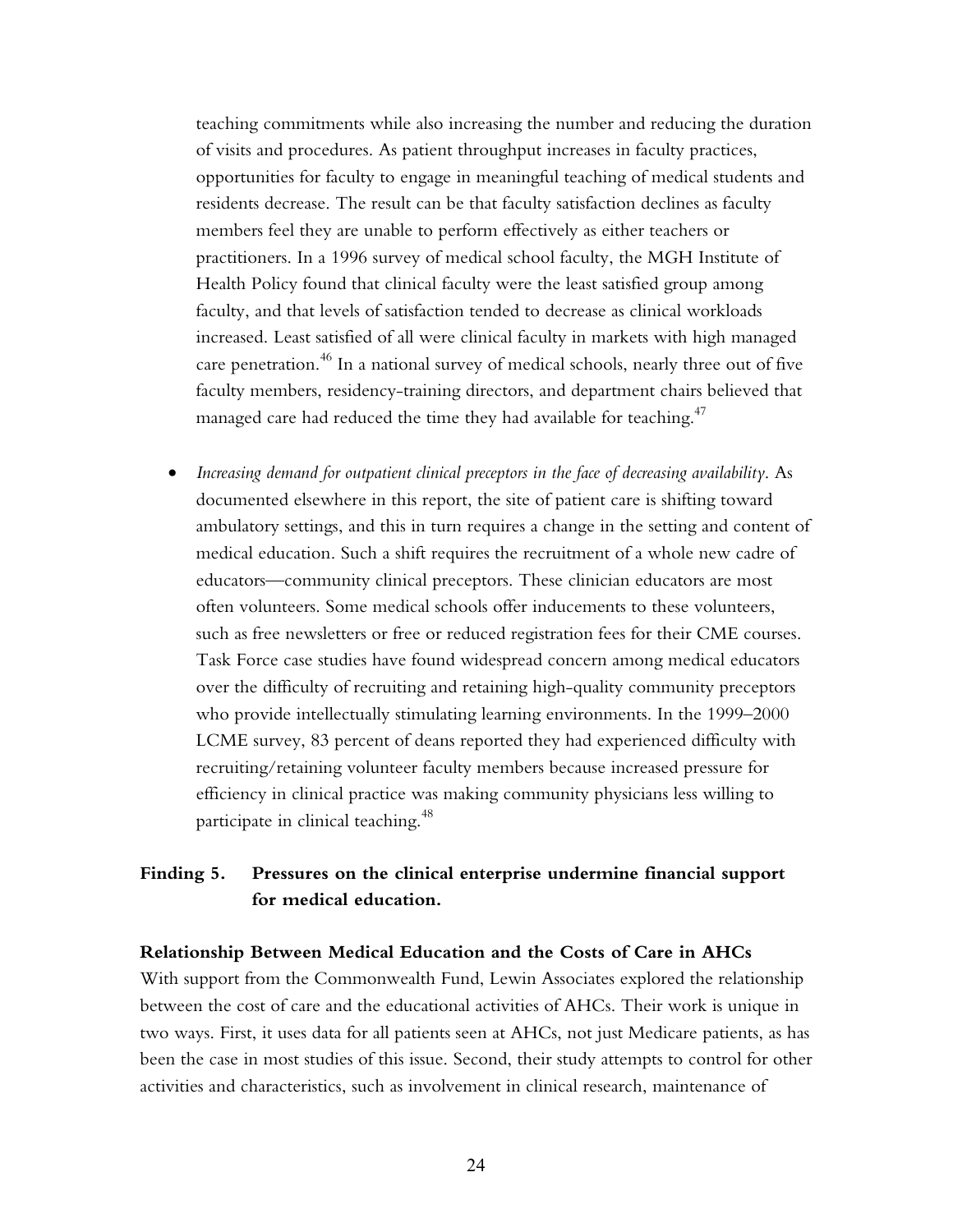teaching commitments while also increasing the number and reducing the duration of visits and procedures. As patient throughput increases in faculty practices, opportunities for faculty to engage in meaningful teaching of medical students and residents decrease. The result can be that faculty satisfaction declines as faculty members feel they are unable to perform effectively as either teachers or practitioners. In a 1996 survey of medical school faculty, the MGH Institute of Health Policy found that clinical faculty were the least satisfied group among faculty, and that levels of satisfaction tended to decrease as clinical workloads increased. Least satisfied of all were clinical faculty in markets with high managed care penetration.[46] In a national survey of medical schools, nearly three out of five faculty members, residency-training directors, and department chairs believed that managed care had reduced the time they had available for teaching.[47]

- *Increasing demand for outpatient clinical preceptors in the face of decreasing availability*. As documented elsewhere in this report, the site of patient care is shifting toward ambulatory settings, and this in turn requires a change in the setting and content of medical education. Such a shift requires the recruitment of a whole new cadre of educators—community clinical preceptors. These clinician educators are most often volunteers. Some medical schools offer inducements to these volunteers, such as free newsletters or free or reduced registration fees for their CME courses. Task Force case studies have found widespread concern among medical educators over the difficulty of recruiting and retaining high-quality community preceptors who provide intellectually stimulating learning environments. In the 1999–2000 LCME survey, 83 percent of deans reported they had experienced difficulty with recruiting/retaining volunteer faculty members because increased pressure for efficiency in clinical practice was making community physicians less willing to participate in clinical teaching.[48]

### Finding 5. Pressures on the clinical enterprise undermine financial support for medical education.

**Relationship Between Medical Education and the Costs of Care in AHCs**

With support from the Commonwealth Fund, Lewin Associates explored the relationship between the cost of care and the educational activities of AHCs. Their work is unique in two ways. First, it uses data for all patients seen at AHCs, not just Medicare patients, as has been the case in most studies of this issue. Second, their study attempts to control for other activities and characteristics, such as involvement in clinical research, maintenance of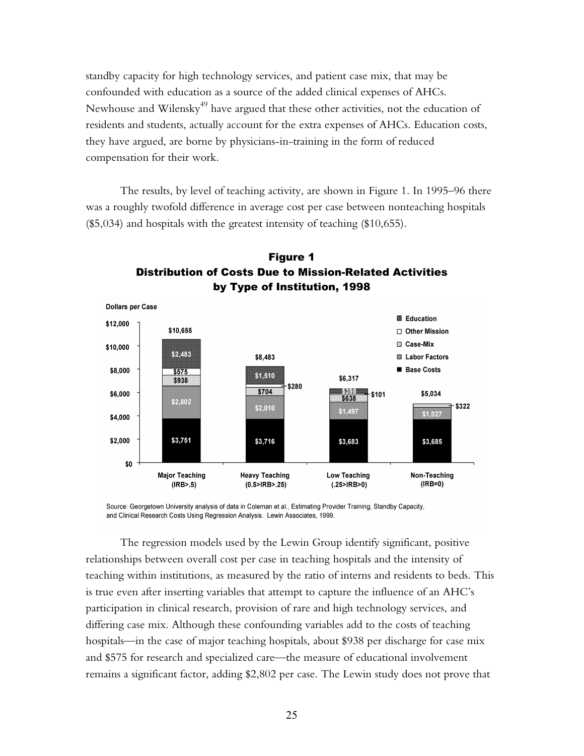standby capacity for high technology services, and patient case mix, that may be confounded with education as a source of the added clinical expenses of AHCs. Newhouse and Wilensky[49] have argued that these other activities, not the education of residents and students, actually account for the extra expenses of AHCs. Education costs, they have argued, are borne by physicians-in-training in the form of reduced compensation for their work.

The results, by level of teaching activity, are shown in Figure 1. In 1995–96 there was a roughly twofold difference in average cost per case between nonteaching hospitals ($5,034) and hospitals with the greatest intensity of teaching ($10,655).

**Figure 1**
**Distribution of Costs Due to Mission-Related Activities by Type of Institution, 1998**

Dollars per Case

| | Major Teaching (IRB>.5) | Heavy Teaching (0.5>IRB>.25) | Low Teaching (.25>IRB>0) | Non-Teaching (IRB=0) |
|---|---|---|---|---|
| Education | $2,483 | $1,510 | $398 | |
| Other Mission | $575 | $280 | $101 | |
| Case-Mix | $938 | $704 | $638 | $322 |
| Labor Factors | $2,802 | $2,010 | $1,497 | $1,027 |
| Base Costs | $3,751 | $3,716 | $3,683 | $3,685 |
| Total | $10,655 | $8,483 | $6,317 | $5,034 |

Source: Georgetown University analysis of data in Coleman et al., Estimating Provider Training, Standby Capacity, and Clinical Research Costs Using Regression Analysis. Lewin Associates, 1999.

The regression models used by the Lewin Group identify significant, positive relationships between overall cost per case in teaching hospitals and the intensity of teaching within institutions, as measured by the ratio of interns and residents to beds. This is true even after inserting variables that attempt to capture the influence of an AHC's participation in clinical research, provision of rare and high technology services, and differing case mix. Although these confounding variables add to the costs of teaching hospitals—in the case of major teaching hospitals, about $938 per discharge for case mix and $575 for research and specialized care—the measure of educational involvement remains a significant factor, adding $2,802 per case. The Lewin study does not prove that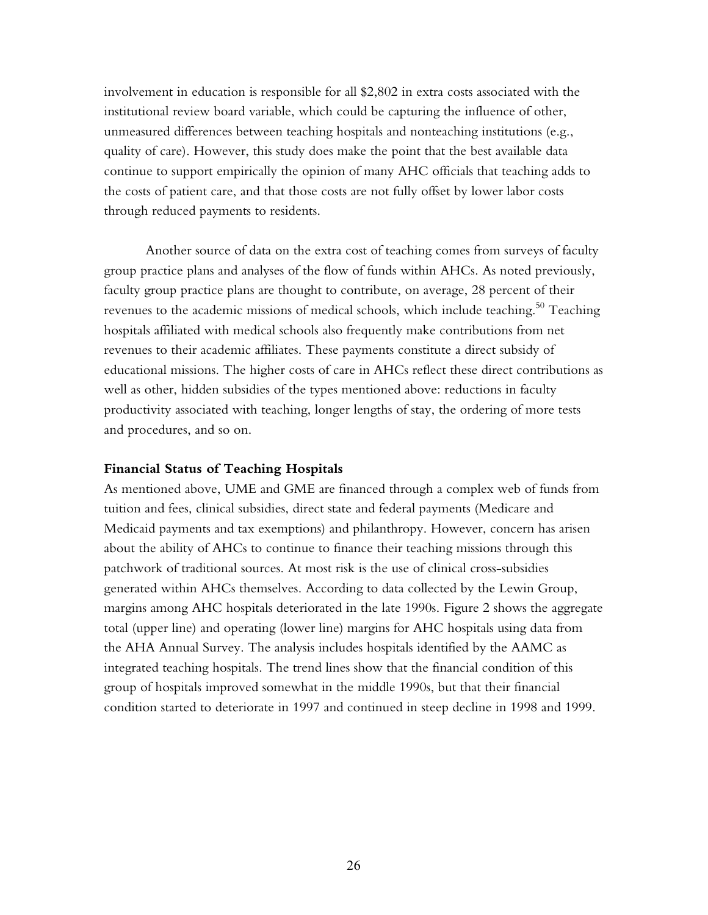involvement in education is responsible for all $2,802 in extra costs associated with the institutional review board variable, which could be capturing the influence of other, unmeasured differences between teaching hospitals and nonteaching institutions (e.g., quality of care). However, this study does make the point that the best available data continue to support empirically the opinion of many AHC officials that teaching adds to the costs of patient care, and that those costs are not fully offset by lower labor costs through reduced payments to residents.

Another source of data on the extra cost of teaching comes from surveys of faculty group practice plans and analyses of the flow of funds within AHCs. As noted previously, faculty group practice plans are thought to contribute, on average, 28 percent of their revenues to the academic missions of medical schools, which include teaching.[50] Teaching hospitals affiliated with medical schools also frequently make contributions from net revenues to their academic affiliates. These payments constitute a direct subsidy of educational missions. The higher costs of care in AHCs reflect these direct contributions as well as other, hidden subsidies of the types mentioned above: reductions in faculty productivity associated with teaching, longer lengths of stay, the ordering of more tests and procedures, and so on.

**Financial Status of Teaching Hospitals**

As mentioned above, UME and GME are financed through a complex web of funds from tuition and fees, clinical subsidies, direct state and federal payments (Medicare and Medicaid payments and tax exemptions) and philanthropy. However, concern has arisen about the ability of AHCs to continue to finance their teaching missions through this patchwork of traditional sources. At most risk is the use of clinical cross-subsidies generated within AHCs themselves. According to data collected by the Lewin Group, margins among AHC hospitals deteriorated in the late 1990s. Figure 2 shows the aggregate total (upper line) and operating (lower line) margins for AHC hospitals using data from the AHA Annual Survey. The analysis includes hospitals identified by the AAMC as integrated teaching hospitals. The trend lines show that the financial condition of this group of hospitals improved somewhat in the middle 1990s, but that their financial condition started to deteriorate in 1997 and continued in steep decline in 1998 and 1999.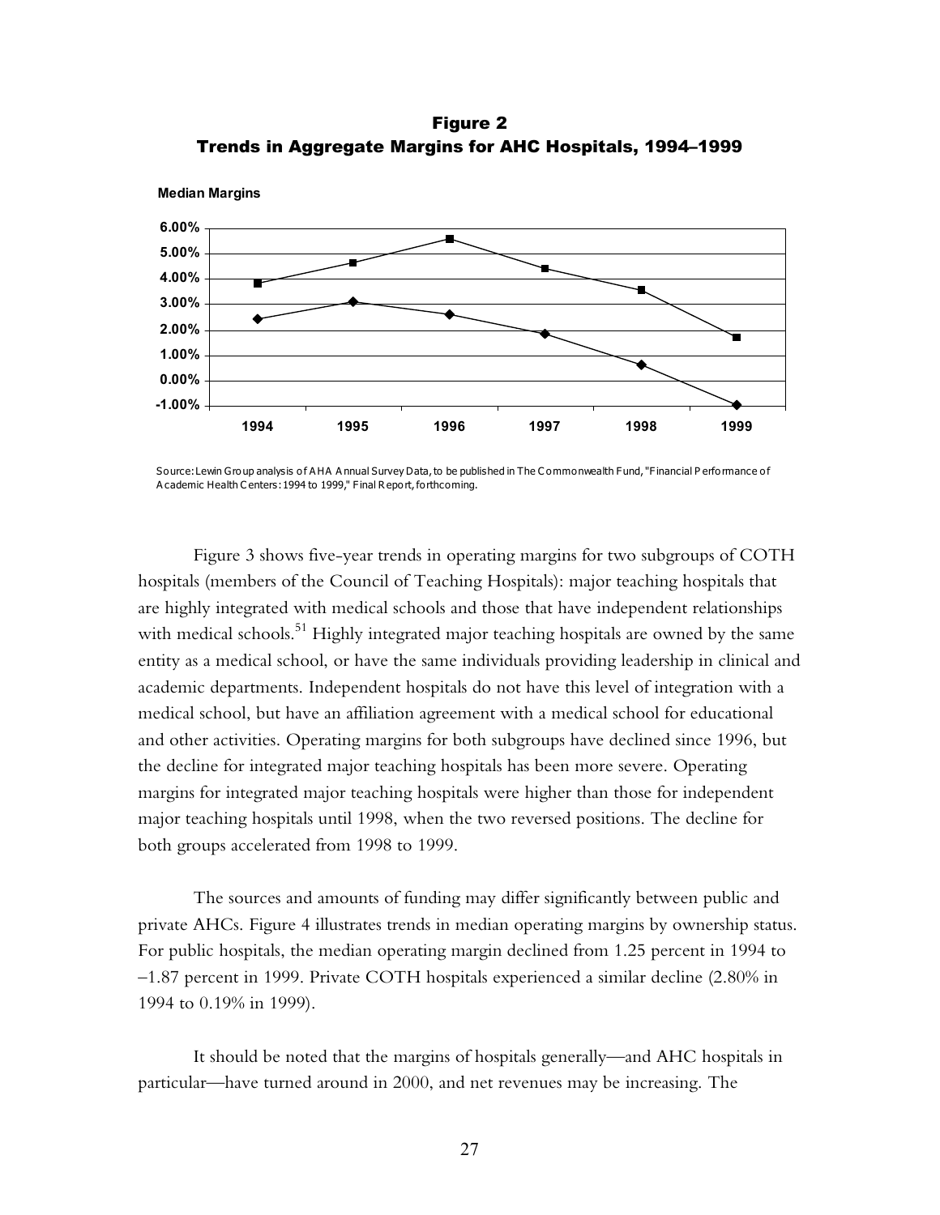**Figure 2**
**Trends in Aggregate Margins for AHC Hospitals, 1994–1999**

Source: Lewin Group analysis of AHA Annual Survey Data, to be published in The Commonwealth Fund, "Financial Performance of Academic Health Centers: 1994 to 1999," Final Report, forthcoming.

Figure 3 shows five-year trends in operating margins for two subgroups of COTH hospitals (members of the Council of Teaching Hospitals): major teaching hospitals that are highly integrated with medical schools and those that have independent relationships with medical schools.[51] Highly integrated major teaching hospitals are owned by the same entity as a medical school, or have the same individuals providing leadership in clinical and academic departments. Independent hospitals do not have this level of integration with a medical school, but have an affiliation agreement with a medical school for educational and other activities. Operating margins for both subgroups have declined since 1996, but the decline for integrated major teaching hospitals has been more severe. Operating margins for integrated major teaching hospitals were higher than those for independent major teaching hospitals until 1998, when the two reversed positions. The decline for both groups accelerated from 1998 to 1999.

The sources and amounts of funding may differ significantly between public and private AHCs. Figure 4 illustrates trends in median operating margins by ownership status. For public hospitals, the median operating margin declined from 1.25 percent in 1994 to –1.87 percent in 1999. Private COTH hospitals experienced a similar decline (2.80% in 1994 to 0.19% in 1999).

It should be noted that the margins of hospitals generally—and AHC hospitals in particular—have turned around in 2000, and net revenues may be increasing. The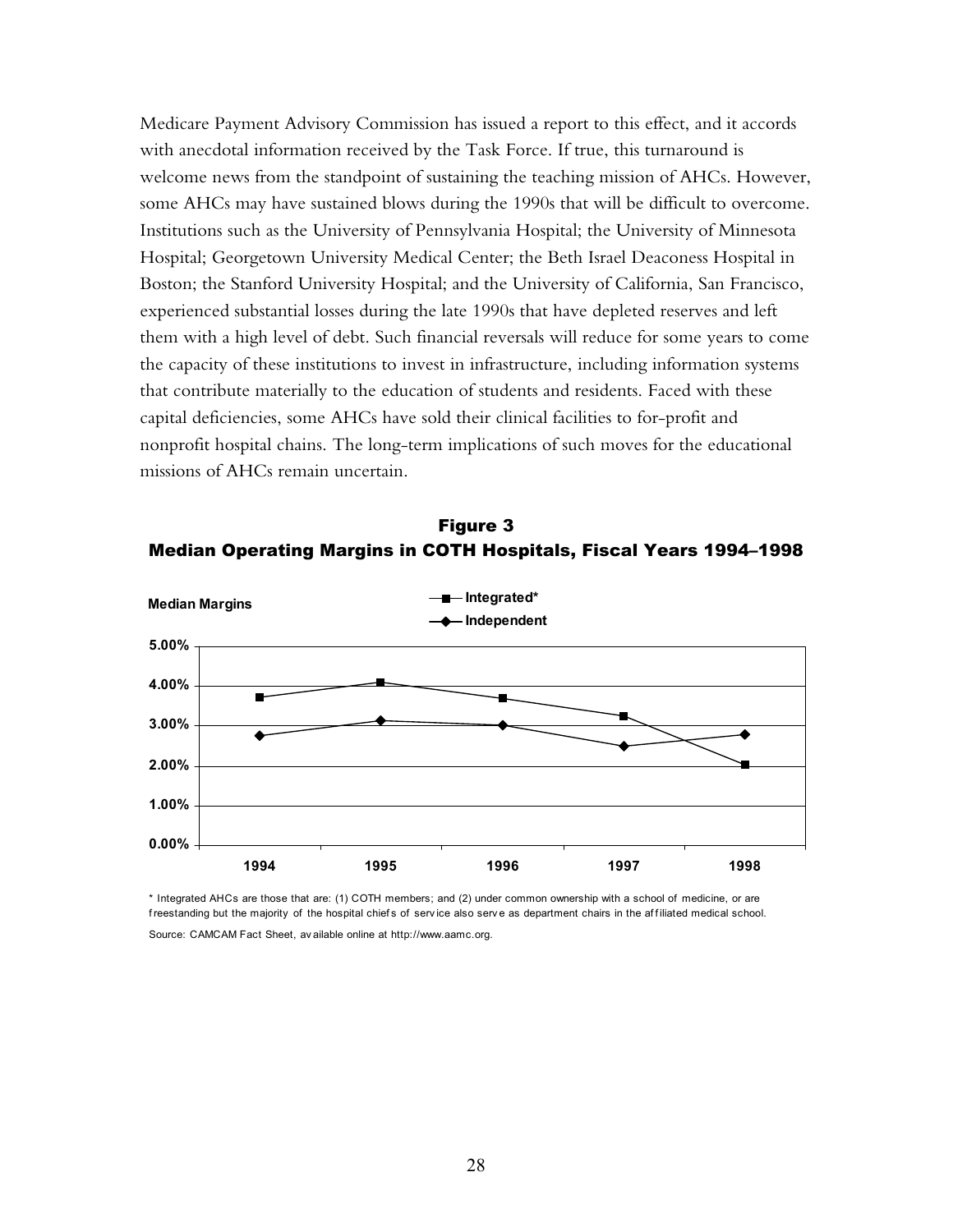Medicare Payment Advisory Commission has issued a report to this effect, and it accords with anecdotal information received by the Task Force. If true, this turnaround is welcome news from the standpoint of sustaining the teaching mission of AHCs. However, some AHCs may have sustained blows during the 1990s that will be difficult to overcome. Institutions such as the University of Pennsylvania Hospital; the University of Minnesota Hospital; Georgetown University Medical Center; the Beth Israel Deaconess Hospital in Boston; the Stanford University Hospital; and the University of California, San Francisco, experienced substantial losses during the late 1990s that have depleted reserves and left them with a high level of debt. Such financial reversals will reduce for some years to come the capacity of these institutions to invest in infrastructure, including information systems that contribute materially to the education of students and residents. Faced with these capital deficiencies, some AHCs have sold their clinical facilities to for-profit and nonprofit hospital chains. The long-term implications of such moves for the educational missions of AHCs remain uncertain.

**Figure 3**
**Median Operating Margins in COTH Hospitals, Fiscal Years 1994–1998**

Median Margins

- Integrated*
- Independent

5.00%
4.00%
3.00%
2.00%
1.00%
0.00%

1994 1995 1996 1997 1998

\* Integrated AHCs are those that are: (1) COTH members; and (2) under common ownership with a school of medicine, or are freestanding but the majority of the hospital chiefs of service also serve as department chairs in the affiliated medical school.

Source: CAMCAM Fact Sheet, available online at http://www.aamc.org.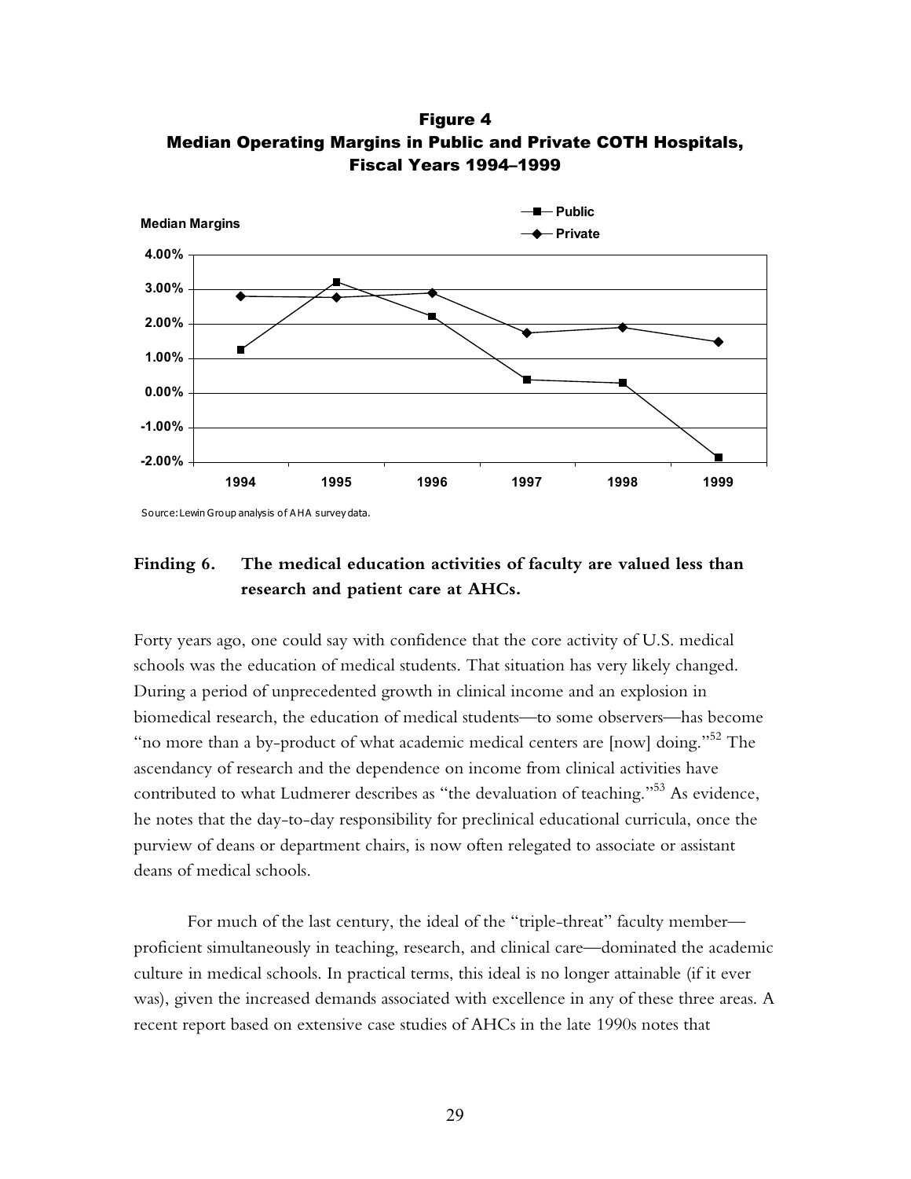**Figure 4**
**Median Operating Margins in Public and Private COTH Hospitals, Fiscal Years 1994–1999**

Source: Lewin Group analysis of AHA survey data.

### Finding 6. The medical education activities of faculty are valued less than research and patient care at AHCs.

Forty years ago, one could say with confidence that the core activity of U.S. medical schools was the education of medical students. That situation has very likely changed. During a period of unprecedented growth in clinical income and an explosion in biomedical research, the education of medical students—to some observers—has become "no more than a by-product of what academic medical centers are [now] doing."[52] The ascendancy of research and the dependence on income from clinical activities have contributed to what Ludmerer describes as "the devaluation of teaching."[53] As evidence, he notes that the day-to-day responsibility for preclinical educational curricula, once the purview of deans or department chairs, is now often relegated to associate or assistant deans of medical schools.

For much of the last century, the ideal of the "triple-threat" faculty member—proficient simultaneously in teaching, research, and clinical care—dominated the academic culture in medical schools. In practical terms, this ideal is no longer attainable (if it ever was), given the increased demands associated with excellence in any of these three areas. A recent report based on extensive case studies of AHCs in the late 1990s notes that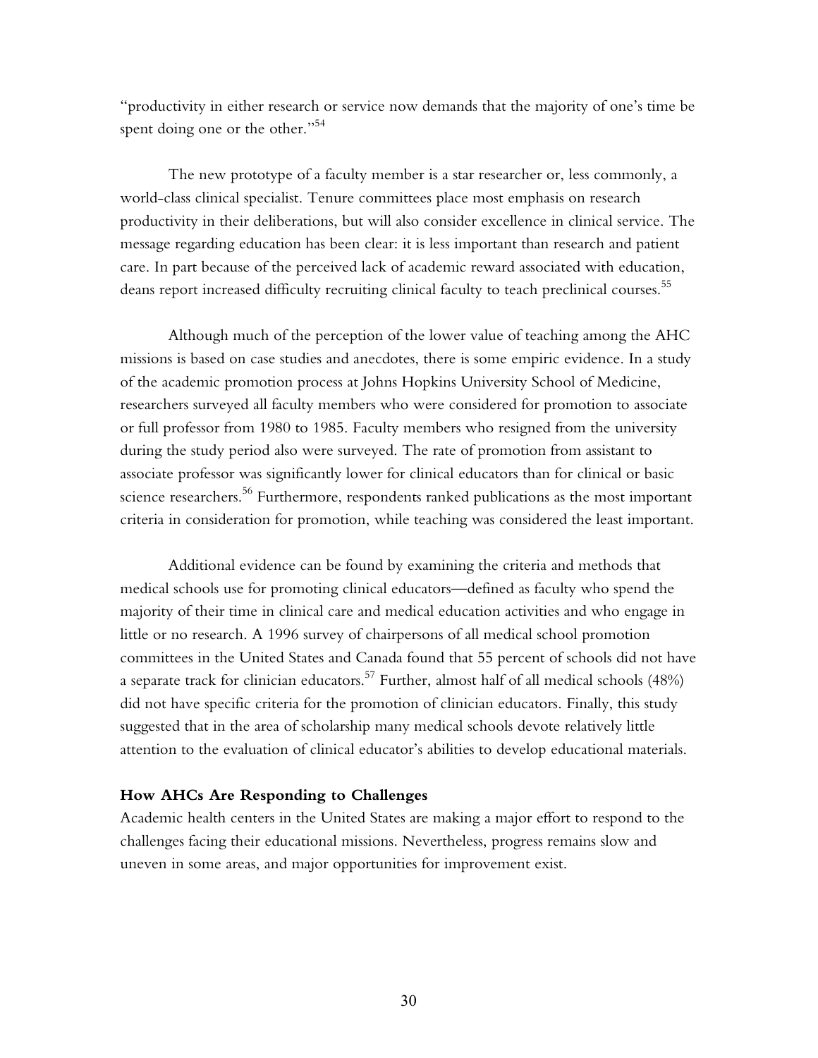"productivity in either research or service now demands that the majority of one's time be spent doing one or the other."[54]

The new prototype of a faculty member is a star researcher or, less commonly, a world-class clinical specialist. Tenure committees place most emphasis on research productivity in their deliberations, but will also consider excellence in clinical service. The message regarding education has been clear: it is less important than research and patient care. In part because of the perceived lack of academic reward associated with education, deans report increased difficulty recruiting clinical faculty to teach preclinical courses.[55]

Although much of the perception of the lower value of teaching among the AHC missions is based on case studies and anecdotes, there is some empiric evidence. In a study of the academic promotion process at Johns Hopkins University School of Medicine, researchers surveyed all faculty members who were considered for promotion to associate or full professor from 1980 to 1985. Faculty members who resigned from the university during the study period also were surveyed. The rate of promotion from assistant to associate professor was significantly lower for clinical educators than for clinical or basic science researchers.[56] Furthermore, respondents ranked publications as the most important criteria in consideration for promotion, while teaching was considered the least important.

Additional evidence can be found by examining the criteria and methods that medical schools use for promoting clinical educators—defined as faculty who spend the majority of their time in clinical care and medical education activities and who engage in little or no research. A 1996 survey of chairpersons of all medical school promotion committees in the United States and Canada found that 55 percent of schools did not have a separate track for clinician educators.[57] Further, almost half of all medical schools (48%) did not have specific criteria for the promotion of clinician educators. Finally, this study suggested that in the area of scholarship many medical schools devote relatively little attention to the evaluation of clinical educator's abilities to develop educational materials.

**How AHCs Are Responding to Challenges**

Academic health centers in the United States are making a major effort to respond to the challenges facing their educational missions. Nevertheless, progress remains slow and uneven in some areas, and major opportunities for improvement exist.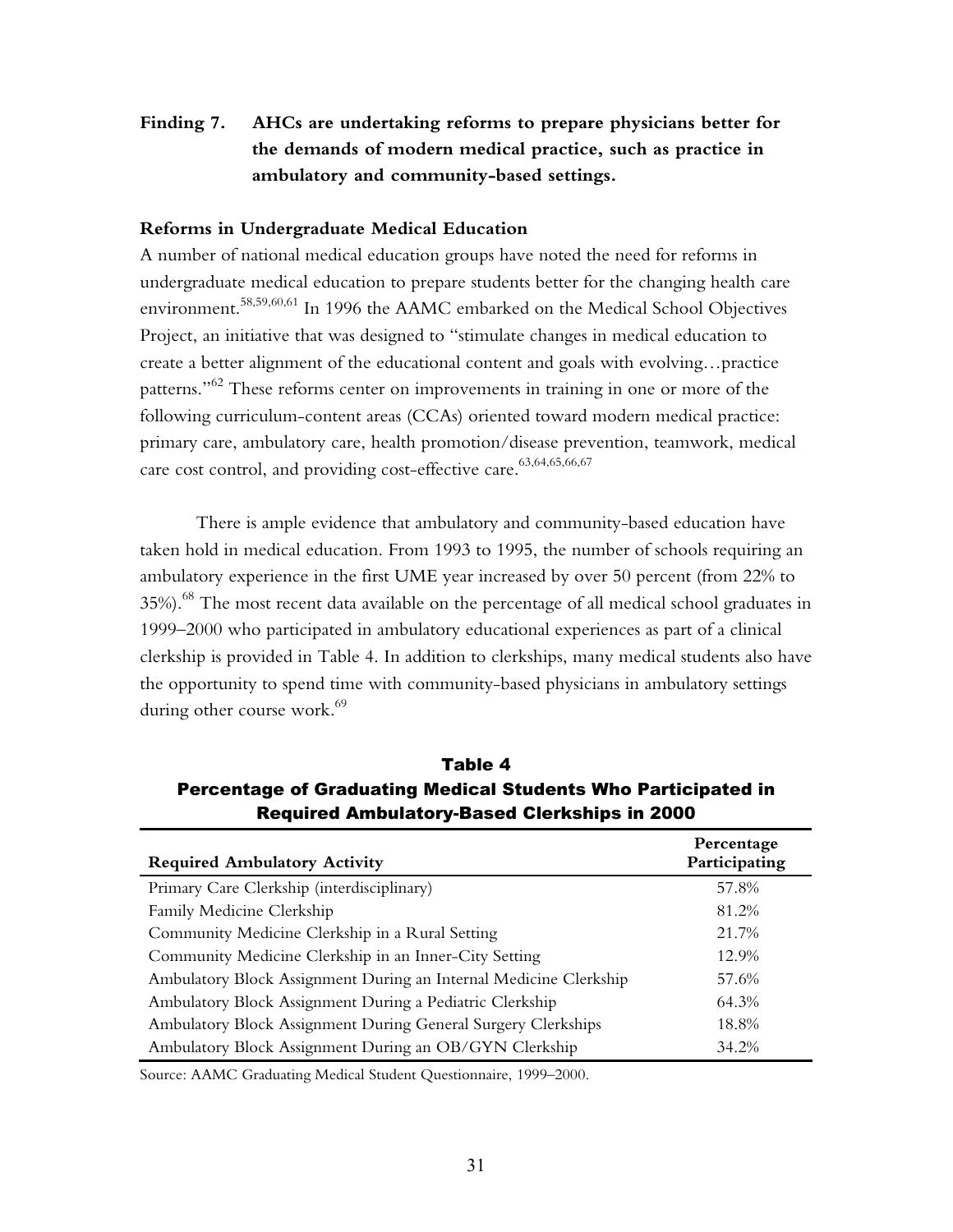**Finding 7. AHCs are undertaking reforms to prepare physicians better for the demands of modern medical practice, such as practice in ambulatory and community-based settings.**

**Reforms in Undergraduate Medical Education**

A number of national medical education groups have noted the need for reforms in undergraduate medical education to prepare students better for the changing health care environment.[58,59,60,61] In 1996 the AAMC embarked on the Medical School Objectives Project, an initiative that was designed to "stimulate changes in medical education to create a better alignment of the educational content and goals with evolving…practice patterns."[62] These reforms center on improvements in training in one or more of the following curriculum-content areas (CCAs) oriented toward modern medical practice: primary care, ambulatory care, health promotion/disease prevention, teamwork, medical care cost control, and providing cost-effective care.[63,64,65,66,67]

There is ample evidence that ambulatory and community-based education have taken hold in medical education. From 1993 to 1995, the number of schools requiring an ambulatory experience in the first UME year increased by over 50 percent (from 22% to 35%).[68] The most recent data available on the percentage of all medical school graduates in 1999–2000 who participated in ambulatory educational experiences as part of a clinical clerkship is provided in Table 4. In addition to clerkships, many medical students also have the opportunity to spend time with community-based physicians in ambulatory settings during other course work.[69]

**Table 4**
**Percentage of Graduating Medical Students Who Participated in Required Ambulatory-Based Clerkships in 2000**

| Required Ambulatory Activity | Percentage Participating |
|---|---|
| Primary Care Clerkship (interdisciplinary) | 57.8% |
| Family Medicine Clerkship | 81.2% |
| Community Medicine Clerkship in a Rural Setting | 21.7% |
| Community Medicine Clerkship in an Inner-City Setting | 12.9% |
| Ambulatory Block Assignment During an Internal Medicine Clerkship | 57.6% |
| Ambulatory Block Assignment During a Pediatric Clerkship | 64.3% |
| Ambulatory Block Assignment During General Surgery Clerkships | 18.8% |
| Ambulatory Block Assignment During an OB/GYN Clerkship | 34.2% |

Source: AAMC Graduating Medical Student Questionnaire, 1999–2000.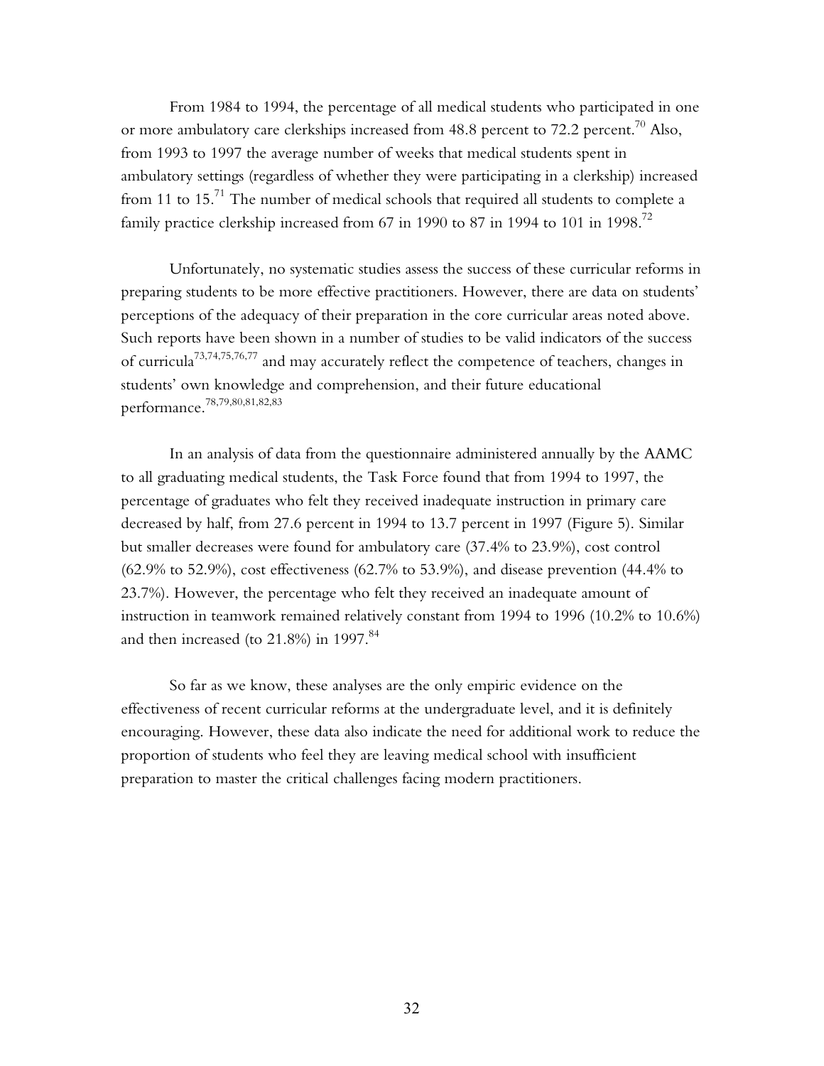From 1984 to 1994, the percentage of all medical students who participated in one or more ambulatory care clerkships increased from 48.8 percent to 72.2 percent.[70] Also, from 1993 to 1997 the average number of weeks that medical students spent in ambulatory settings (regardless of whether they were participating in a clerkship) increased from 11 to 15.[71] The number of medical schools that required all students to complete a family practice clerkship increased from 67 in 1990 to 87 in 1994 to 101 in 1998.[72]

Unfortunately, no systematic studies assess the success of these curricular reforms in preparing students to be more effective practitioners. However, there are data on students' perceptions of the adequacy of their preparation in the core curricular areas noted above. Such reports have been shown in a number of studies to be valid indicators of the success of curricula[73,74,75,76,77] and may accurately reflect the competence of teachers, changes in students' own knowledge and comprehension, and their future educational performance.[78,79,80,81,82,83]

In an analysis of data from the questionnaire administered annually by the AAMC to all graduating medical students, the Task Force found that from 1994 to 1997, the percentage of graduates who felt they received inadequate instruction in primary care decreased by half, from 27.6 percent in 1994 to 13.7 percent in 1997 (Figure 5). Similar but smaller decreases were found for ambulatory care (37.4% to 23.9%), cost control (62.9% to 52.9%), cost effectiveness (62.7% to 53.9%), and disease prevention (44.4% to 23.7%). However, the percentage who felt they received an inadequate amount of instruction in teamwork remained relatively constant from 1994 to 1996 (10.2% to 10.6%) and then increased (to 21.8%) in 1997.[84]

So far as we know, these analyses are the only empiric evidence on the effectiveness of recent curricular reforms at the undergraduate level, and it is definitely encouraging. However, these data also indicate the need for additional work to reduce the proportion of students who feel they are leaving medical school with insufficient preparation to master the critical challenges facing modern practitioners.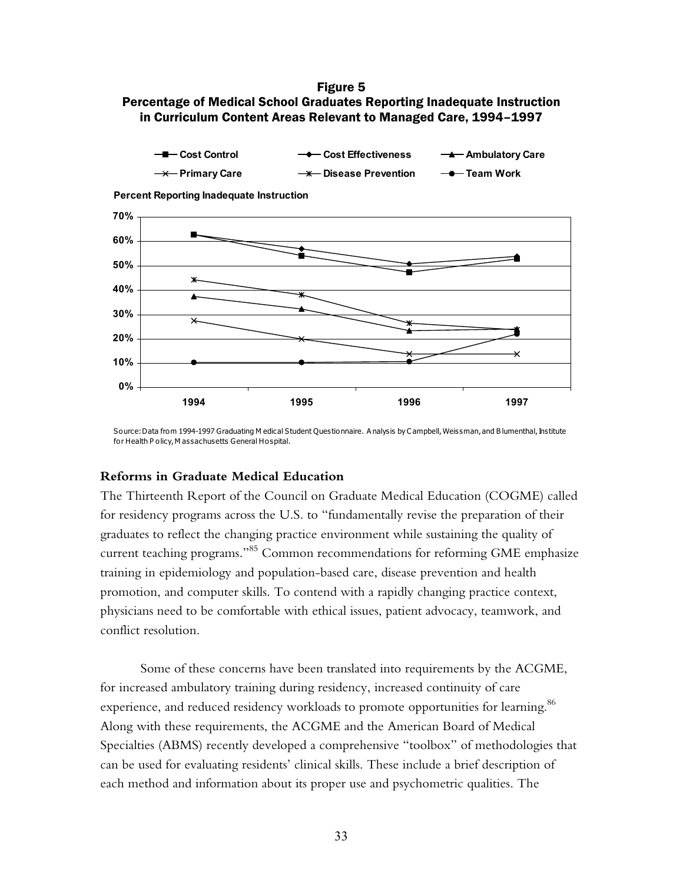**Figure 5**
**Percentage of Medical School Graduates Reporting Inadequate Instruction in Curriculum Content Areas Relevant to Managed Care, 1994–1997**

Source: Data from 1994-1997 Graduating Medical Student Questionnaire. Analysis by Campbell, Weissman, and Blumenthal, Institute for Health Policy, Massachusetts General Hospital.

### Reforms in Graduate Medical Education

The Thirteenth Report of the Council on Graduate Medical Education (COGME) called for residency programs across the U.S. to "fundamentally revise the preparation of their graduates to reflect the changing practice environment while sustaining the quality of current teaching programs."[85] Common recommendations for reforming GME emphasize training in epidemiology and population-based care, disease prevention and health promotion, and computer skills. To contend with a rapidly changing practice context, physicians need to be comfortable with ethical issues, patient advocacy, teamwork, and conflict resolution.

Some of these concerns have been translated into requirements by the ACGME, for increased ambulatory training during residency, increased continuity of care experience, and reduced residency workloads to promote opportunities for learning.[86] Along with these requirements, the ACGME and the American Board of Medical Specialties (ABMS) recently developed a comprehensive "toolbox" of methodologies that can be used for evaluating residents' clinical skills. These include a brief description of each method and information about its proper use and psychometric qualities. The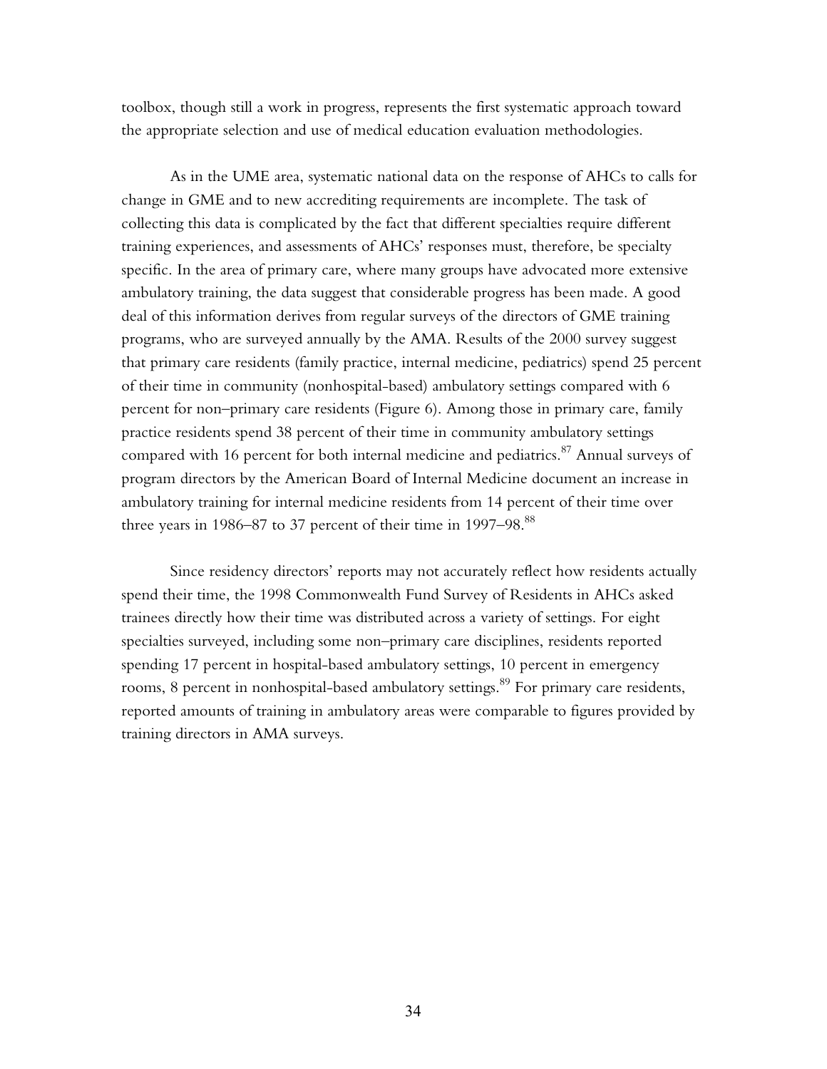toolbox, though still a work in progress, represents the first systematic approach toward the appropriate selection and use of medical education evaluation methodologies.

As in the UME area, systematic national data on the response of AHCs to calls for change in GME and to new accrediting requirements are incomplete. The task of collecting this data is complicated by the fact that different specialties require different training experiences, and assessments of AHCs' responses must, therefore, be specialty specific. In the area of primary care, where many groups have advocated more extensive ambulatory training, the data suggest that considerable progress has been made. A good deal of this information derives from regular surveys of the directors of GME training programs, who are surveyed annually by the AMA. Results of the 2000 survey suggest that primary care residents (family practice, internal medicine, pediatrics) spend 25 percent of their time in community (nonhospital-based) ambulatory settings compared with 6 percent for non–primary care residents (Figure 6). Among those in primary care, family practice residents spend 38 percent of their time in community ambulatory settings compared with 16 percent for both internal medicine and pediatrics.[87] Annual surveys of program directors by the American Board of Internal Medicine document an increase in ambulatory training for internal medicine residents from 14 percent of their time over three years in 1986–87 to 37 percent of their time in 1997–98.[88]

Since residency directors' reports may not accurately reflect how residents actually spend their time, the 1998 Commonwealth Fund Survey of Residents in AHCs asked trainees directly how their time was distributed across a variety of settings. For eight specialties surveyed, including some non–primary care disciplines, residents reported spending 17 percent in hospital-based ambulatory settings, 10 percent in emergency rooms, 8 percent in nonhospital-based ambulatory settings.[89] For primary care residents, reported amounts of training in ambulatory areas were comparable to figures provided by training directors in AMA surveys.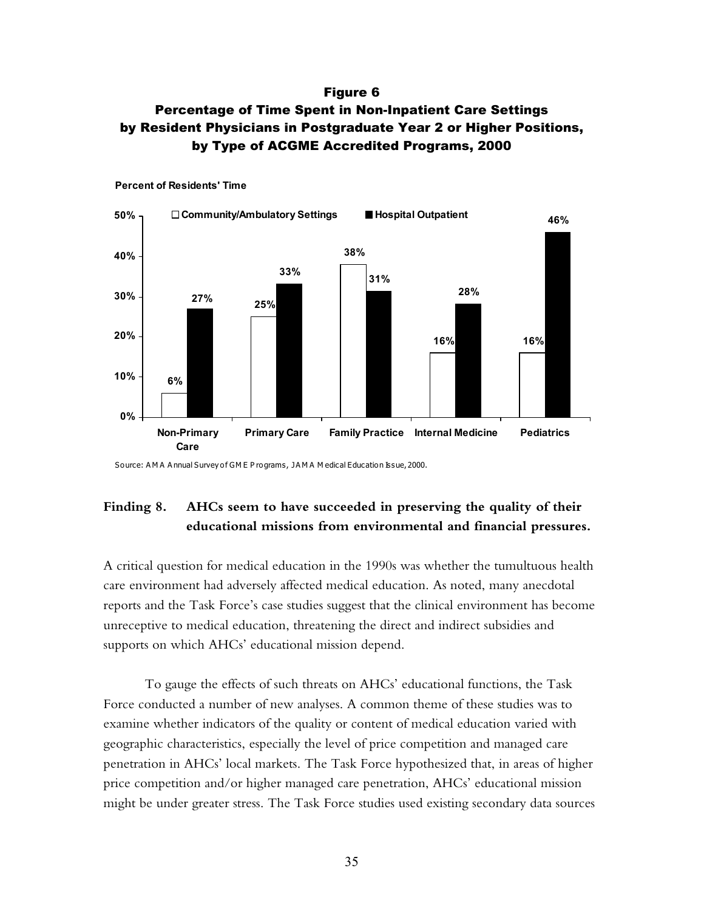**Figure 6**
**Percentage of Time Spent in Non-Inpatient Care Settings by Resident Physicians in Postgraduate Year 2 or Higher Positions, by Type of ACGME Accredited Programs, 2000**

Percent of Residents' Time

| | Community/Ambulatory Settings | Hospital Outpatient |
|---|---|---|
| Non-Primary Care | 6% | 27% |
| Primary Care | 25% | 33% |
| Family Practice | 38% | 31% |
| Internal Medicine | 16% | 28% |
| Pediatrics | 16% | 46% |

Source: AMA Annual Survey of GME Programs, JAMA Medical Education Issue, 2000.

### Finding 8. AHCs seem to have succeeded in preserving the quality of their educational missions from environmental and financial pressures.

A critical question for medical education in the 1990s was whether the tumultuous health care environment had adversely affected medical education. As noted, many anecdotal reports and the Task Force's case studies suggest that the clinical environment has become unreceptive to medical education, threatening the direct and indirect subsidies and supports on which AHCs' educational mission depend.

To gauge the effects of such threats on AHCs' educational functions, the Task Force conducted a number of new analyses. A common theme of these studies was to examine whether indicators of the quality or content of medical education varied with geographic characteristics, especially the level of price competition and managed care penetration in AHCs' local markets. The Task Force hypothesized that, in areas of higher price competition and/or higher managed care penetration, AHCs' educational mission might be under greater stress. The Task Force studies used existing secondary data sources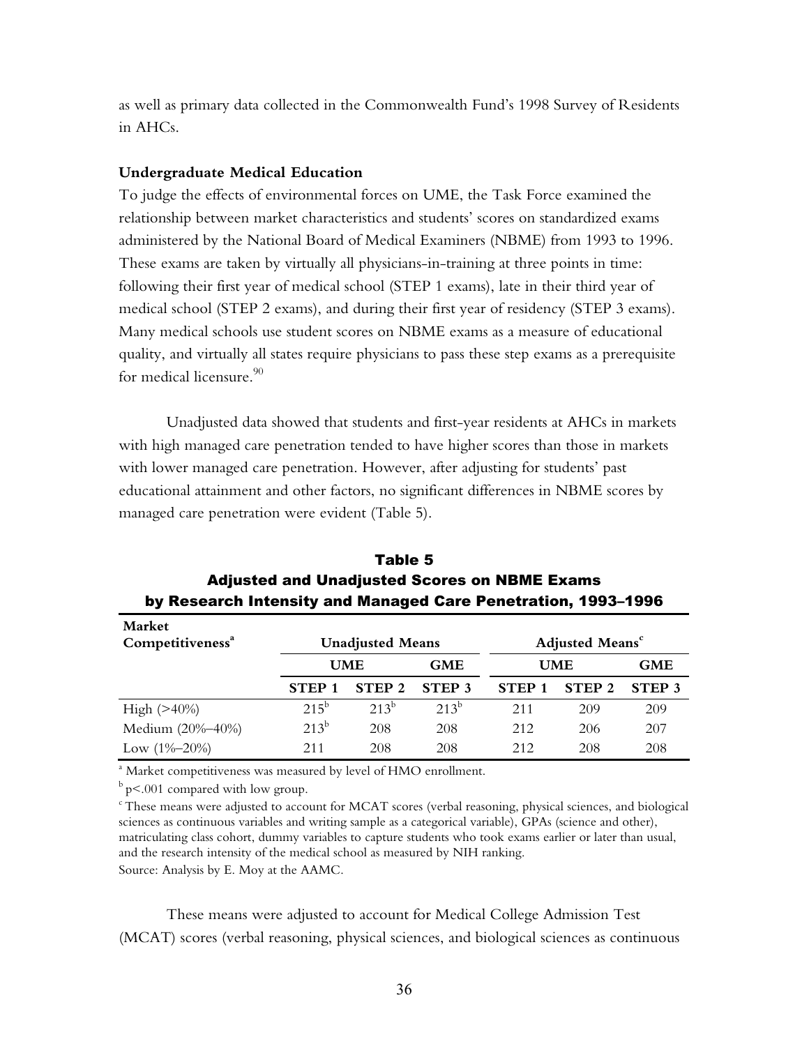as well as primary data collected in the Commonwealth Fund's 1998 Survey of Residents in AHCs.

**Undergraduate Medical Education**

To judge the effects of environmental forces on UME, the Task Force examined the relationship between market characteristics and students' scores on standardized exams administered by the National Board of Medical Examiners (NBME) from 1993 to 1996. These exams are taken by virtually all physicians-in-training at three points in time: following their first year of medical school (STEP 1 exams), late in their third year of medical school (STEP 2 exams), and during their first year of residency (STEP 3 exams). Many medical schools use student scores on NBME exams as a measure of educational quality, and virtually all states require physicians to pass these step exams as a prerequisite for medical licensure.[90]

Unadjusted data showed that students and first-year residents at AHCs in markets with high managed care penetration tended to have higher scores than those in markets with lower managed care penetration. However, after adjusting for students' past educational attainment and other factors, no significant differences in NBME scores by managed care penetration were evident (Table 5).

**Table 5**
**Adjusted and Unadjusted Scores on NBME Exams by Research Intensity and Managed Care Penetration, 1993–1996**

| Market Competitiveness[a] | Unadjusted Means | | | Adjusted Means[c] | | |
|---|---|---|---|---|---|---|
| | UME | | GME | UME | | GME |
| | STEP 1 | STEP 2 | STEP 3 | STEP 1 | STEP 2 | STEP 3 |
| High (>40%) | 215[b] | 213[b] | 213[b] | 211 | 209 | 209 |
| Medium (20%–40%) | 213[b] | 208 | 208 | 212 | 206 | 207 |
| Low (1%–20%) | 211 | 208 | 208 | 212 | 208 | 208 |

[a] Market competitiveness was measured by level of HMO enrollment.

[b] $p<.001$ compared with low group.

[c] These means were adjusted to account for MCAT scores (verbal reasoning, physical sciences, and biological sciences as continuous variables and writing sample as a categorical variable), GPAs (science and other), matriculating class cohort, dummy variables to capture students who took exams earlier or later than usual, and the research intensity of the medical school as measured by NIH ranking.

Source: Analysis by E. Moy at the AAMC.

These means were adjusted to account for Medical College Admission Test (MCAT) scores (verbal reasoning, physical sciences, and biological sciences as continuous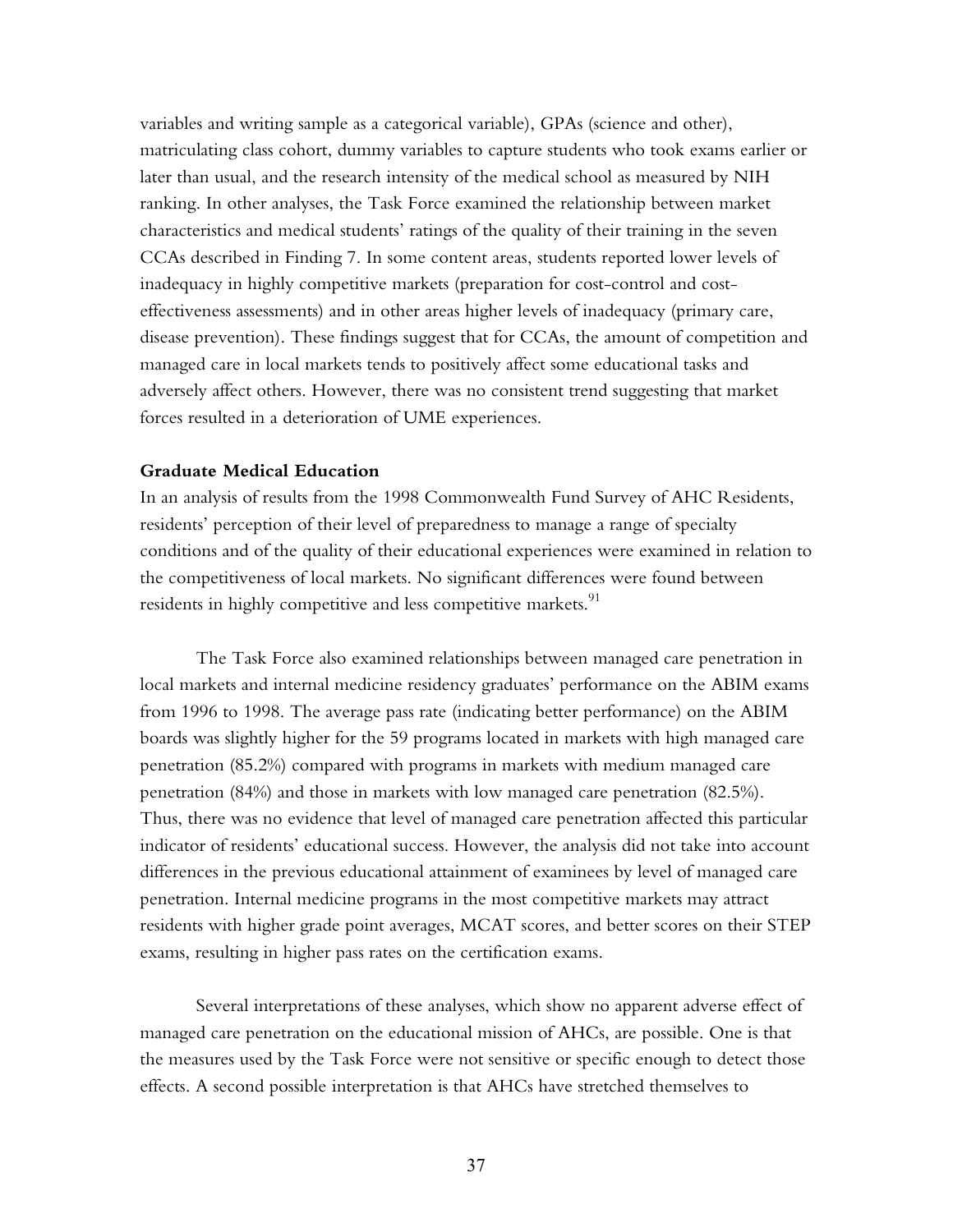variables and writing sample as a categorical variable), GPAs (science and other), matriculating class cohort, dummy variables to capture students who took exams earlier or later than usual, and the research intensity of the medical school as measured by NIH ranking. In other analyses, the Task Force examined the relationship between market characteristics and medical students' ratings of the quality of their training in the seven CCAs described in Finding 7. In some content areas, students reported lower levels of inadequacy in highly competitive markets (preparation for cost-control and cost-effectiveness assessments) and in other areas higher levels of inadequacy (primary care, disease prevention). These findings suggest that for CCAs, the amount of competition and managed care in local markets tends to positively affect some educational tasks and adversely affect others. However, there was no consistent trend suggesting that market forces resulted in a deterioration of UME experiences.

**Graduate Medical Education**

In an analysis of results from the 1998 Commonwealth Fund Survey of AHC Residents, residents' perception of their level of preparedness to manage a range of specialty conditions and of the quality of their educational experiences were examined in relation to the competitiveness of local markets. No significant differences were found between residents in highly competitive and less competitive markets.[91]

The Task Force also examined relationships between managed care penetration in local markets and internal medicine residency graduates' performance on the ABIM exams from 1996 to 1998. The average pass rate (indicating better performance) on the ABIM boards was slightly higher for the 59 programs located in markets with high managed care penetration (85.2%) compared with programs in markets with medium managed care penetration (84%) and those in markets with low managed care penetration (82.5%). Thus, there was no evidence that level of managed care penetration affected this particular indicator of residents' educational success. However, the analysis did not take into account differences in the previous educational attainment of examinees by level of managed care penetration. Internal medicine programs in the most competitive markets may attract residents with higher grade point averages, MCAT scores, and better scores on their STEP exams, resulting in higher pass rates on the certification exams.

Several interpretations of these analyses, which show no apparent adverse effect of managed care penetration on the educational mission of AHCs, are possible. One is that the measures used by the Task Force were not sensitive or specific enough to detect those effects. A second possible interpretation is that AHCs have stretched themselves to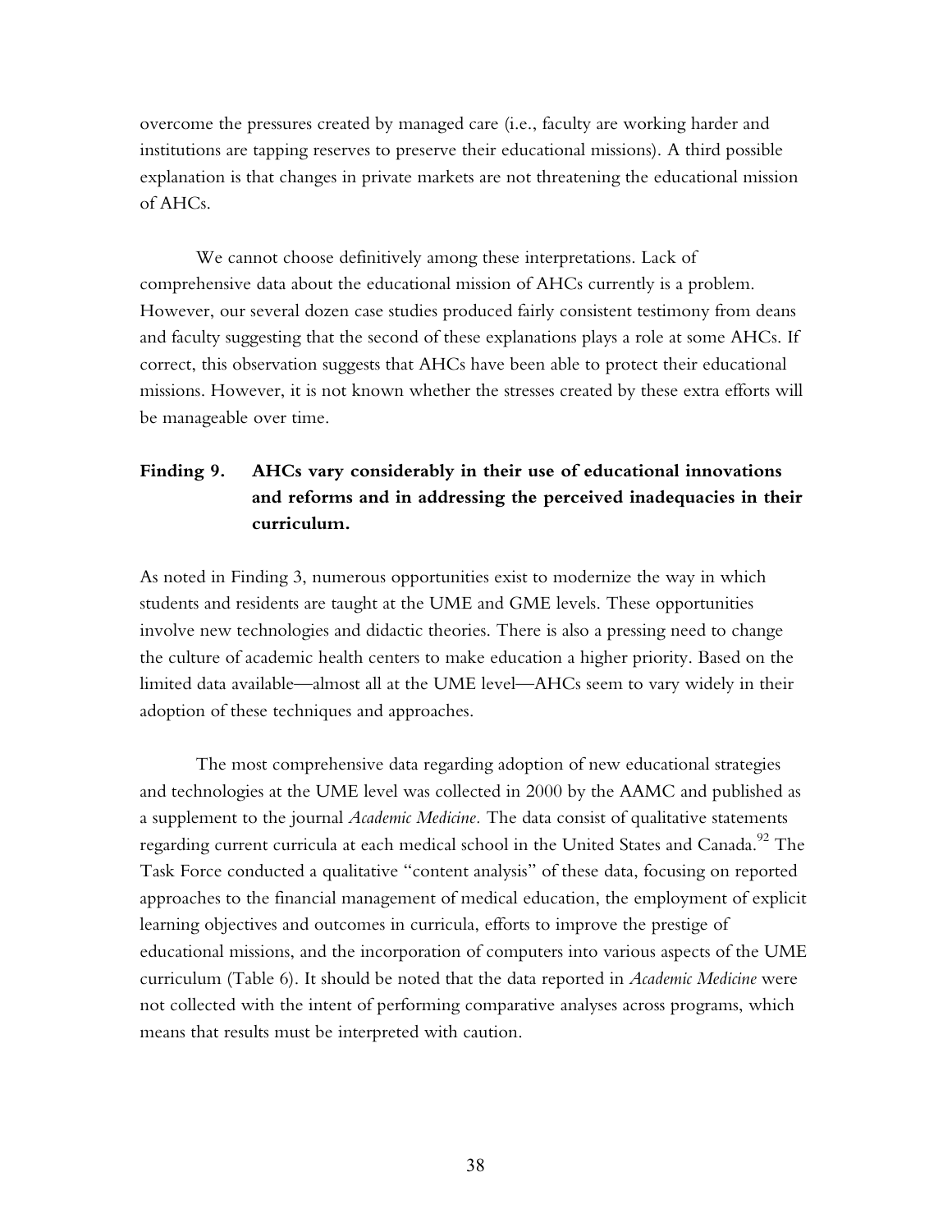overcome the pressures created by managed care (i.e., faculty are working harder and institutions are tapping reserves to preserve their educational missions). A third possible explanation is that changes in private markets are not threatening the educational mission of AHCs.

We cannot choose definitively among these interpretations. Lack of comprehensive data about the educational mission of AHCs currently is a problem. However, our several dozen case studies produced fairly consistent testimony from deans and faculty suggesting that the second of these explanations plays a role at some AHCs. If correct, this observation suggests that AHCs have been able to protect their educational missions. However, it is not known whether the stresses created by these extra efforts will be manageable over time.

### Finding 9. AHCs vary considerably in their use of educational innovations and reforms and in addressing the perceived inadequacies in their curriculum.

As noted in Finding 3, numerous opportunities exist to modernize the way in which students and residents are taught at the UME and GME levels. These opportunities involve new technologies and didactic theories. There is also a pressing need to change the culture of academic health centers to make education a higher priority. Based on the limited data available—almost all at the UME level—AHCs seem to vary widely in their adoption of these techniques and approaches.

The most comprehensive data regarding adoption of new educational strategies and technologies at the UME level was collected in 2000 by the AAMC and published as a supplement to the journal *Academic Medicine.* The data consist of qualitative statements regarding current curricula at each medical school in the United States and Canada.[92] The Task Force conducted a qualitative "content analysis" of these data, focusing on reported approaches to the financial management of medical education, the employment of explicit learning objectives and outcomes in curricula, efforts to improve the prestige of educational missions, and the incorporation of computers into various aspects of the UME curriculum (Table 6). It should be noted that the data reported in *Academic Medicine* were not collected with the intent of performing comparative analyses across programs, which means that results must be interpreted with caution.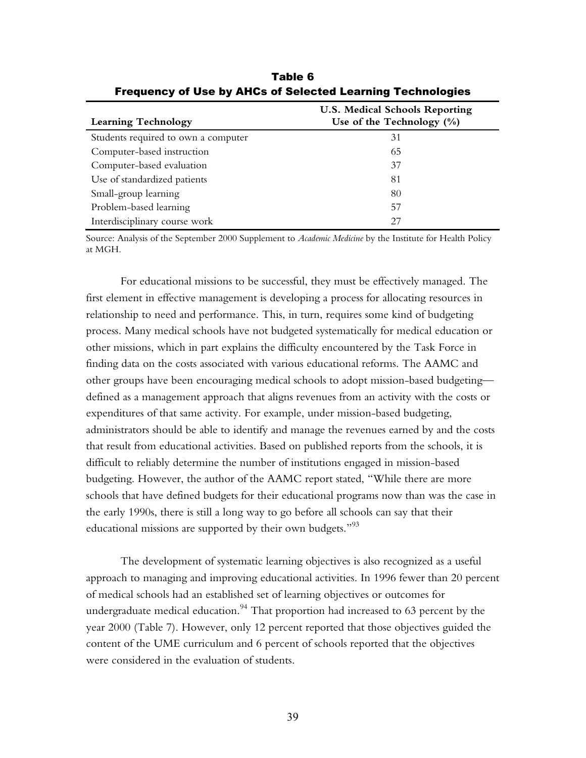**Table 6**
**Frequency of Use by AHCs of Selected Learning Technologies**

| Learning Technology | U.S. Medical Schools Reporting Use of the Technology (%) |
| --- | --- |
| Students required to own a computer | 31 |
| Computer-based instruction | 65 |
| Computer-based evaluation | 37 |
| Use of standardized patients | 81 |
| Small-group learning | 80 |
| Problem-based learning | 57 |
| Interdisciplinary course work | 27 |

Source: Analysis of the September 2000 Supplement to *Academic Medicine* by the Institute for Health Policy at MGH.

For educational missions to be successful, they must be effectively managed. The first element in effective management is developing a process for allocating resources in relationship to need and performance. This, in turn, requires some kind of budgeting process. Many medical schools have not budgeted systematically for medical education or other missions, which in part explains the difficulty encountered by the Task Force in finding data on the costs associated with various educational reforms. The AAMC and other groups have been encouraging medical schools to adopt mission-based budgeting—defined as a management approach that aligns revenues from an activity with the costs or expenditures of that same activity. For example, under mission-based budgeting, administrators should be able to identify and manage the revenues earned by and the costs that result from educational activities. Based on published reports from the schools, it is difficult to reliably determine the number of institutions engaged in mission-based budgeting. However, the author of the AAMC report stated, "While there are more schools that have defined budgets for their educational programs now than was the case in the early 1990s, there is still a long way to go before all schools can say that their educational missions are supported by their own budgets."[93]

The development of systematic learning objectives is also recognized as a useful approach to managing and improving educational activities. In 1996 fewer than 20 percent of medical schools had an established set of learning objectives or outcomes for undergraduate medical education.[94] That proportion had increased to 63 percent by the year 2000 (Table 7). However, only 12 percent reported that those objectives guided the content of the UME curriculum and 6 percent of schools reported that the objectives were considered in the evaluation of students.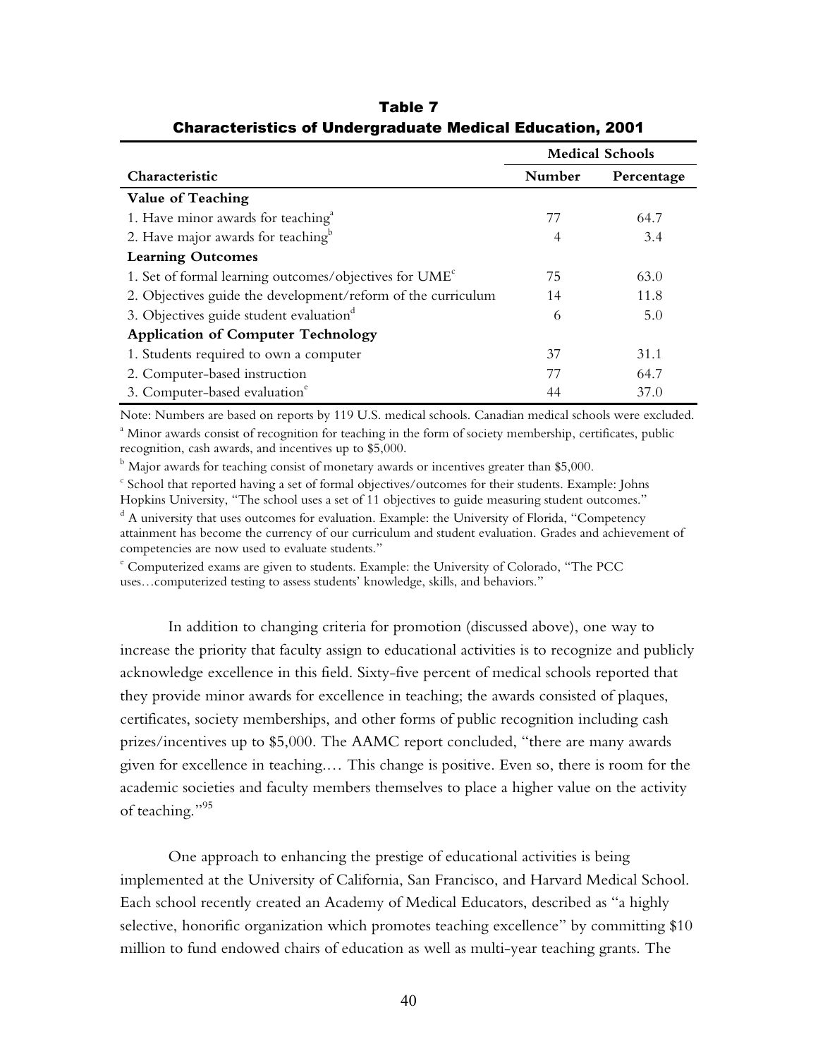**Table 7**
**Characteristics of Undergraduate Medical Education, 2001**

| Characteristic | Medical Schools | |
|---|---|---|
| | Number | Percentage |
| **Value of Teaching** | | |
| 1. Have minor awards for teaching[a] | 77 | 64.7 |
| 2. Have major awards for teaching[b] | 4 | 3.4 |
| **Learning Outcomes** | | |
| 1. Set of formal learning outcomes/objectives for UME[c] | 75 | 63.0 |
| 2. Objectives guide the development/reform of the curriculum | 14 | 11.8 |
| 3. Objectives guide student evaluation[d] | 6 | 5.0 |
| **Application of Computer Technology** | | |
| 1. Students required to own a computer | 37 | 31.1 |
| 2. Computer-based instruction | 77 | 64.7 |
| 3. Computer-based evaluation[e] | 44 | 37.0 |

Note: Numbers are based on reports by 119 U.S. medical schools. Canadian medical schools were excluded.

[a] Minor awards consist of recognition for teaching in the form of society membership, certificates, public recognition, cash awards, and incentives up to $5,000.

[b] Major awards for teaching consist of monetary awards or incentives greater than $5,000.

[c] School that reported having a set of formal objectives/outcomes for their students. Example: Johns Hopkins University, "The school uses a set of 11 objectives to guide measuring student outcomes."

[d] A university that uses outcomes for evaluation. Example: the University of Florida, "Competency attainment has become the currency of our curriculum and student evaluation. Grades and achievement of competencies are now used to evaluate students."

[e] Computerized exams are given to students. Example: the University of Colorado, "The PCC uses…computerized testing to assess students' knowledge, skills, and behaviors."

In addition to changing criteria for promotion (discussed above), one way to increase the priority that faculty assign to educational activities is to recognize and publicly acknowledge excellence in this field. Sixty-five percent of medical schools reported that they provide minor awards for excellence in teaching; the awards consisted of plaques, certificates, society memberships, and other forms of public recognition including cash prizes/incentives up to $5,000. The AAMC report concluded, "there are many awards given for excellence in teaching.… This change is positive. Even so, there is room for the academic societies and faculty members themselves to place a higher value on the activity of teaching."[95]

One approach to enhancing the prestige of educational activities is being implemented at the University of California, San Francisco, and Harvard Medical School. Each school recently created an Academy of Medical Educators, described as "a highly selective, honorific organization which promotes teaching excellence" by committing $10 million to fund endowed chairs of education as well as multi-year teaching grants. The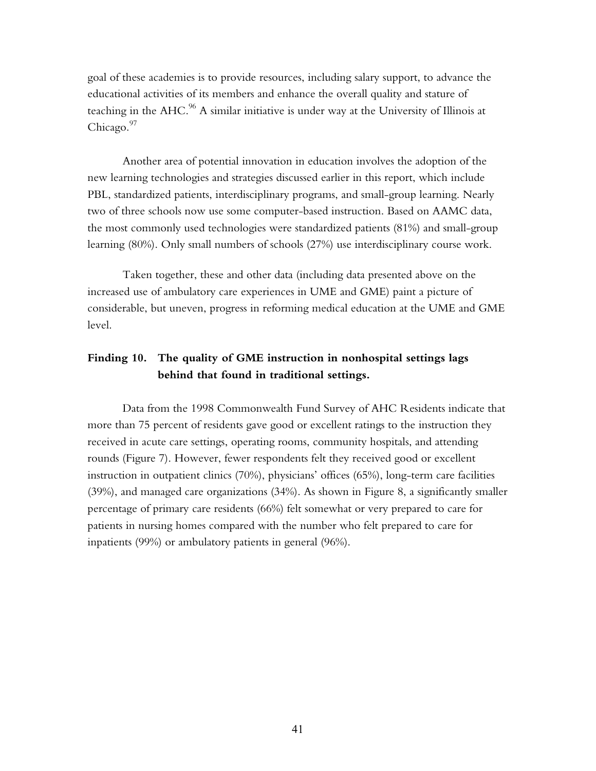goal of these academies is to provide resources, including salary support, to advance the educational activities of its members and enhance the overall quality and stature of teaching in the AHC.[96] A similar initiative is under way at the University of Illinois at Chicago.[97]

Another area of potential innovation in education involves the adoption of the new learning technologies and strategies discussed earlier in this report, which include PBL, standardized patients, interdisciplinary programs, and small-group learning. Nearly two of three schools now use some computer-based instruction. Based on AAMC data, the most commonly used technologies were standardized patients (81%) and small-group learning (80%). Only small numbers of schools (27%) use interdisciplinary course work.

Taken together, these and other data (including data presented above on the increased use of ambulatory care experiences in UME and GME) paint a picture of considerable, but uneven, progress in reforming medical education at the UME and GME level.

### Finding 10. The quality of GME instruction in nonhospital settings lags behind that found in traditional settings.

Data from the 1998 Commonwealth Fund Survey of AHC Residents indicate that more than 75 percent of residents gave good or excellent ratings to the instruction they received in acute care settings, operating rooms, community hospitals, and attending rounds (Figure 7). However, fewer respondents felt they received good or excellent instruction in outpatient clinics (70%), physicians' offices (65%), long-term care facilities (39%), and managed care organizations (34%). As shown in Figure 8, a significantly smaller percentage of primary care residents (66%) felt somewhat or very prepared to care for patients in nursing homes compared with the number who felt prepared to care for inpatients (99%) or ambulatory patients in general (96%).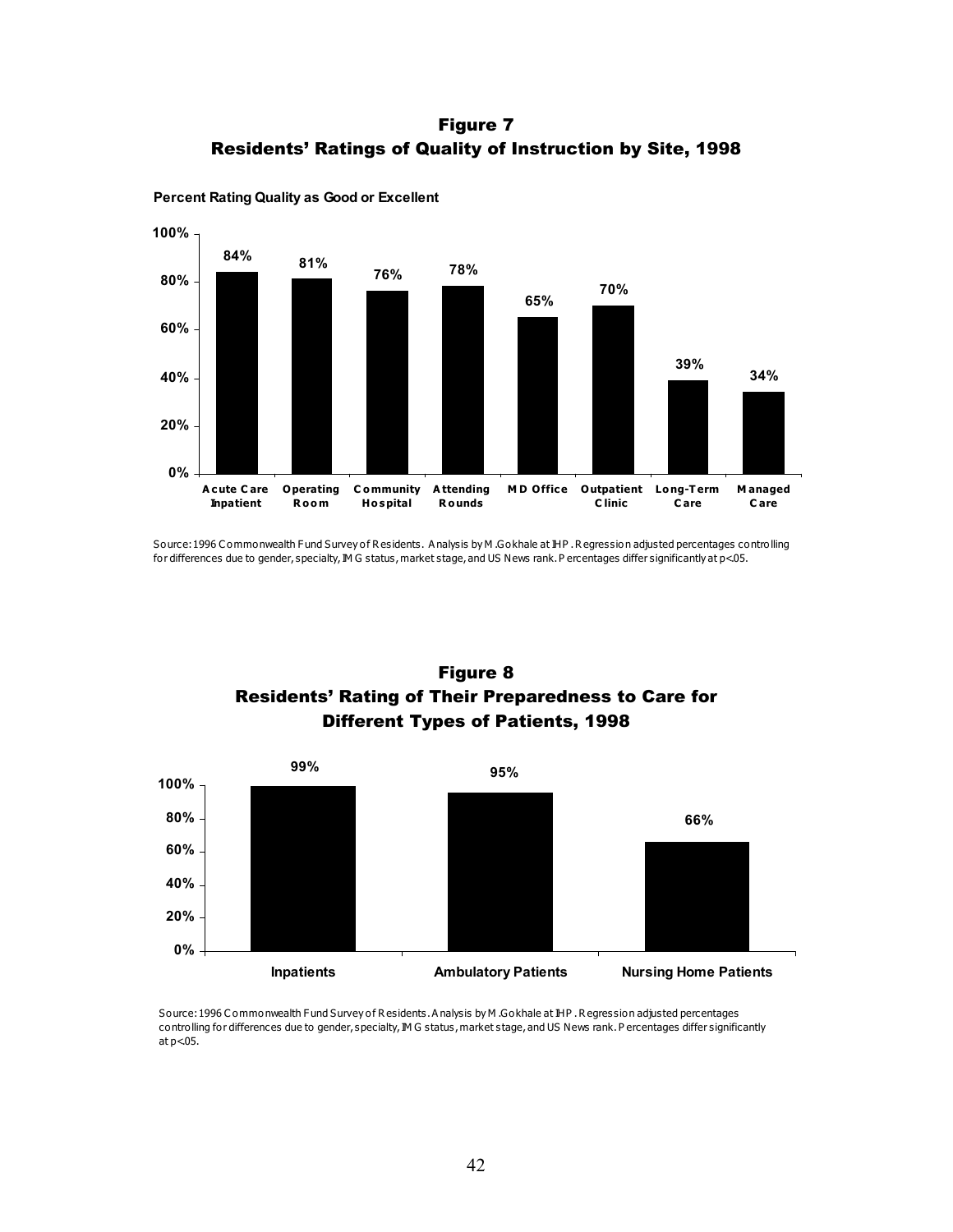## Figure 7
## Residents' Ratings of Quality of Instruction by Site, 1998

**Percent Rating Quality as Good or Excellent**

| Site | Percent |
|---|---|
| Acute Care Inpatient | 84% |
| Operating Room | 81% |
| Community Hospital | 76% |
| Attending Rounds | 78% |
| MD Office | 65% |
| Outpatient Clinic | 70% |
| Long-Term Care | 39% |
| Managed Care | 34% |

Source: 1996 Commonwealth Fund Survey of Residents. Analysis by M.Gokhale at IHP. Regression adjusted percentages controlling for differences due to gender, specialty, IMG status, market stage, and US News rank. Percentages differ significantly at p<.05.

## Figure 8
## Residents' Rating of Their Preparedness to Care for Different Types of Patients, 1998

| Patient Type | Percent |
|---|---|
| Inpatients | 99% |
| Ambulatory Patients | 95% |
| Nursing Home Patients | 66% |

Source: 1996 Commonwealth Fund Survey of Residents. Analysis by M.Gokhale at IHP. Regression adjusted percentages controlling for differences due to gender, specialty, IMG status, market stage, and US News rank. Percentages differ significantly at p<.05.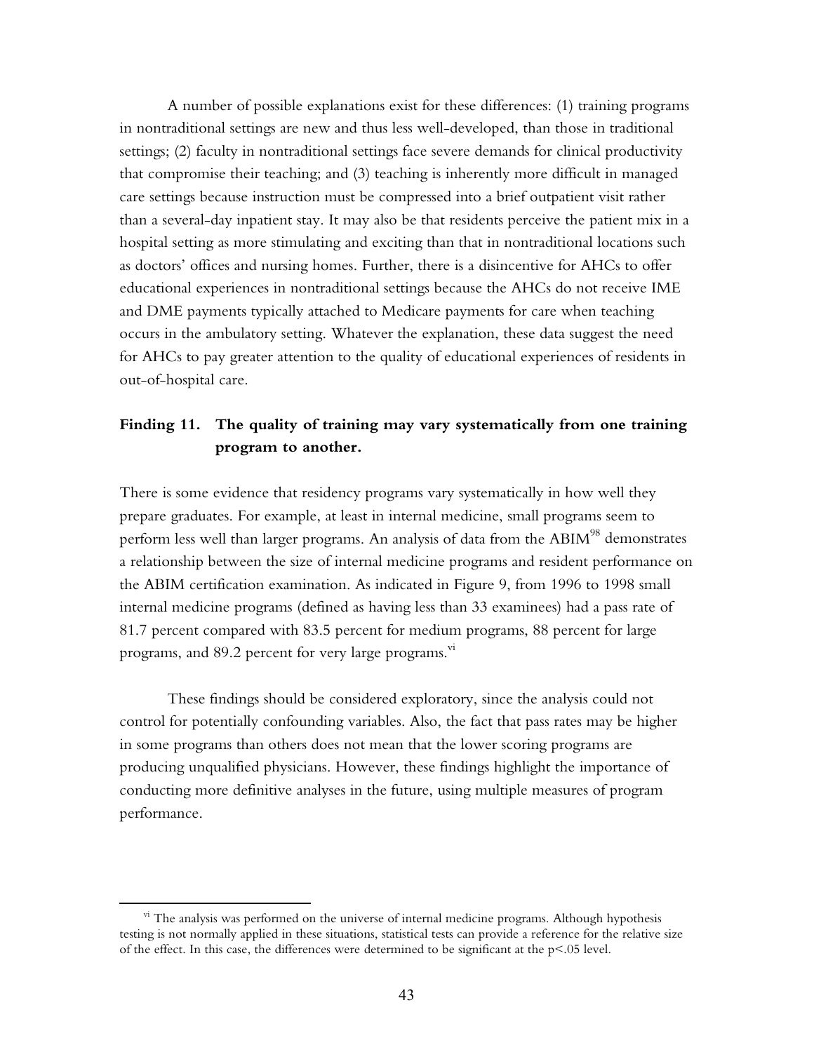A number of possible explanations exist for these differences: (1) training programs in nontraditional settings are new and thus less well-developed, than those in traditional settings; (2) faculty in nontraditional settings face severe demands for clinical productivity that compromise their teaching; and (3) teaching is inherently more difficult in managed care settings because instruction must be compressed into a brief outpatient visit rather than a several-day inpatient stay. It may also be that residents perceive the patient mix in a hospital setting as more stimulating and exciting than that in nontraditional locations such as doctors' offices and nursing homes. Further, there is a disincentive for AHCs to offer educational experiences in nontraditional settings because the AHCs do not receive IME and DME payments typically attached to Medicare payments for care when teaching occurs in the ambulatory setting. Whatever the explanation, these data suggest the need for AHCs to pay greater attention to the quality of educational experiences of residents in out-of-hospital care.

### Finding 11. The quality of training may vary systematically from one training program to another.

There is some evidence that residency programs vary systematically in how well they prepare graduates. For example, at least in internal medicine, small programs seem to perform less well than larger programs. An analysis of data from the ABIM[98] demonstrates a relationship between the size of internal medicine programs and resident performance on the ABIM certification examination. As indicated in Figure 9, from 1996 to 1998 small internal medicine programs (defined as having less than 33 examinees) had a pass rate of 81.7 percent compared with 83.5 percent for medium programs, 88 percent for large programs, and 89.2 percent for very large programs.[vi]

These findings should be considered exploratory, since the analysis could not control for potentially confounding variables. Also, the fact that pass rates may be higher in some programs than others does not mean that the lower scoring programs are producing unqualified physicians. However, these findings highlight the importance of conducting more definitive analyses in the future, using multiple measures of program performance.

---

[vi] The analysis was performed on the universe of internal medicine programs. Although hypothesis testing is not normally applied in these situations, statistical tests can provide a reference for the relative size of the effect. In this case, the differences were determined to be significant at the $p<.05$ level.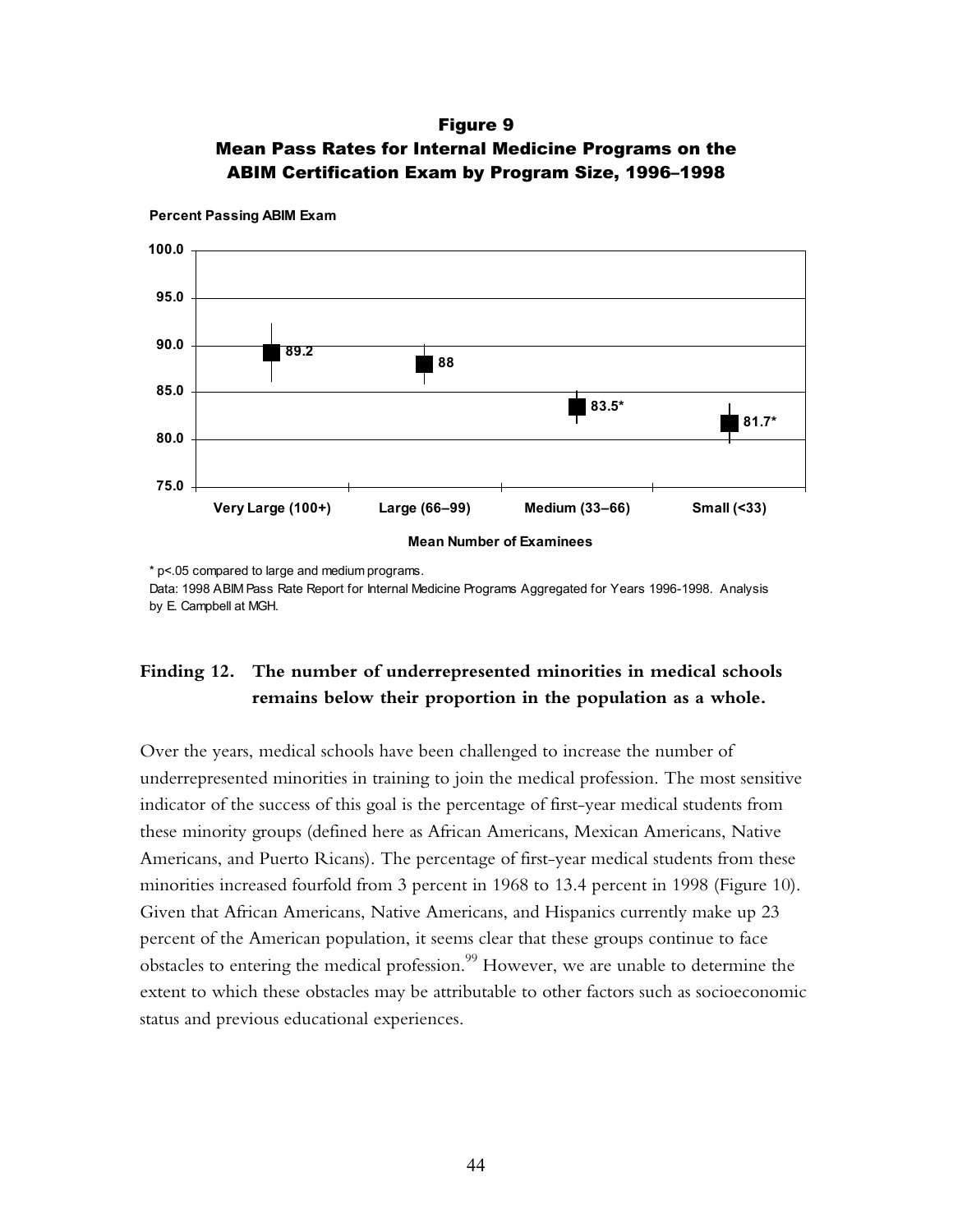**Figure 9**
**Mean Pass Rates for Internal Medicine Programs on the ABIM Certification Exam by Program Size, 1996–1998**

| Mean Number of Examinees | Percent Passing ABIM Exam |
|---|---|
| Very Large (100+) | 89.2 |
| Large (66–99) | 88 |
| Medium (33–66) | 83.5* |
| Small (<33) | 81.7* |

* $p<.05$ compared to large and medium programs.

Data: 1998 ABIM Pass Rate Report for Internal Medicine Programs Aggregated for Years 1996-1998. Analysis by E. Campbell at MGH.

## Finding 12. The number of underrepresented minorities in medical schools remains below their proportion in the population as a whole.

Over the years, medical schools have been challenged to increase the number of underrepresented minorities in training to join the medical profession. The most sensitive indicator of the success of this goal is the percentage of first-year medical students from these minority groups (defined here as African Americans, Mexican Americans, Native Americans, and Puerto Ricans). The percentage of first-year medical students from these minorities increased fourfold from 3 percent in 1968 to 13.4 percent in 1998 (Figure 10). Given that African Americans, Native Americans, and Hispanics currently make up 23 percent of the American population, it seems clear that these groups continue to face obstacles to entering the medical profession.[99] However, we are unable to determine the extent to which these obstacles may be attributable to other factors such as socioeconomic status and previous educational experiences.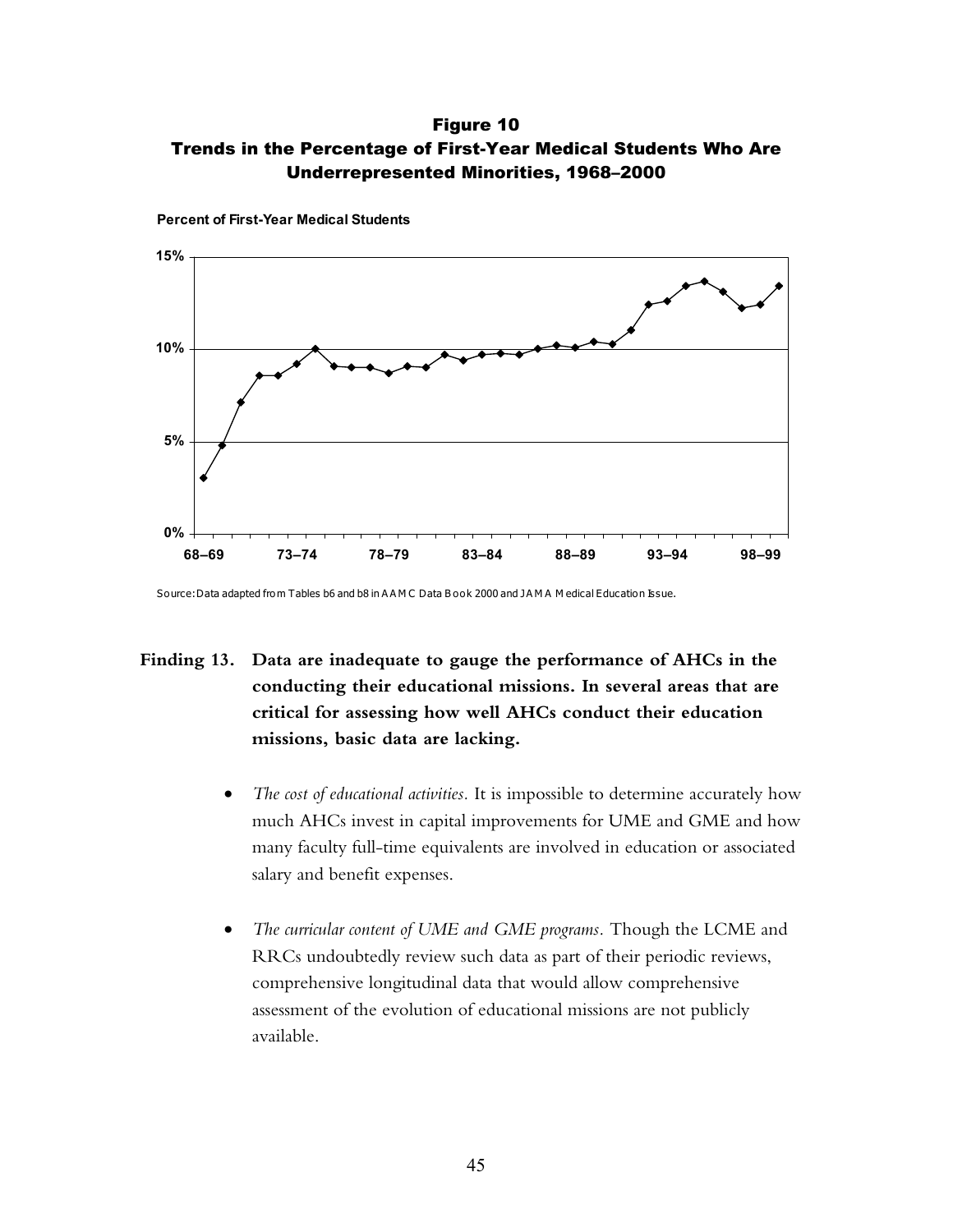**Figure 10**
**Trends in the Percentage of First-Year Medical Students Who Are Underrepresented Minorities, 1968–2000**

Source: Data adapted from Tables b6 and b8 in AAMC Data Book 2000 and JAMA Medical Education Issue.

**Finding 13. Data are inadequate to gauge the performance of AHCs in the conducting their educational missions. In several areas that are critical for assessing how well AHCs conduct their education missions, basic data are lacking.**

- *The cost of educational activities.* It is impossible to determine accurately how much AHCs invest in capital improvements for UME and GME and how many faculty full-time equivalents are involved in education or associated salary and benefit expenses.

- *The curricular content of UME and GME programs.* Though the LCME and RRCs undoubtedly review such data as part of their periodic reviews, comprehensive longitudinal data that would allow comprehensive assessment of the evolution of educational missions are not publicly available.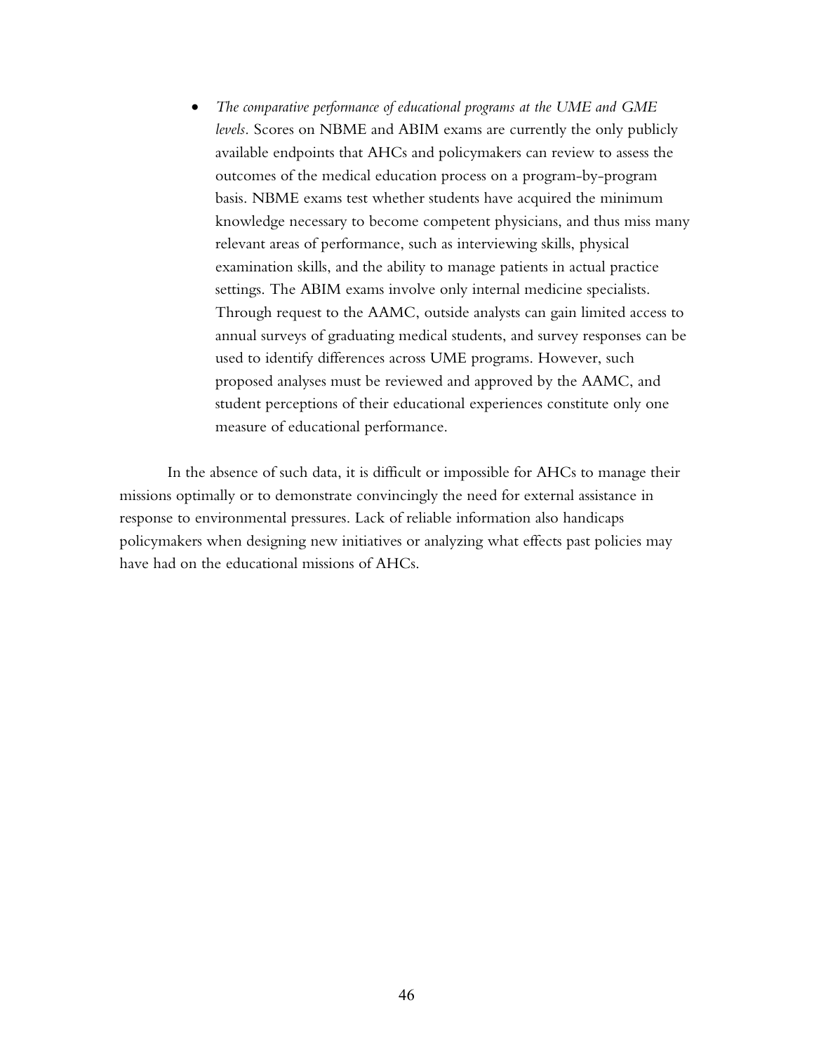- *The comparative performance of educational programs at the UME and GME levels.* Scores on NBME and ABIM exams are currently the only publicly available endpoints that AHCs and policymakers can review to assess the outcomes of the medical education process on a program-by-program basis. NBME exams test whether students have acquired the minimum knowledge necessary to become competent physicians, and thus miss many relevant areas of performance, such as interviewing skills, physical examination skills, and the ability to manage patients in actual practice settings. The ABIM exams involve only internal medicine specialists. Through request to the AAMC, outside analysts can gain limited access to annual surveys of graduating medical students, and survey responses can be used to identify differences across UME programs. However, such proposed analyses must be reviewed and approved by the AAMC, and student perceptions of their educational experiences constitute only one measure of educational performance.

In the absence of such data, it is difficult or impossible for AHCs to manage their missions optimally or to demonstrate convincingly the need for external assistance in response to environmental pressures. Lack of reliable information also handicaps policymakers when designing new initiatives or analyzing what effects past policies may have had on the educational missions of AHCs.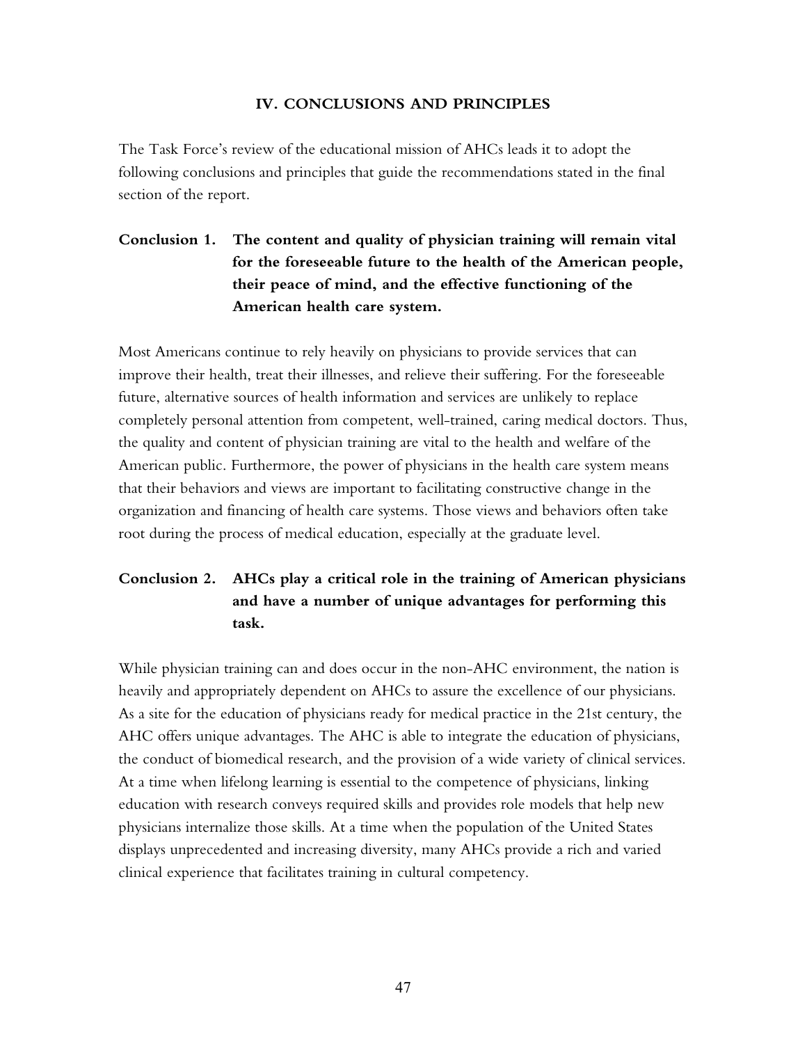## IV. CONCLUSIONS AND PRINCIPLES

The Task Force's review of the educational mission of AHCs leads it to adopt the following conclusions and principles that guide the recommendations stated in the final section of the report.

### Conclusion 1. The content and quality of physician training will remain vital for the foreseeable future to the health of the American people, their peace of mind, and the effective functioning of the American health care system.

Most Americans continue to rely heavily on physicians to provide services that can improve their health, treat their illnesses, and relieve their suffering. For the foreseeable future, alternative sources of health information and services are unlikely to replace completely personal attention from competent, well-trained, caring medical doctors. Thus, the quality and content of physician training are vital to the health and welfare of the American public. Furthermore, the power of physicians in the health care system means that their behaviors and views are important to facilitating constructive change in the organization and financing of health care systems. Those views and behaviors often take root during the process of medical education, especially at the graduate level.

### Conclusion 2. AHCs play a critical role in the training of American physicians and have a number of unique advantages for performing this task.

While physician training can and does occur in the non-AHC environment, the nation is heavily and appropriately dependent on AHCs to assure the excellence of our physicians. As a site for the education of physicians ready for medical practice in the 21st century, the AHC offers unique advantages. The AHC is able to integrate the education of physicians, the conduct of biomedical research, and the provision of a wide variety of clinical services. At a time when lifelong learning is essential to the competence of physicians, linking education with research conveys required skills and provides role models that help new physicians internalize those skills. At a time when the population of the United States displays unprecedented and increasing diversity, many AHCs provide a rich and varied clinical experience that facilitates training in cultural competency.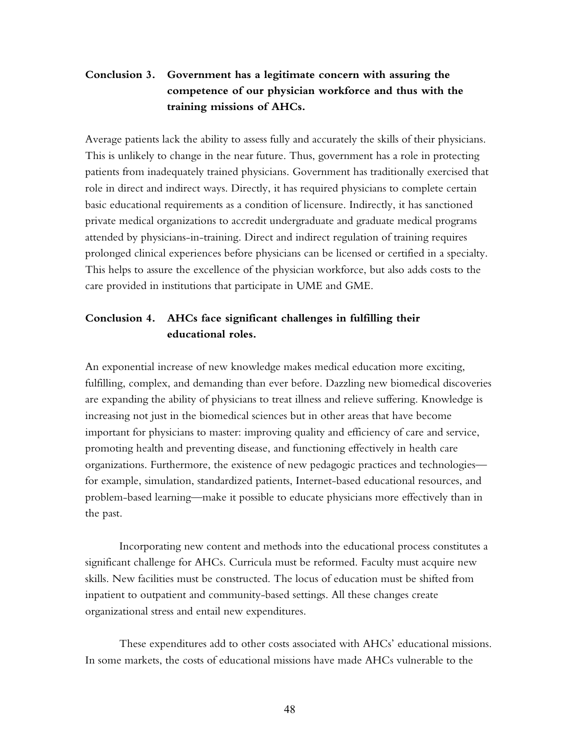**Conclusion 3. Government has a legitimate concern with assuring the competence of our physician workforce and thus with the training missions of AHCs.**

Average patients lack the ability to assess fully and accurately the skills of their physicians. This is unlikely to change in the near future. Thus, government has a role in protecting patients from inadequately trained physicians. Government has traditionally exercised that role in direct and indirect ways. Directly, it has required physicians to complete certain basic educational requirements as a condition of licensure. Indirectly, it has sanctioned private medical organizations to accredit undergraduate and graduate medical programs attended by physicians-in-training. Direct and indirect regulation of training requires prolonged clinical experiences before physicians can be licensed or certified in a specialty. This helps to assure the excellence of the physician workforce, but also adds costs to the care provided in institutions that participate in UME and GME.

**Conclusion 4. AHCs face significant challenges in fulfilling their educational roles.**

An exponential increase of new knowledge makes medical education more exciting, fulfilling, complex, and demanding than ever before. Dazzling new biomedical discoveries are expanding the ability of physicians to treat illness and relieve suffering. Knowledge is increasing not just in the biomedical sciences but in other areas that have become important for physicians to master: improving quality and efficiency of care and service, promoting health and preventing disease, and functioning effectively in health care organizations. Furthermore, the existence of new pedagogic practices and technologies—for example, simulation, standardized patients, Internet-based educational resources, and problem-based learning—make it possible to educate physicians more effectively than in the past.

Incorporating new content and methods into the educational process constitutes a significant challenge for AHCs. Curricula must be reformed. Faculty must acquire new skills. New facilities must be constructed. The locus of education must be shifted from inpatient to outpatient and community-based settings. All these changes create organizational stress and entail new expenditures.

These expenditures add to other costs associated with AHCs' educational missions. In some markets, the costs of educational missions have made AHCs vulnerable to the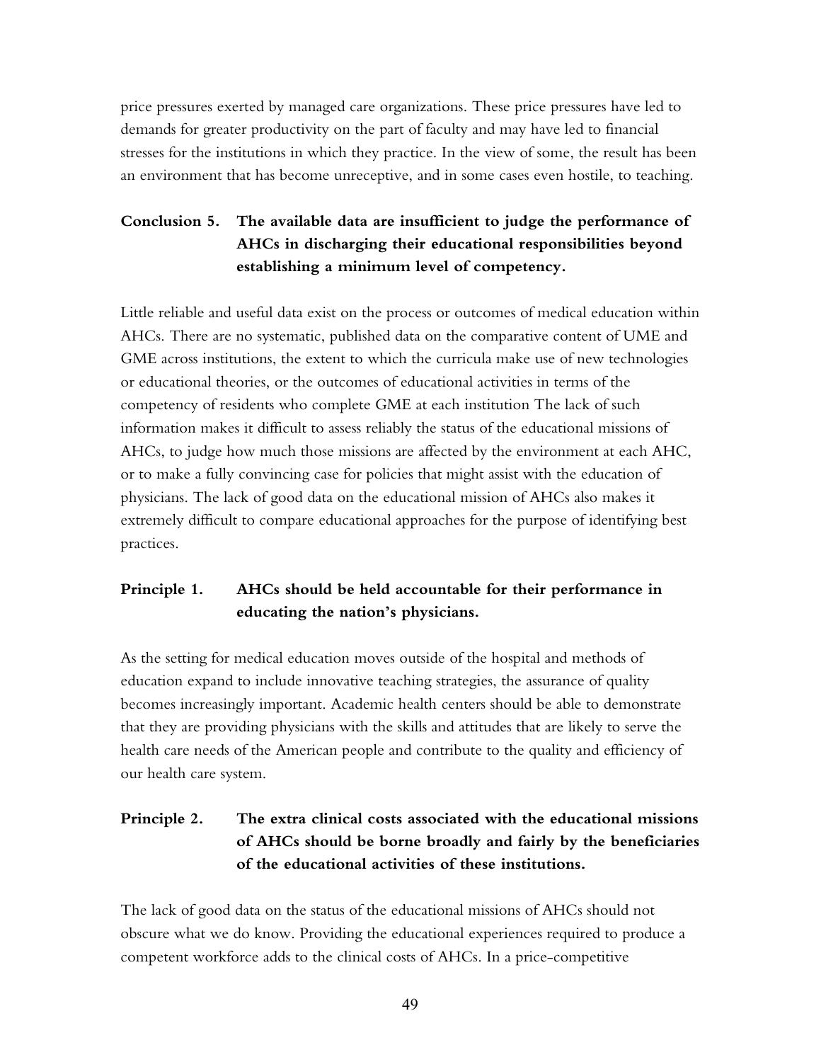price pressures exerted by managed care organizations. These price pressures have led to demands for greater productivity on the part of faculty and may have led to financial stresses for the institutions in which they practice. In the view of some, the result has been an environment that has become unreceptive, and in some cases even hostile, to teaching.

**Conclusion 5. The available data are insufficient to judge the performance of AHCs in discharging their educational responsibilities beyond establishing a minimum level of competency.**

Little reliable and useful data exist on the process or outcomes of medical education within AHCs. There are no systematic, published data on the comparative content of UME and GME across institutions, the extent to which the curricula make use of new technologies or educational theories, or the outcomes of educational activities in terms of the competency of residents who complete GME at each institution The lack of such information makes it difficult to assess reliably the status of the educational missions of AHCs, to judge how much those missions are affected by the environment at each AHC, or to make a fully convincing case for policies that might assist with the education of physicians. The lack of good data on the educational mission of AHCs also makes it extremely difficult to compare educational approaches for the purpose of identifying best practices.

**Principle 1. AHCs should be held accountable for their performance in educating the nation's physicians.**

As the setting for medical education moves outside of the hospital and methods of education expand to include innovative teaching strategies, the assurance of quality becomes increasingly important. Academic health centers should be able to demonstrate that they are providing physicians with the skills and attitudes that are likely to serve the health care needs of the American people and contribute to the quality and efficiency of our health care system.

**Principle 2. The extra clinical costs associated with the educational missions of AHCs should be borne broadly and fairly by the beneficiaries of the educational activities of these institutions.**

The lack of good data on the status of the educational missions of AHCs should not obscure what we do know. Providing the educational experiences required to produce a competent workforce adds to the clinical costs of AHCs. In a price-competitive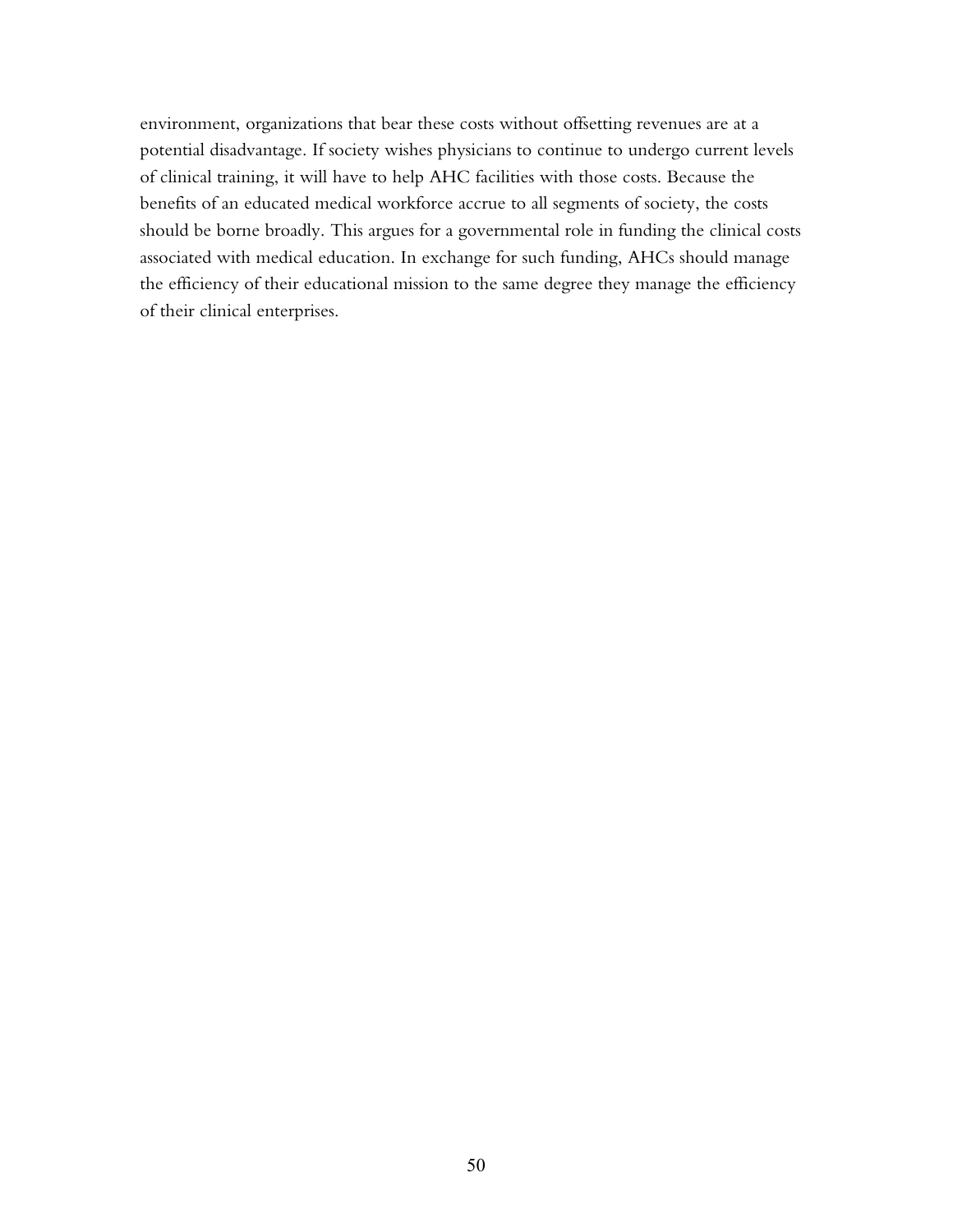environment, organizations that bear these costs without offsetting revenues are at a potential disadvantage. If society wishes physicians to continue to undergo current levels of clinical training, it will have to help AHC facilities with those costs. Because the benefits of an educated medical workforce accrue to all segments of society, the costs should be borne broadly. This argues for a governmental role in funding the clinical costs associated with medical education. In exchange for such funding, AHCs should manage the efficiency of their educational mission to the same degree they manage the efficiency of their clinical enterprises.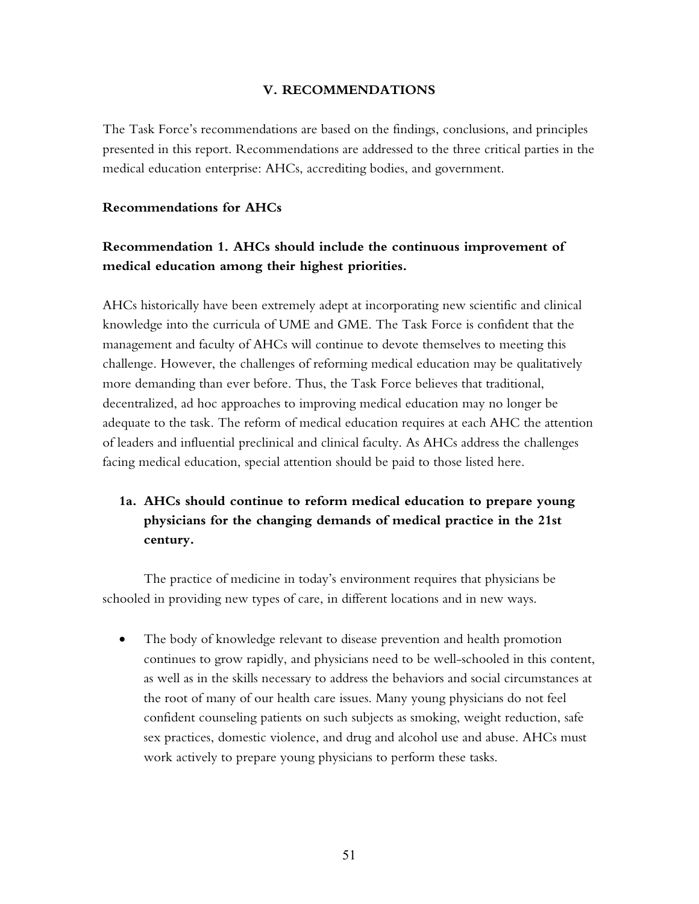## V. RECOMMENDATIONS

The Task Force's recommendations are based on the findings, conclusions, and principles presented in this report. Recommendations are addressed to the three critical parties in the medical education enterprise: AHCs, accrediting bodies, and government.

### Recommendations for AHCs

### Recommendation 1. AHCs should include the continuous improvement of medical education among their highest priorities.

AHCs historically have been extremely adept at incorporating new scientific and clinical knowledge into the curricula of UME and GME. The Task Force is confident that the management and faculty of AHCs will continue to devote themselves to meeting this challenge. However, the challenges of reforming medical education may be qualitatively more demanding than ever before. Thus, the Task Force believes that traditional, decentralized, ad hoc approaches to improving medical education may no longer be adequate to the task. The reform of medical education requires at each AHC the attention of leaders and influential preclinical and clinical faculty. As AHCs address the challenges facing medical education, special attention should be paid to those listed here.

**1a. AHCs should continue to reform medical education to prepare young physicians for the changing demands of medical practice in the 21st century.**

The practice of medicine in today's environment requires that physicians be schooled in providing new types of care, in different locations and in new ways.

- The body of knowledge relevant to disease prevention and health promotion continues to grow rapidly, and physicians need to be well-schooled in this content, as well as in the skills necessary to address the behaviors and social circumstances at the root of many of our health care issues. Many young physicians do not feel confident counseling patients on such subjects as smoking, weight reduction, safe sex practices, domestic violence, and drug and alcohol use and abuse. AHCs must work actively to prepare young physicians to perform these tasks.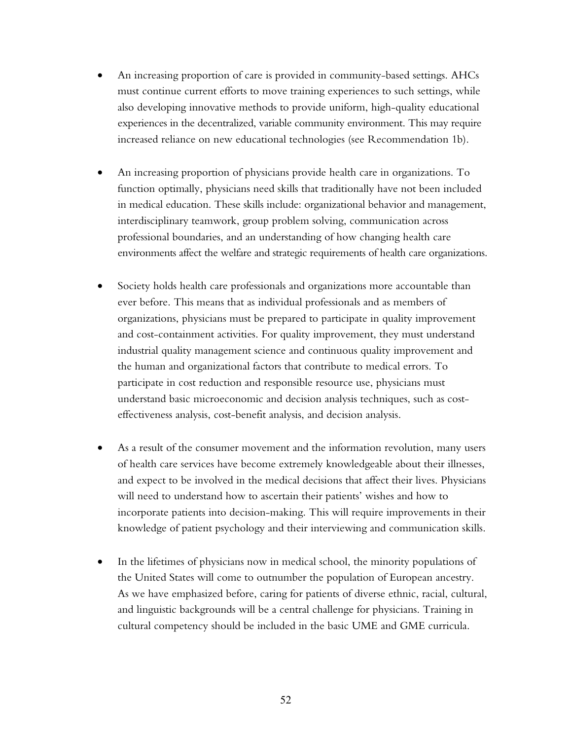- An increasing proportion of care is provided in community-based settings. AHCs must continue current efforts to move training experiences to such settings, while also developing innovative methods to provide uniform, high-quality educational experiences in the decentralized, variable community environment. This may require increased reliance on new educational technologies (see Recommendation 1b).

- An increasing proportion of physicians provide health care in organizations. To function optimally, physicians need skills that traditionally have not been included in medical education. These skills include: organizational behavior and management, interdisciplinary teamwork, group problem solving, communication across professional boundaries, and an understanding of how changing health care environments affect the welfare and strategic requirements of health care organizations.

- Society holds health care professionals and organizations more accountable than ever before. This means that as individual professionals and as members of organizations, physicians must be prepared to participate in quality improvement and cost-containment activities. For quality improvement, they must understand industrial quality management science and continuous quality improvement and the human and organizational factors that contribute to medical errors. To participate in cost reduction and responsible resource use, physicians must understand basic microeconomic and decision analysis techniques, such as cost-effectiveness analysis, cost-benefit analysis, and decision analysis.

- As a result of the consumer movement and the information revolution, many users of health care services have become extremely knowledgeable about their illnesses, and expect to be involved in the medical decisions that affect their lives. Physicians will need to understand how to ascertain their patients' wishes and how to incorporate patients into decision-making. This will require improvements in their knowledge of patient psychology and their interviewing and communication skills.

- In the lifetimes of physicians now in medical school, the minority populations of the United States will come to outnumber the population of European ancestry. As we have emphasized before, caring for patients of diverse ethnic, racial, cultural, and linguistic backgrounds will be a central challenge for physicians. Training in cultural competency should be included in the basic UME and GME curricula.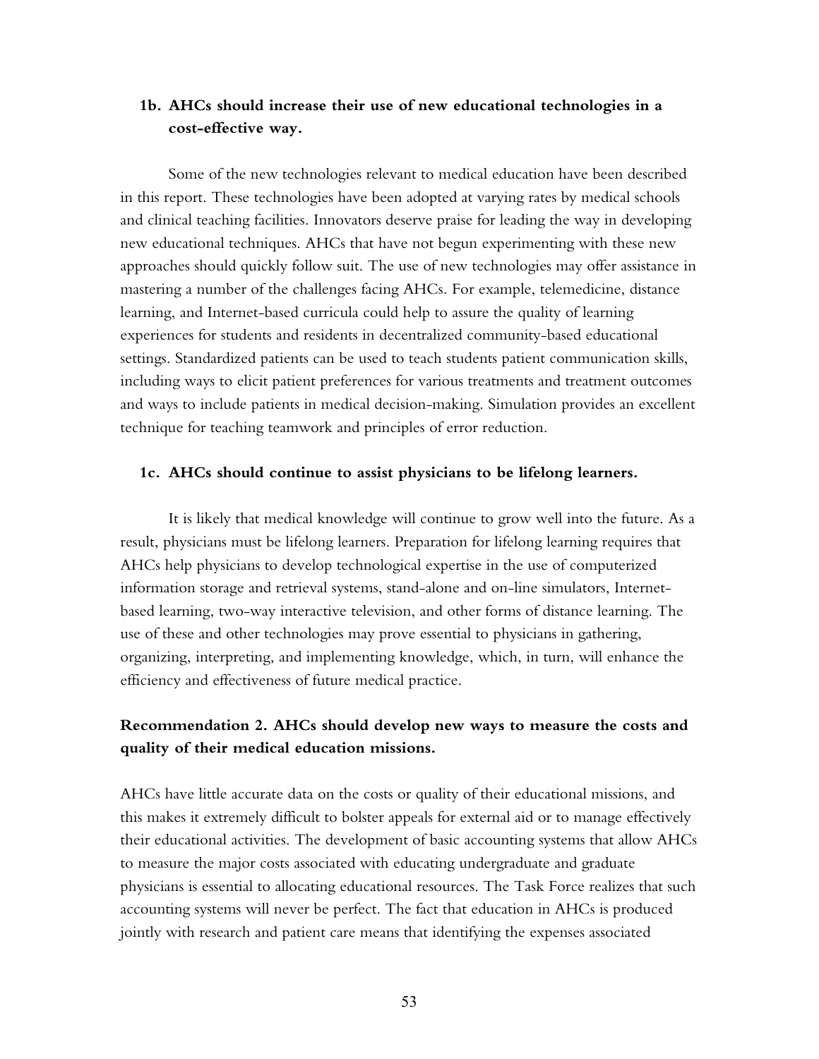### 1b. AHCs should increase their use of new educational technologies in a cost-effective way.

Some of the new technologies relevant to medical education have been described in this report. These technologies have been adopted at varying rates by medical schools and clinical teaching facilities. Innovators deserve praise for leading the way in developing new educational techniques. AHCs that have not begun experimenting with these new approaches should quickly follow suit. The use of new technologies may offer assistance in mastering a number of the challenges facing AHCs. For example, telemedicine, distance learning, and Internet-based curricula could help to assure the quality of learning experiences for students and residents in decentralized community-based educational settings. Standardized patients can be used to teach students patient communication skills, including ways to elicit patient preferences for various treatments and treatment outcomes and ways to include patients in medical decision-making. Simulation provides an excellent technique for teaching teamwork and principles of error reduction.

### 1c. AHCs should continue to assist physicians to be lifelong learners.

It is likely that medical knowledge will continue to grow well into the future. As a result, physicians must be lifelong learners. Preparation for lifelong learning requires that AHCs help physicians to develop technological expertise in the use of computerized information storage and retrieval systems, stand-alone and on-line simulators, Internet-based learning, two-way interactive television, and other forms of distance learning. The use of these and other technologies may prove essential to physicians in gathering, organizing, interpreting, and implementing knowledge, which, in turn, will enhance the efficiency and effectiveness of future medical practice.

## Recommendation 2. AHCs should develop new ways to measure the costs and quality of their medical education missions.

AHCs have little accurate data on the costs or quality of their educational missions, and this makes it extremely difficult to bolster appeals for external aid or to manage effectively their educational activities. The development of basic accounting systems that allow AHCs to measure the major costs associated with educating undergraduate and graduate physicians is essential to allocating educational resources. The Task Force realizes that such accounting systems will never be perfect. The fact that education in AHCs is produced jointly with research and patient care means that identifying the expenses associated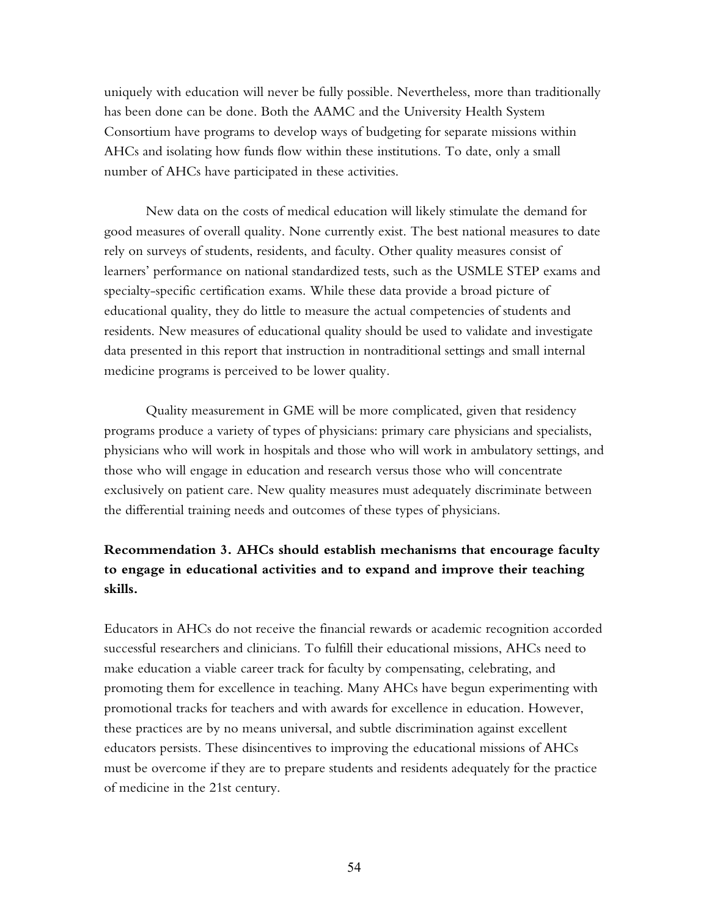uniquely with education will never be fully possible. Nevertheless, more than traditionally has been done can be done. Both the AAMC and the University Health System Consortium have programs to develop ways of budgeting for separate missions within AHCs and isolating how funds flow within these institutions. To date, only a small number of AHCs have participated in these activities.

New data on the costs of medical education will likely stimulate the demand for good measures of overall quality. None currently exist. The best national measures to date rely on surveys of students, residents, and faculty. Other quality measures consist of learners' performance on national standardized tests, such as the USMLE STEP exams and specialty-specific certification exams. While these data provide a broad picture of educational quality, they do little to measure the actual competencies of students and residents. New measures of educational quality should be used to validate and investigate data presented in this report that instruction in nontraditional settings and small internal medicine programs is perceived to be lower quality.

Quality measurement in GME will be more complicated, given that residency programs produce a variety of types of physicians: primary care physicians and specialists, physicians who will work in hospitals and those who will work in ambulatory settings, and those who will engage in education and research versus those who will concentrate exclusively on patient care. New quality measures must adequately discriminate between the differential training needs and outcomes of these types of physicians.

**Recommendation 3. AHCs should establish mechanisms that encourage faculty to engage in educational activities and to expand and improve their teaching skills.**

Educators in AHCs do not receive the financial rewards or academic recognition accorded successful researchers and clinicians. To fulfill their educational missions, AHCs need to make education a viable career track for faculty by compensating, celebrating, and promoting them for excellence in teaching. Many AHCs have begun experimenting with promotional tracks for teachers and with awards for excellence in education. However, these practices are by no means universal, and subtle discrimination against excellent educators persists. These disincentives to improving the educational missions of AHCs must be overcome if they are to prepare students and residents adequately for the practice of medicine in the 21st century.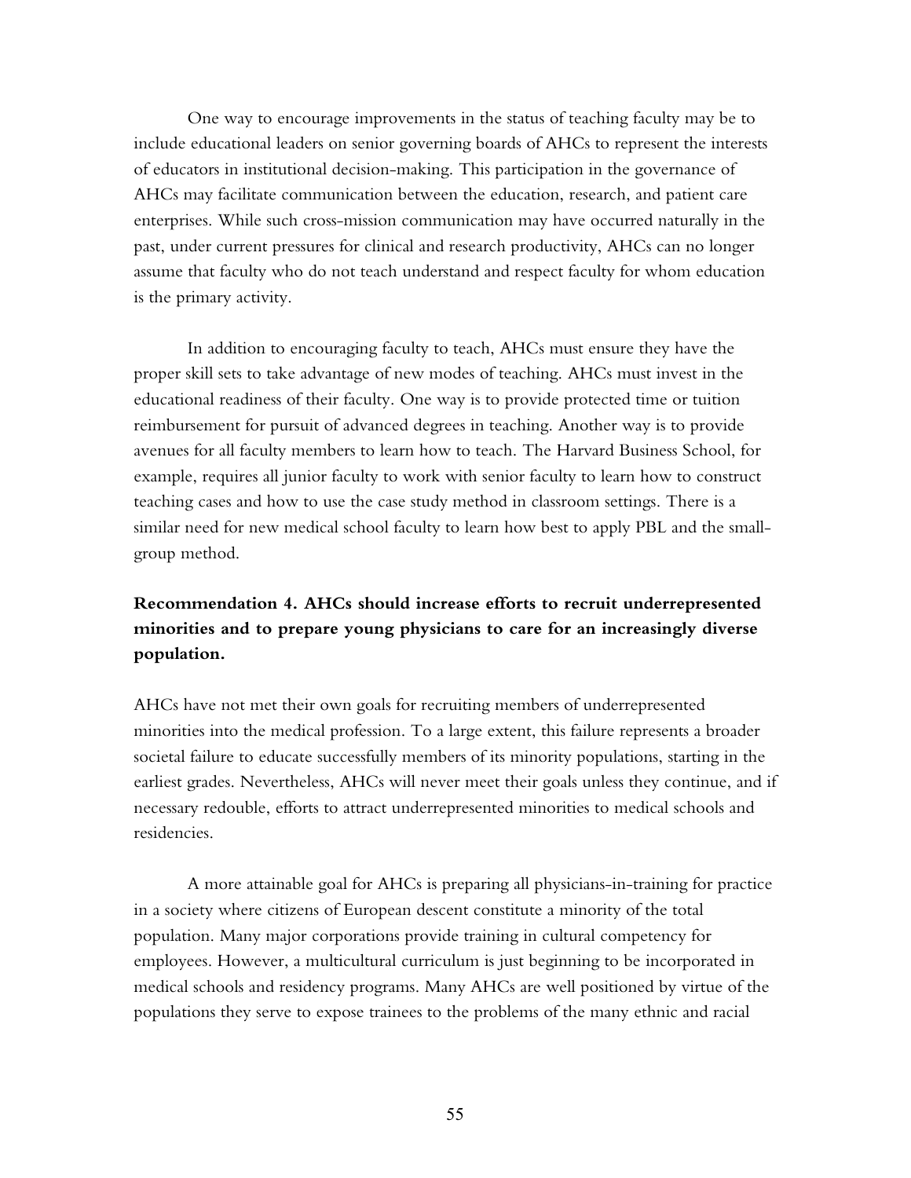One way to encourage improvements in the status of teaching faculty may be to include educational leaders on senior governing boards of AHCs to represent the interests of educators in institutional decision-making. This participation in the governance of AHCs may facilitate communication between the education, research, and patient care enterprises. While such cross-mission communication may have occurred naturally in the past, under current pressures for clinical and research productivity, AHCs can no longer assume that faculty who do not teach understand and respect faculty for whom education is the primary activity.

In addition to encouraging faculty to teach, AHCs must ensure they have the proper skill sets to take advantage of new modes of teaching. AHCs must invest in the educational readiness of their faculty. One way is to provide protected time or tuition reimbursement for pursuit of advanced degrees in teaching. Another way is to provide avenues for all faculty members to learn how to teach. The Harvard Business School, for example, requires all junior faculty to work with senior faculty to learn how to construct teaching cases and how to use the case study method in classroom settings. There is a similar need for new medical school faculty to learn how best to apply PBL and the small-group method.

**Recommendation 4. AHCs should increase efforts to recruit underrepresented minorities and to prepare young physicians to care for an increasingly diverse population.**

AHCs have not met their own goals for recruiting members of underrepresented minorities into the medical profession. To a large extent, this failure represents a broader societal failure to educate successfully members of its minority populations, starting in the earliest grades. Nevertheless, AHCs will never meet their goals unless they continue, and if necessary redouble, efforts to attract underrepresented minorities to medical schools and residencies.

A more attainable goal for AHCs is preparing all physicians-in-training for practice in a society where citizens of European descent constitute a minority of the total population. Many major corporations provide training in cultural competency for employees. However, a multicultural curriculum is just beginning to be incorporated in medical schools and residency programs. Many AHCs are well positioned by virtue of the populations they serve to expose trainees to the problems of the many ethnic and racial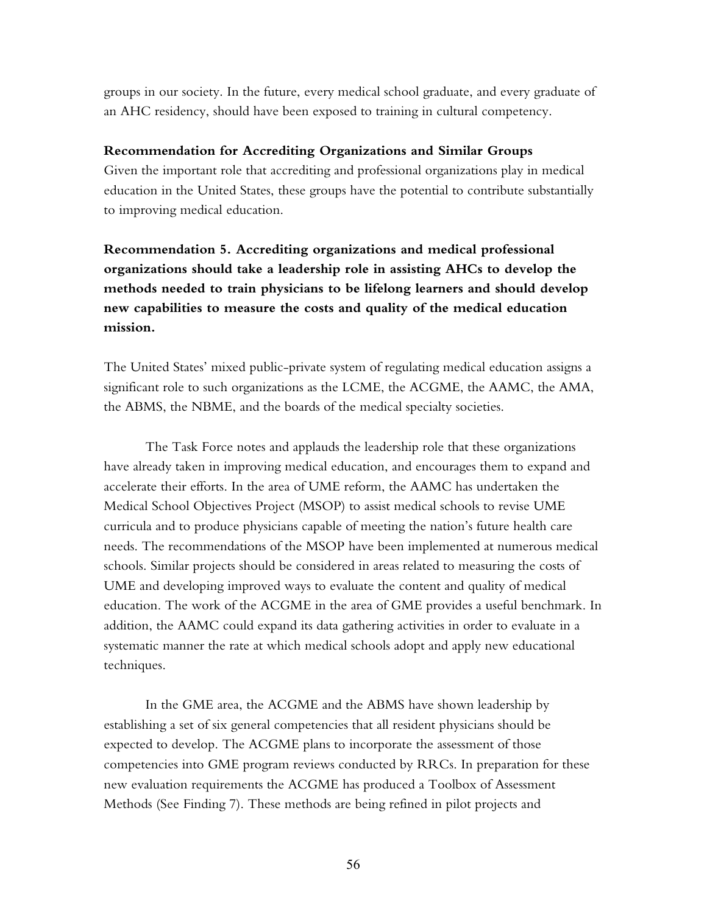groups in our society. In the future, every medical school graduate, and every graduate of an AHC residency, should have been exposed to training in cultural competency.

**Recommendation for Accrediting Organizations and Similar Groups**

Given the important role that accrediting and professional organizations play in medical education in the United States, these groups have the potential to contribute substantially to improving medical education.

**Recommendation 5. Accrediting organizations and medical professional organizations should take a leadership role in assisting AHCs to develop the methods needed to train physicians to be lifelong learners and should develop new capabilities to measure the costs and quality of the medical education mission.**

The United States' mixed public-private system of regulating medical education assigns a significant role to such organizations as the LCME, the ACGME, the AAMC, the AMA, the ABMS, the NBME, and the boards of the medical specialty societies.

The Task Force notes and applauds the leadership role that these organizations have already taken in improving medical education, and encourages them to expand and accelerate their efforts. In the area of UME reform, the AAMC has undertaken the Medical School Objectives Project (MSOP) to assist medical schools to revise UME curricula and to produce physicians capable of meeting the nation's future health care needs. The recommendations of the MSOP have been implemented at numerous medical schools. Similar projects should be considered in areas related to measuring the costs of UME and developing improved ways to evaluate the content and quality of medical education. The work of the ACGME in the area of GME provides a useful benchmark. In addition, the AAMC could expand its data gathering activities in order to evaluate in a systematic manner the rate at which medical schools adopt and apply new educational techniques.

In the GME area, the ACGME and the ABMS have shown leadership by establishing a set of six general competencies that all resident physicians should be expected to develop. The ACGME plans to incorporate the assessment of those competencies into GME program reviews conducted by RRCs. In preparation for these new evaluation requirements the ACGME has produced a Toolbox of Assessment Methods (See Finding 7). These methods are being refined in pilot projects and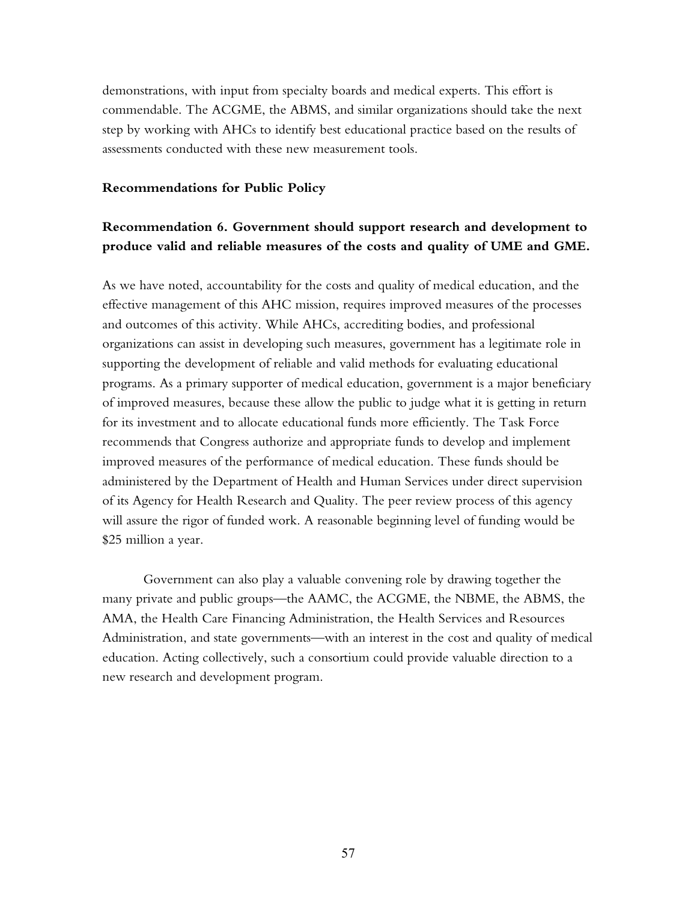demonstrations, with input from specialty boards and medical experts. This effort is commendable. The ACGME, the ABMS, and similar organizations should take the next step by working with AHCs to identify best educational practice based on the results of assessments conducted with these new measurement tools.

### Recommendations for Public Policy

### Recommendation 6. Government should support research and development to produce valid and reliable measures of the costs and quality of UME and GME.

As we have noted, accountability for the costs and quality of medical education, and the effective management of this AHC mission, requires improved measures of the processes and outcomes of this activity. While AHCs, accrediting bodies, and professional organizations can assist in developing such measures, government has a legitimate role in supporting the development of reliable and valid methods for evaluating educational programs. As a primary supporter of medical education, government is a major beneficiary of improved measures, because these allow the public to judge what it is getting in return for its investment and to allocate educational funds more efficiently. The Task Force recommends that Congress authorize and appropriate funds to develop and implement improved measures of the performance of medical education. These funds should be administered by the Department of Health and Human Services under direct supervision of its Agency for Health Research and Quality. The peer review process of this agency will assure the rigor of funded work. A reasonable beginning level of funding would be $25 million a year.

Government can also play a valuable convening role by drawing together the many private and public groups—the AAMC, the ACGME, the NBME, the ABMS, the AMA, the Health Care Financing Administration, the Health Services and Resources Administration, and state governments—with an interest in the cost and quality of medical education. Acting collectively, such a consortium could provide valuable direction to a new research and development program.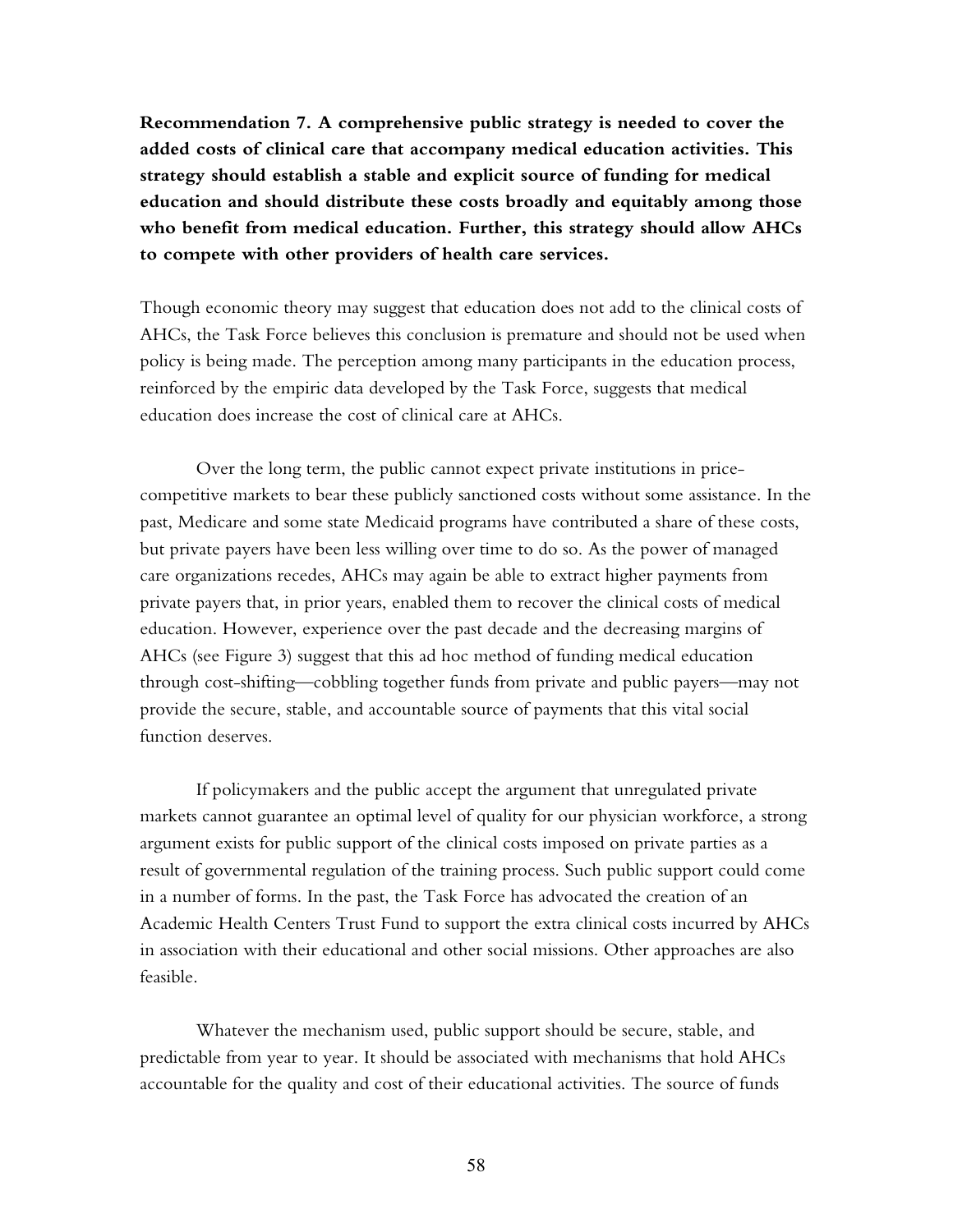**Recommendation 7. A comprehensive public strategy is needed to cover the added costs of clinical care that accompany medical education activities. This strategy should establish a stable and explicit source of funding for medical education and should distribute these costs broadly and equitably among those who benefit from medical education. Further, this strategy should allow AHCs to compete with other providers of health care services.**

Though economic theory may suggest that education does not add to the clinical costs of AHCs, the Task Force believes this conclusion is premature and should not be used when policy is being made. The perception among many participants in the education process, reinforced by the empiric data developed by the Task Force, suggests that medical education does increase the cost of clinical care at AHCs.

Over the long term, the public cannot expect private institutions in price-competitive markets to bear these publicly sanctioned costs without some assistance. In the past, Medicare and some state Medicaid programs have contributed a share of these costs, but private payers have been less willing over time to do so. As the power of managed care organizations recedes, AHCs may again be able to extract higher payments from private payers that, in prior years, enabled them to recover the clinical costs of medical education. However, experience over the past decade and the decreasing margins of AHCs (see Figure 3) suggest that this ad hoc method of funding medical education through cost-shifting—cobbling together funds from private and public payers—may not provide the secure, stable, and accountable source of payments that this vital social function deserves.

If policymakers and the public accept the argument that unregulated private markets cannot guarantee an optimal level of quality for our physician workforce, a strong argument exists for public support of the clinical costs imposed on private parties as a result of governmental regulation of the training process. Such public support could come in a number of forms. In the past, the Task Force has advocated the creation of an Academic Health Centers Trust Fund to support the extra clinical costs incurred by AHCs in association with their educational and other social missions. Other approaches are also feasible.

Whatever the mechanism used, public support should be secure, stable, and predictable from year to year. It should be associated with mechanisms that hold AHCs accountable for the quality and cost of their educational activities. The source of funds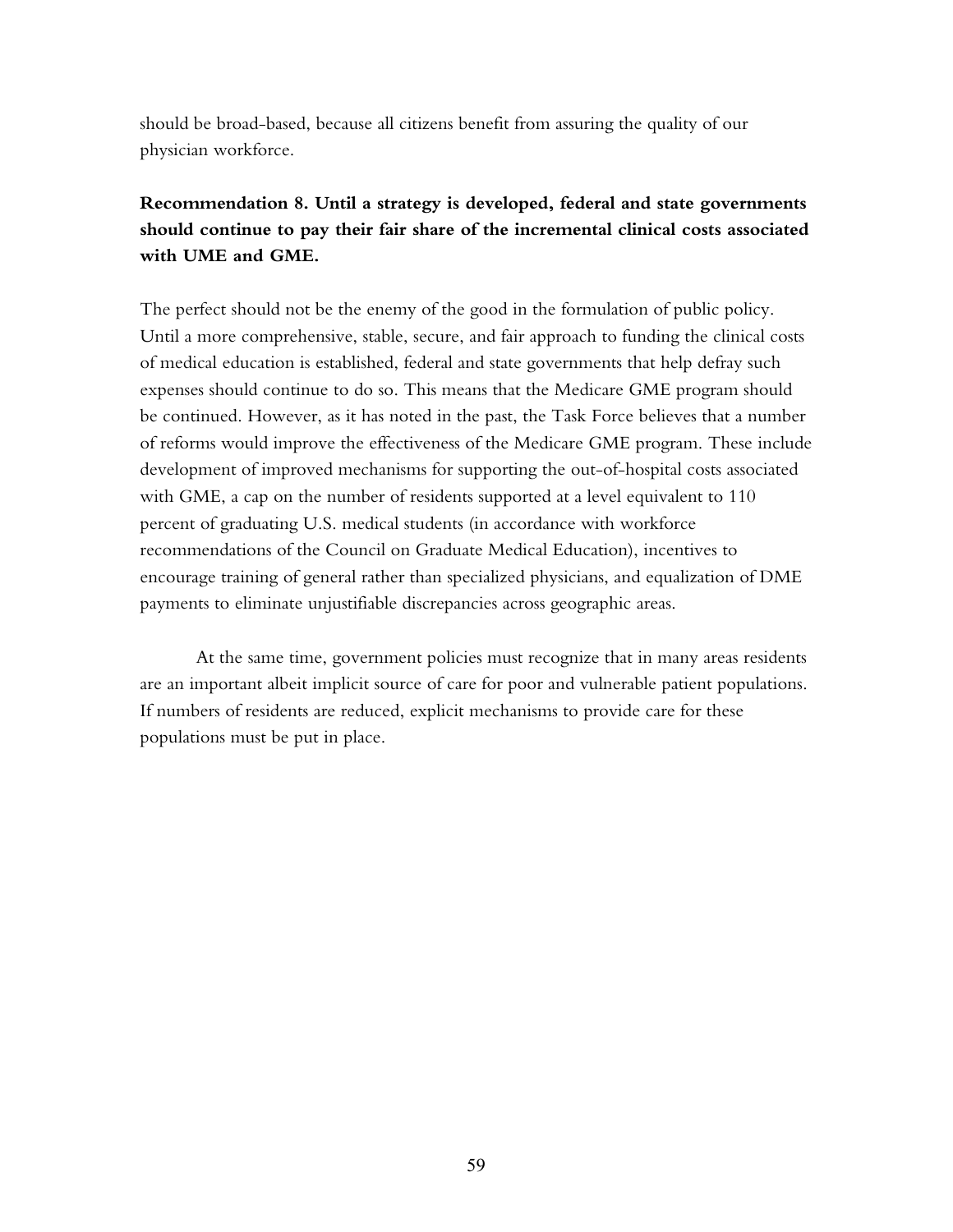should be broad-based, because all citizens benefit from assuring the quality of our physician workforce.

**Recommendation 8. Until a strategy is developed, federal and state governments should continue to pay their fair share of the incremental clinical costs associated with UME and GME.**

The perfect should not be the enemy of the good in the formulation of public policy. Until a more comprehensive, stable, secure, and fair approach to funding the clinical costs of medical education is established, federal and state governments that help defray such expenses should continue to do so. This means that the Medicare GME program should be continued. However, as it has noted in the past, the Task Force believes that a number of reforms would improve the effectiveness of the Medicare GME program. These include development of improved mechanisms for supporting the out-of-hospital costs associated with GME, a cap on the number of residents supported at a level equivalent to 110 percent of graduating U.S. medical students (in accordance with workforce recommendations of the Council on Graduate Medical Education), incentives to encourage training of general rather than specialized physicians, and equalization of DME payments to eliminate unjustifiable discrepancies across geographic areas.

At the same time, government policies must recognize that in many areas residents are an important albeit implicit source of care for poor and vulnerable patient populations. If numbers of residents are reduced, explicit mechanisms to provide care for these populations must be put in place.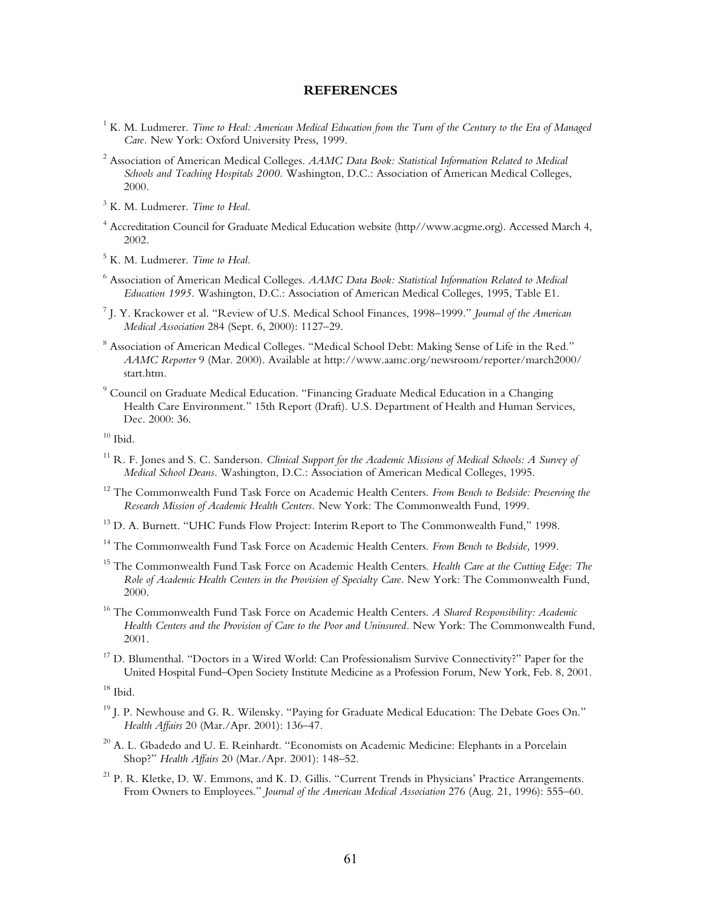## REFERENCES

[1] K. M. Ludmerer. *Time to Heal: American Medical Education from the Turn of the Century to the Era of Managed Care*. New York: Oxford University Press, 1999.

[2] Association of American Medical Colleges. *AAMC Data Book: Statistical Information Related to Medical Schools and Teaching Hospitals 2000.* Washington, D.C.: Association of American Medical Colleges, 2000.

[3] K. M. Ludmerer. *Time to Heal.*

[4] Accreditation Council for Graduate Medical Education website (http//www.acgme.org). Accessed March 4, 2002.

[5] K. M. Ludmerer. *Time to Heal.*

[6] Association of American Medical Colleges. *AAMC Data Book: Statistical Information Related to Medical Education 1995.* Washington, D.C.: Association of American Medical Colleges, 1995, Table E1.

[7] J. Y. Krackower et al. "Review of U.S. Medical School Finances, 1998–1999." *Journal of the American Medical Association* 284 (Sept. 6, 2000): 1127–29.

[8] Association of American Medical Colleges. "Medical School Debt: Making Sense of Life in the Red." *AAMC Reporter* 9 (Mar. 2000). Available at http://www.aamc.org/newsroom/reporter/march2000/start.htm.

[9] Council on Graduate Medical Education. "Financing Graduate Medical Education in a Changing Health Care Environment." 15th Report (Draft). U.S. Department of Health and Human Services, Dec. 2000: 36.

[10] Ibid.

[11] R. F. Jones and S. C. Sanderson. *Clinical Support for the Academic Missions of Medical Schools: A Survey of Medical School Deans.* Washington, D.C.: Association of American Medical Colleges, 1995.

[12] The Commonwealth Fund Task Force on Academic Health Centers. *From Bench to Bedside: Preserving the Research Mission of Academic Health Centers.* New York: The Commonwealth Fund, 1999.

[13] D. A. Burnett. "UHC Funds Flow Project: Interim Report to The Commonwealth Fund," 1998.

[14] The Commonwealth Fund Task Force on Academic Health Centers. *From Bench to Bedside,* 1999.

[15] The Commonwealth Fund Task Force on Academic Health Centers. *Health Care at the Cutting Edge: The Role of Academic Health Centers in the Provision of Specialty Care.* New York: The Commonwealth Fund, 2000.

[16] The Commonwealth Fund Task Force on Academic Health Centers. *A Shared Responsibility: Academic Health Centers and the Provision of Care to the Poor and Uninsured*. New York: The Commonwealth Fund, 2001.

[17] D. Blumenthal. "Doctors in a Wired World: Can Professionalism Survive Connectivity?" Paper for the United Hospital Fund–Open Society Institute Medicine as a Profession Forum, New York, Feb. 8, 2001.

[18] Ibid.

[19] J. P. Newhouse and G. R. Wilensky. "Paying for Graduate Medical Education: The Debate Goes On." *Health Affairs* 20 (Mar./Apr. 2001): 136–47.

[20] A. L. Gbadedo and U. E. Reinhardt. "Economists on Academic Medicine: Elephants in a Porcelain Shop?" *Health Affairs* 20 (Mar./Apr. 2001): 148–52.

[21] P. R. Kletke, D. W. Emmons, and K. D. Gillis. "Current Trends in Physicians' Practice Arrangements. From Owners to Employees." *Journal of the American Medical Association* 276 (Aug. 21, 1996): 555–60.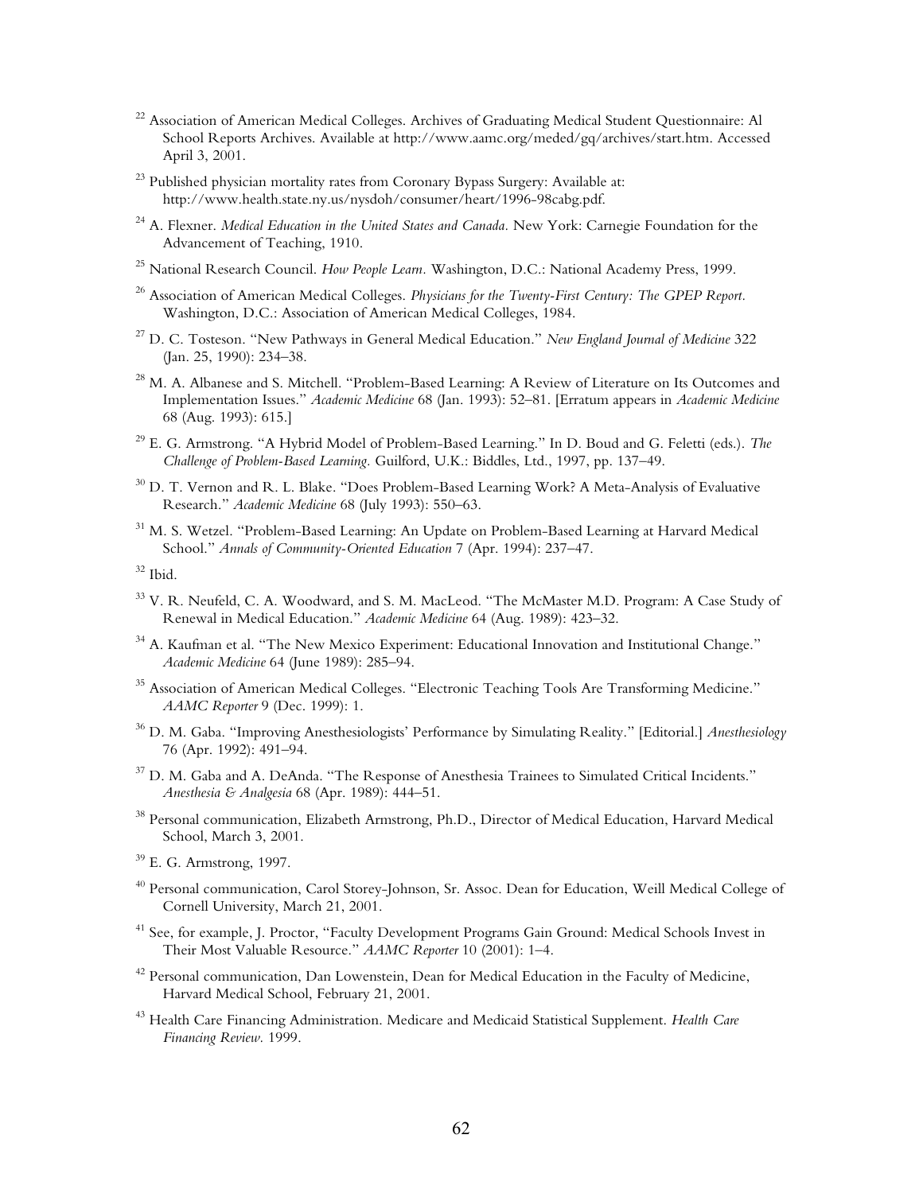[22] Association of American Medical Colleges. Archives of Graduating Medical Student Questionnaire: Al School Reports Archives. Available at http://www.aamc.org/meded/gq/archives/start.htm. Accessed April 3, 2001.

[23] Published physician mortality rates from Coronary Bypass Surgery: Available at: http://www.health.state.ny.us/nysdoh/consumer/heart/1996-98cabg.pdf.

[24] A. Flexner. *Medical Education in the United States and Canada.* New York: Carnegie Foundation for the Advancement of Teaching, 1910.

[25] National Research Council. *How People Learn.* Washington, D.C.: National Academy Press, 1999.

[26] Association of American Medical Colleges. *Physicians for the Twenty-First Century: The GPEP Report.* Washington, D.C.: Association of American Medical Colleges, 1984.

[27] D. C. Tosteson. "New Pathways in General Medical Education." *New England Journal of Medicine* 322 (Jan. 25, 1990): 234–38.

[28] M. A. Albanese and S. Mitchell. "Problem-Based Learning: A Review of Literature on Its Outcomes and Implementation Issues." *Academic Medicine* 68 (Jan. 1993): 52–81. [Erratum appears in *Academic Medicine* 68 (Aug. 1993): 615.]

[29] E. G. Armstrong. "A Hybrid Model of Problem-Based Learning." In D. Boud and G. Feletti (eds.). *The Challenge of Problem-Based Learning.* Guilford, U.K.: Biddles, Ltd., 1997, pp. 137–49.

[30] D. T. Vernon and R. L. Blake. "Does Problem-Based Learning Work? A Meta-Analysis of Evaluative Research." *Academic Medicine* 68 (July 1993): 550–63.

[31] M. S. Wetzel. "Problem-Based Learning: An Update on Problem-Based Learning at Harvard Medical School." *Annals of Community-Oriented Education* 7 (Apr. 1994): 237–47.

[32] Ibid.

[33] V. R. Neufeld, C. A. Woodward, and S. M. MacLeod. "The McMaster M.D. Program: A Case Study of Renewal in Medical Education." *Academic Medicine* 64 (Aug. 1989): 423–32.

[34] A. Kaufman et al. "The New Mexico Experiment: Educational Innovation and Institutional Change." *Academic Medicine* 64 (June 1989): 285–94.

[35] Association of American Medical Colleges. "Electronic Teaching Tools Are Transforming Medicine." *AAMC Reporter* 9 (Dec. 1999): 1.

[36] D. M. Gaba. "Improving Anesthesiologists' Performance by Simulating Reality." [Editorial.] *Anesthesiology* 76 (Apr. 1992): 491–94.

[37] D. M. Gaba and A. DeAnda. "The Response of Anesthesia Trainees to Simulated Critical Incidents." *Anesthesia & Analgesia* 68 (Apr. 1989): 444–51.

[38] Personal communication, Elizabeth Armstrong, Ph.D., Director of Medical Education, Harvard Medical School, March 3, 2001.

[39] E. G. Armstrong, 1997.

[40] Personal communication, Carol Storey-Johnson, Sr. Assoc. Dean for Education, Weill Medical College of Cornell University, March 21, 2001.

[41] See, for example, J. Proctor, "Faculty Development Programs Gain Ground: Medical Schools Invest in Their Most Valuable Resource." *AAMC Reporter* 10 (2001): 1–4.

[42] Personal communication, Dan Lowenstein, Dean for Medical Education in the Faculty of Medicine, Harvard Medical School, February 21, 2001.

[43] Health Care Financing Administration. Medicare and Medicaid Statistical Supplement. *Health Care Financing Review.* 1999.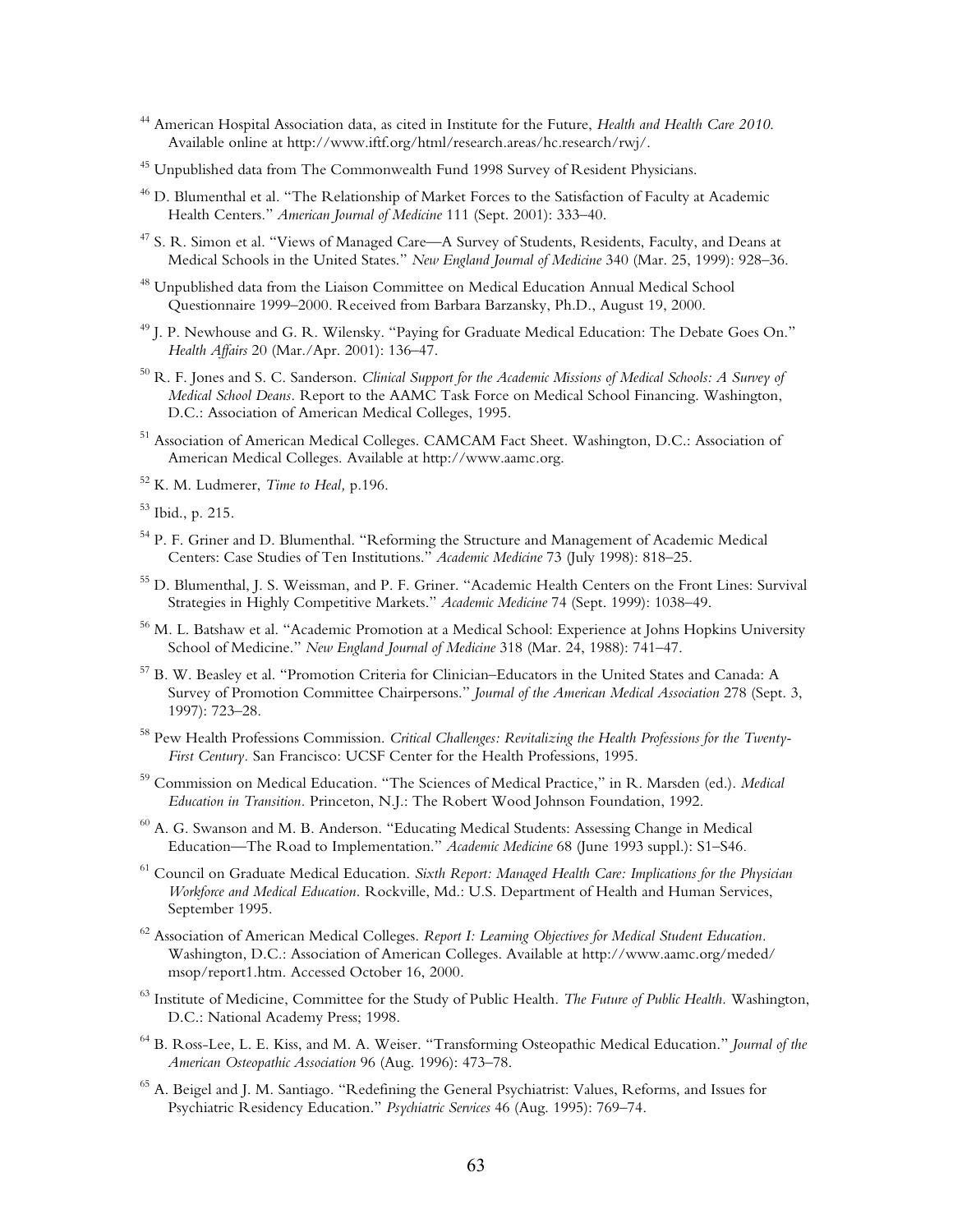[44] American Hospital Association data, as cited in Institute for the Future, *Health and Health Care 2010.* Available online at http://www.iftf.org/html/research.areas/hc.research/rwj/.

[45] Unpublished data from The Commonwealth Fund 1998 Survey of Resident Physicians.

[46] D. Blumenthal et al. "The Relationship of Market Forces to the Satisfaction of Faculty at Academic Health Centers." *American Journal of Medicine* 111 (Sept. 2001): 333–40.

[47] S. R. Simon et al. "Views of Managed Care—A Survey of Students, Residents, Faculty, and Deans at Medical Schools in the United States." *New England Journal of Medicine* 340 (Mar. 25, 1999): 928–36.

[48] Unpublished data from the Liaison Committee on Medical Education Annual Medical School Questionnaire 1999–2000. Received from Barbara Barzansky, Ph.D., August 19, 2000.

[49] J. P. Newhouse and G. R. Wilensky. "Paying for Graduate Medical Education: The Debate Goes On." *Health Affairs* 20 (Mar./Apr. 2001): 136–47.

[50] R. F. Jones and S. C. Sanderson. *Clinical Support for the Academic Missions of Medical Schools: A Survey of Medical School Deans.* Report to the AAMC Task Force on Medical School Financing. Washington, D.C.: Association of American Medical Colleges, 1995.

[51] Association of American Medical Colleges. CAMCAM Fact Sheet. Washington, D.C.: Association of American Medical Colleges. Available at http://www.aamc.org.

[52] K. M. Ludmerer, *Time to Heal,* p.196.

[53] Ibid., p. 215.

[54] P. F. Griner and D. Blumenthal. "Reforming the Structure and Management of Academic Medical Centers: Case Studies of Ten Institutions." *Academic Medicine* 73 (July 1998): 818–25.

[55] D. Blumenthal, J. S. Weissman, and P. F. Griner. "Academic Health Centers on the Front Lines: Survival Strategies in Highly Competitive Markets." *Academic Medicine* 74 (Sept. 1999): 1038–49.

[56] M. L. Batshaw et al. "Academic Promotion at a Medical School: Experience at Johns Hopkins University School of Medicine." *New England Journal of Medicine* 318 (Mar. 24, 1988): 741–47.

[57] B. W. Beasley et al. "Promotion Criteria for Clinician–Educators in the United States and Canada: A Survey of Promotion Committee Chairpersons." *Journal of the American Medical Association* 278 (Sept. 3, 1997): 723–28.

[58] Pew Health Professions Commission. *Critical Challenges: Revitalizing the Health Professions for the Twenty-First Century.* San Francisco: UCSF Center for the Health Professions, 1995.

[59] Commission on Medical Education. "The Sciences of Medical Practice," in R. Marsden (ed.). *Medical Education in Transition.* Princeton, N.J.: The Robert Wood Johnson Foundation, 1992.

[60] A. G. Swanson and M. B. Anderson. "Educating Medical Students: Assessing Change in Medical Education—The Road to Implementation." *Academic Medicine* 68 (June 1993 suppl.): S1–S46.

[61] Council on Graduate Medical Education. *Sixth Report: Managed Health Care: Implications for the Physician Workforce and Medical Education.* Rockville, Md.: U.S. Department of Health and Human Services, September 1995.

[62] Association of American Medical Colleges. *Report I: Learning Objectives for Medical Student Education.* Washington, D.C.: Association of American Colleges. Available at http://www.aamc.org/meded/msop/report1.htm. Accessed October 16, 2000.

[63] Institute of Medicine, Committee for the Study of Public Health. *The Future of Public Health.* Washington, D.C.: National Academy Press; 1998.

[64] B. Ross-Lee, L. E. Kiss, and M. A. Weiser. "Transforming Osteopathic Medical Education." *Journal of the American Osteopathic Association* 96 (Aug. 1996): 473–78.

[65] A. Beigel and J. M. Santiago. "Redefining the General Psychiatrist: Values, Reforms, and Issues for Psychiatric Residency Education." *Psychiatric Services* 46 (Aug. 1995): 769–74.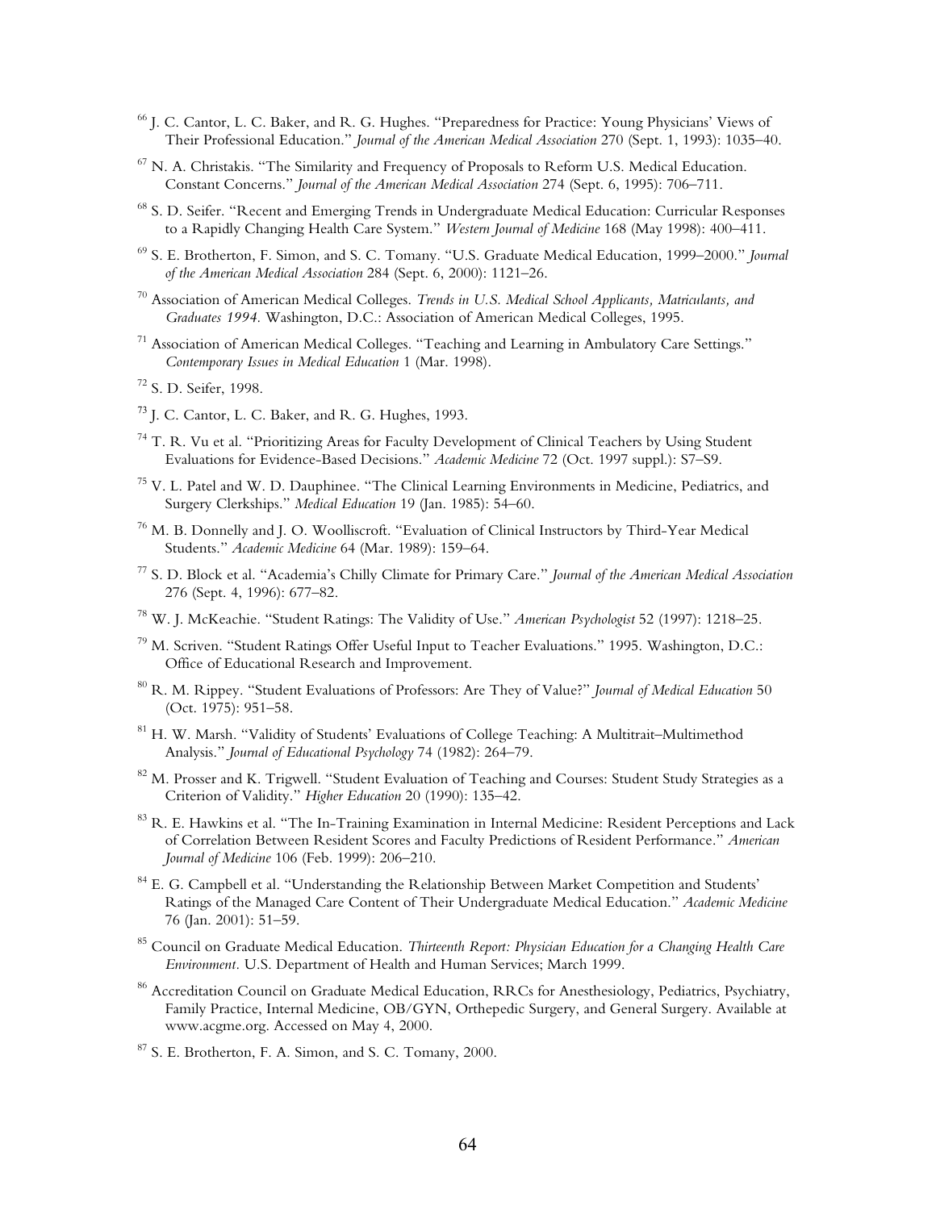[66] J. C. Cantor, L. C. Baker, and R. G. Hughes. "Preparedness for Practice: Young Physicians' Views of Their Professional Education." *Journal of the American Medical Association* 270 (Sept. 1, 1993): 1035–40.

[67] N. A. Christakis. "The Similarity and Frequency of Proposals to Reform U.S. Medical Education. Constant Concerns." *Journal of the American Medical Association* 274 (Sept. 6, 1995): 706–711.

[68] S. D. Seifer. "Recent and Emerging Trends in Undergraduate Medical Education: Curricular Responses to a Rapidly Changing Health Care System." *Western Journal of Medicine* 168 (May 1998): 400–411.

[69] S. E. Brotherton, F. Simon, and S. C. Tomany. "U.S. Graduate Medical Education, 1999–2000." *Journal of the American Medical Association* 284 (Sept. 6, 2000): 1121–26.

[70] Association of American Medical Colleges. *Trends in U.S. Medical School Applicants, Matriculants, and Graduates 1994*. Washington, D.C.: Association of American Medical Colleges, 1995.

[71] Association of American Medical Colleges. "Teaching and Learning in Ambulatory Care Settings." *Contemporary Issues in Medical Education* 1 (Mar. 1998).

[72] S. D. Seifer, 1998.

[73] J. C. Cantor, L. C. Baker, and R. G. Hughes, 1993.

[74] T. R. Vu et al. "Prioritizing Areas for Faculty Development of Clinical Teachers by Using Student Evaluations for Evidence-Based Decisions." *Academic Medicine* 72 (Oct. 1997 suppl.): S7–S9.

[75] V. L. Patel and W. D. Dauphinee. "The Clinical Learning Environments in Medicine, Pediatrics, and Surgery Clerkships." *Medical Education* 19 (Jan. 1985): 54–60.

[76] M. B. Donnelly and J. O. Woolliscroft. "Evaluation of Clinical Instructors by Third-Year Medical Students." *Academic Medicine* 64 (Mar. 1989): 159–64.

[77] S. D. Block et al. "Academia's Chilly Climate for Primary Care." *Journal of the American Medical Association* 276 (Sept. 4, 1996): 677–82.

[78] W. J. McKeachie. "Student Ratings: The Validity of Use." *American Psychologist* 52 (1997): 1218–25.

[79] M. Scriven. "Student Ratings Offer Useful Input to Teacher Evaluations." 1995. Washington, D.C.: Office of Educational Research and Improvement.

[80] R. M. Rippey. "Student Evaluations of Professors: Are They of Value?" *Journal of Medical Education* 50 (Oct. 1975): 951–58.

[81] H. W. Marsh. "Validity of Students' Evaluations of College Teaching: A Multitrait–Multimethod Analysis." *Journal of Educational Psychology* 74 (1982): 264–79.

[82] M. Prosser and K. Trigwell. "Student Evaluation of Teaching and Courses: Student Study Strategies as a Criterion of Validity." *Higher Education* 20 (1990): 135–42.

[83] R. E. Hawkins et al. "The In-Training Examination in Internal Medicine: Resident Perceptions and Lack of Correlation Between Resident Scores and Faculty Predictions of Resident Performance." *American Journal of Medicine* 106 (Feb. 1999): 206–210.

[84] E. G. Campbell et al. "Understanding the Relationship Between Market Competition and Students' Ratings of the Managed Care Content of Their Undergraduate Medical Education." *Academic Medicine* 76 (Jan. 2001): 51–59.

[85] Council on Graduate Medical Education. *Thirteenth Report: Physician Education for a Changing Health Care Environment*. U.S. Department of Health and Human Services; March 1999.

[86] Accreditation Council on Graduate Medical Education, RRCs for Anesthesiology, Pediatrics, Psychiatry, Family Practice, Internal Medicine, OB/GYN, Orthepedic Surgery, and General Surgery. Available at www.acgme.org. Accessed on May 4, 2000.

[87] S. E. Brotherton, F. A. Simon, and S. C. Tomany, 2000.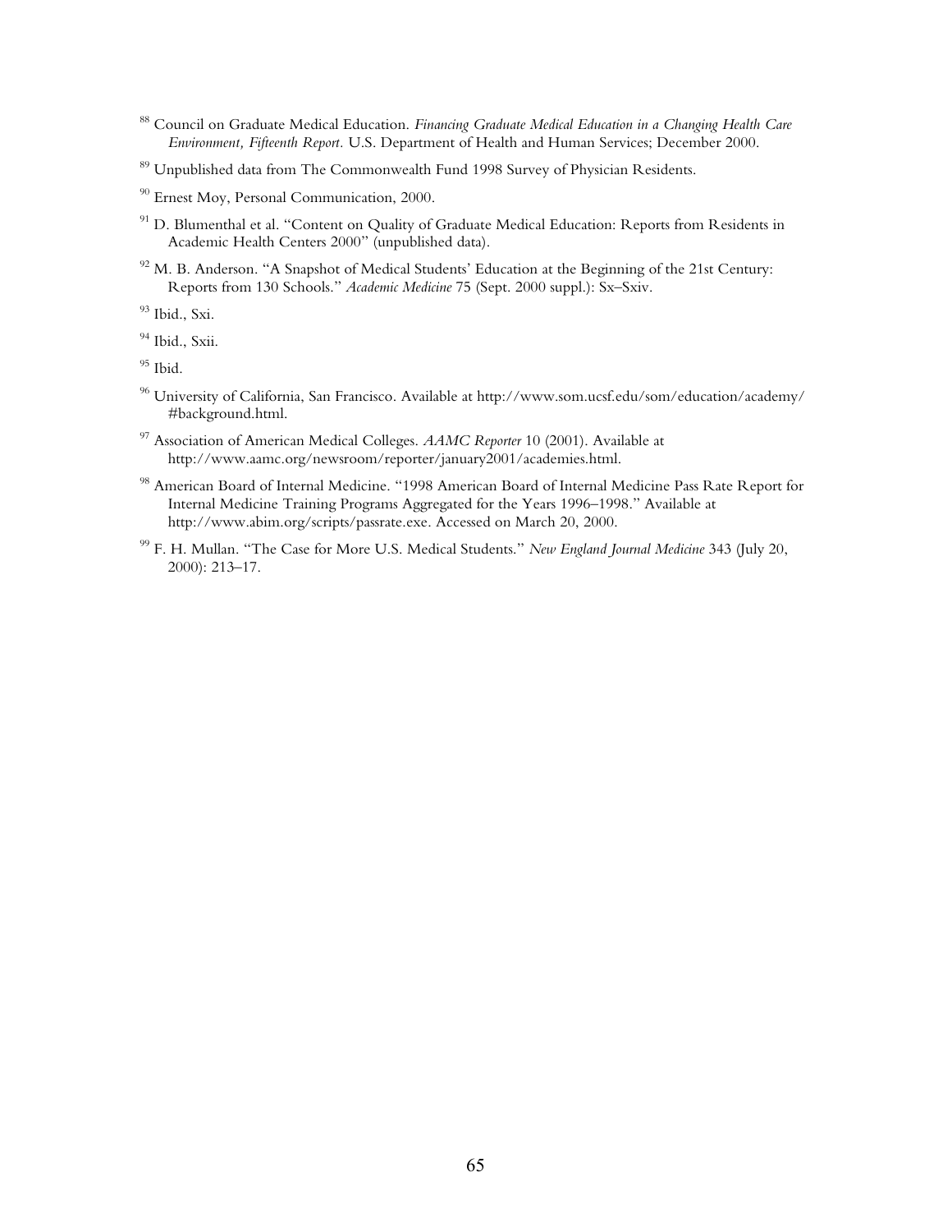[88] Council on Graduate Medical Education. *Financing Graduate Medical Education in a Changing Health Care Environment, Fifteenth Report*. U.S. Department of Health and Human Services; December 2000.

[89] Unpublished data from The Commonwealth Fund 1998 Survey of Physician Residents.

[90] Ernest Moy, Personal Communication, 2000.

[91] D. Blumenthal et al. "Content on Quality of Graduate Medical Education: Reports from Residents in Academic Health Centers 2000" (unpublished data).

[92] M. B. Anderson. "A Snapshot of Medical Students' Education at the Beginning of the 21st Century: Reports from 130 Schools." *Academic Medicine* 75 (Sept. 2000 suppl.): Sx–Sxiv.

[93] Ibid., Sxi.

[94] Ibid., Sxii.

[95] Ibid.

[96] University of California, San Francisco. Available at http://www.som.ucsf.edu/som/education/academy/#background.html.

[97] Association of American Medical Colleges. *AAMC Reporter* 10 (2001). Available at http://www.aamc.org/newsroom/reporter/january2001/academies.html.

[98] American Board of Internal Medicine. "1998 American Board of Internal Medicine Pass Rate Report for Internal Medicine Training Programs Aggregated for the Years 1996–1998." Available at http://www.abim.org/scripts/passrate.exe. Accessed on March 20, 2000.

[99] F. H. Mullan. "The Case for More U.S. Medical Students." *New England Journal Medicine* 343 (July 20, 2000): 213–17.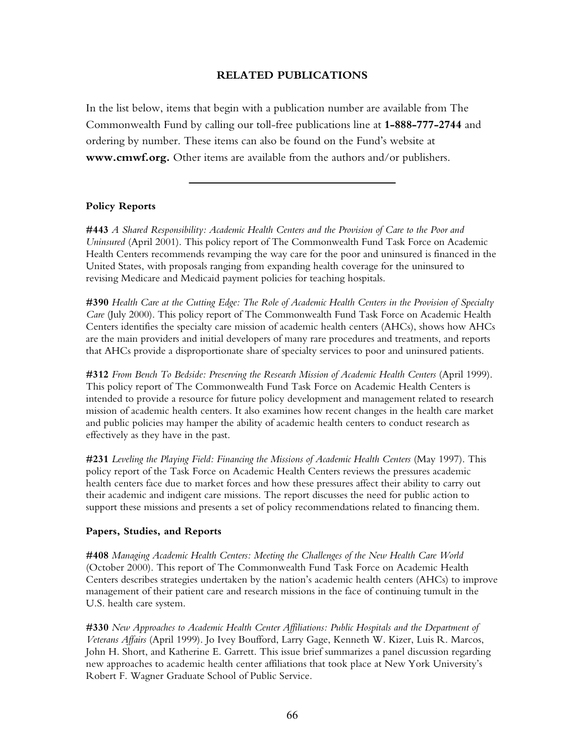## RELATED PUBLICATIONS

In the list below, items that begin with a publication number are available from The Commonwealth Fund by calling our toll-free publications line at **1-888-777-2744** and ordering by number. These items can also be found on the Fund's website at **www.cmwf.org.** Other items are available from the authors and/or publishers.

---

### Policy Reports

**#443** *A Shared Responsibility: Academic Health Centers and the Provision of Care to the Poor and Uninsured* (April 2001). This policy report of The Commonwealth Fund Task Force on Academic Health Centers recommends revamping the way care for the poor and uninsured is financed in the United States, with proposals ranging from expanding health coverage for the uninsured to revising Medicare and Medicaid payment policies for teaching hospitals.

**#390** *Health Care at the Cutting Edge: The Role of Academic Health Centers in the Provision of Specialty Care* (July 2000). This policy report of The Commonwealth Fund Task Force on Academic Health Centers identifies the specialty care mission of academic health centers (AHCs), shows how AHCs are the main providers and initial developers of many rare procedures and treatments, and reports that AHCs provide a disproportionate share of specialty services to poor and uninsured patients.

**#312** *From Bench To Bedside: Preserving the Research Mission of Academic Health Centers* (April 1999). This policy report of The Commonwealth Fund Task Force on Academic Health Centers is intended to provide a resource for future policy development and management related to research mission of academic health centers. It also examines how recent changes in the health care market and public policies may hamper the ability of academic health centers to conduct research as effectively as they have in the past.

**#231** *Leveling the Playing Field: Financing the Missions of Academic Health Centers* (May 1997). This policy report of the Task Force on Academic Health Centers reviews the pressures academic health centers face due to market forces and how these pressures affect their ability to carry out their academic and indigent care missions. The report discusses the need for public action to support these missions and presents a set of policy recommendations related to financing them.

### Papers, Studies, and Reports

**#408** *Managing Academic Health Centers: Meeting the Challenges of the New Health Care World* (October 2000). This report of The Commonwealth Fund Task Force on Academic Health Centers describes strategies undertaken by the nation's academic health centers (AHCs) to improve management of their patient care and research missions in the face of continuing tumult in the U.S. health care system.

**#330** *New Approaches to Academic Health Center Affiliations: Public Hospitals and the Department of Veterans Affairs* (April 1999). Jo Ivey Boufford, Larry Gage, Kenneth W. Kizer, Luis R. Marcos, John H. Short, and Katherine E. Garrett. This issue brief summarizes a panel discussion regarding new approaches to academic health center affiliations that took place at New York University's Robert F. Wagner Graduate School of Public Service.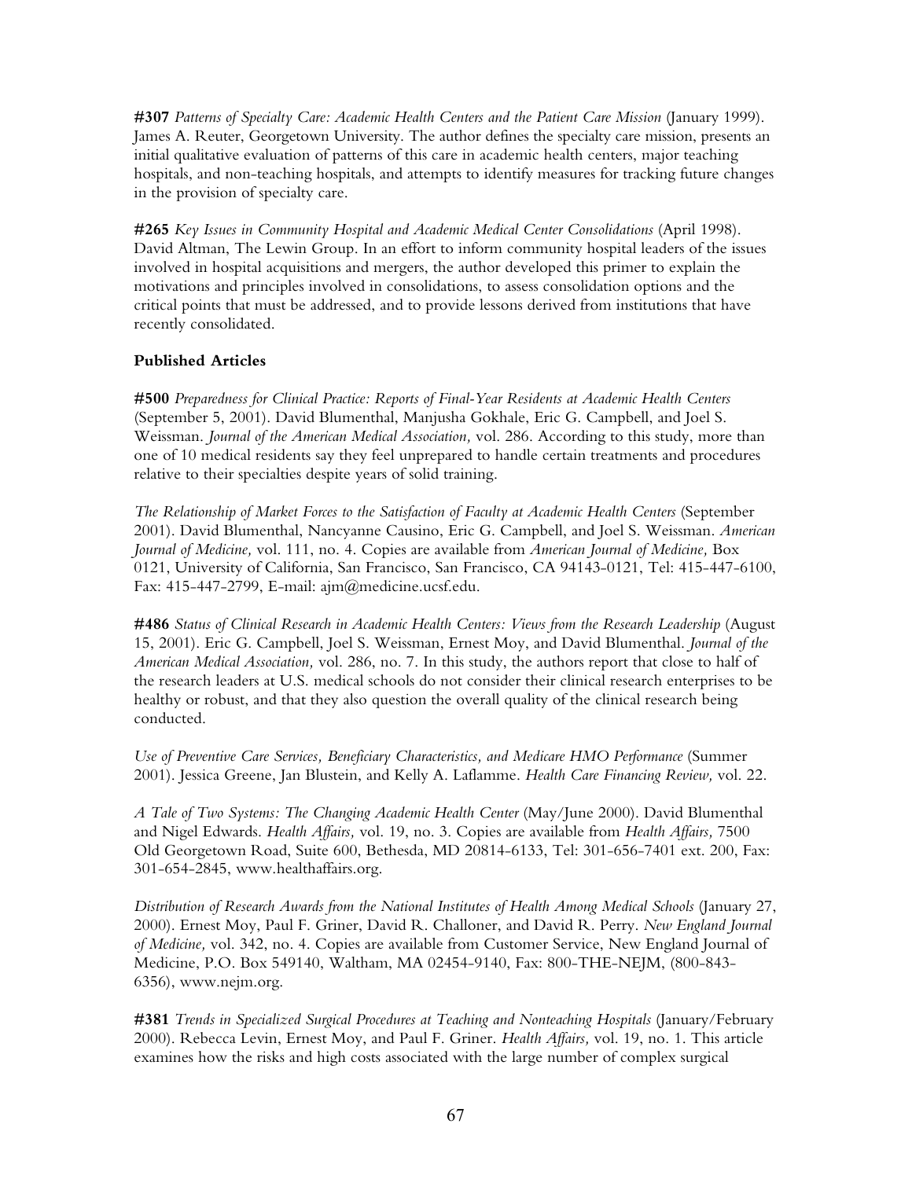**#307** *Patterns of Specialty Care: Academic Health Centers and the Patient Care Mission* (January 1999). James A. Reuter, Georgetown University. The author defines the specialty care mission, presents an initial qualitative evaluation of patterns of this care in academic health centers, major teaching hospitals, and non-teaching hospitals, and attempts to identify measures for tracking future changes in the provision of specialty care.

**#265** *Key Issues in Community Hospital and Academic Medical Center Consolidations* (April 1998). David Altman, The Lewin Group. In an effort to inform community hospital leaders of the issues involved in hospital acquisitions and mergers, the author developed this primer to explain the motivations and principles involved in consolidations, to assess consolidation options and the critical points that must be addressed, and to provide lessons derived from institutions that have recently consolidated.

**Published Articles**

**#500** *Preparedness for Clinical Practice: Reports of Final-Year Residents at Academic Health Centers* (September 5, 2001). David Blumenthal, Manjusha Gokhale, Eric G. Campbell, and Joel S. Weissman. *Journal of the American Medical Association,* vol. 286. According to this study, more than one of 10 medical residents say they feel unprepared to handle certain treatments and procedures relative to their specialties despite years of solid training.

*The Relationship of Market Forces to the Satisfaction of Faculty at Academic Health Centers* (September 2001). David Blumenthal, Nancyanne Causino, Eric G. Campbell, and Joel S. Weissman. *American Journal of Medicine,* vol. 111, no. 4. Copies are available from *American Journal of Medicine,* Box 0121, University of California, San Francisco, San Francisco, CA 94143-0121, Tel: 415-447-6100, Fax: 415-447-2799, E-mail: ajm@medicine.ucsf.edu.

**#486** *Status of Clinical Research in Academic Health Centers: Views from the Research Leadership* (August 15, 2001). Eric G. Campbell, Joel S. Weissman, Ernest Moy, and David Blumenthal. *Journal of the American Medical Association,* vol. 286, no. 7. In this study, the authors report that close to half of the research leaders at U.S. medical schools do not consider their clinical research enterprises to be healthy or robust, and that they also question the overall quality of the clinical research being conducted.

*Use of Preventive Care Services, Beneficiary Characteristics, and Medicare HMO Performance* (Summer 2001). Jessica Greene, Jan Blustein, and Kelly A. Laflamme. *Health Care Financing Review,* vol. 22.

*A Tale of Two Systems: The Changing Academic Health Center* (May/June 2000). David Blumenthal and Nigel Edwards. *Health Affairs,* vol. 19, no. 3. Copies are available from *Health Affairs,* 7500 Old Georgetown Road, Suite 600, Bethesda, MD 20814-6133, Tel: 301-656-7401 ext. 200, Fax: 301-654-2845, www.healthaffairs.org.

*Distribution of Research Awards from the National Institutes of Health Among Medical Schools* (January 27, 2000). Ernest Moy, Paul F. Griner, David R. Challoner, and David R. Perry. *New England Journal of Medicine,* vol. 342, no. 4. Copies are available from Customer Service, New England Journal of Medicine, P.O. Box 549140, Waltham, MA 02454-9140, Fax: 800-THE-NEJM, (800-843-6356), www.nejm.org.

**#381** *Trends in Specialized Surgical Procedures at Teaching and Nonteaching Hospitals* (January/February 2000). Rebecca Levin, Ernest Moy, and Paul F. Griner. *Health Affairs,* vol. 19, no. 1. This article examines how the risks and high costs associated with the large number of complex surgical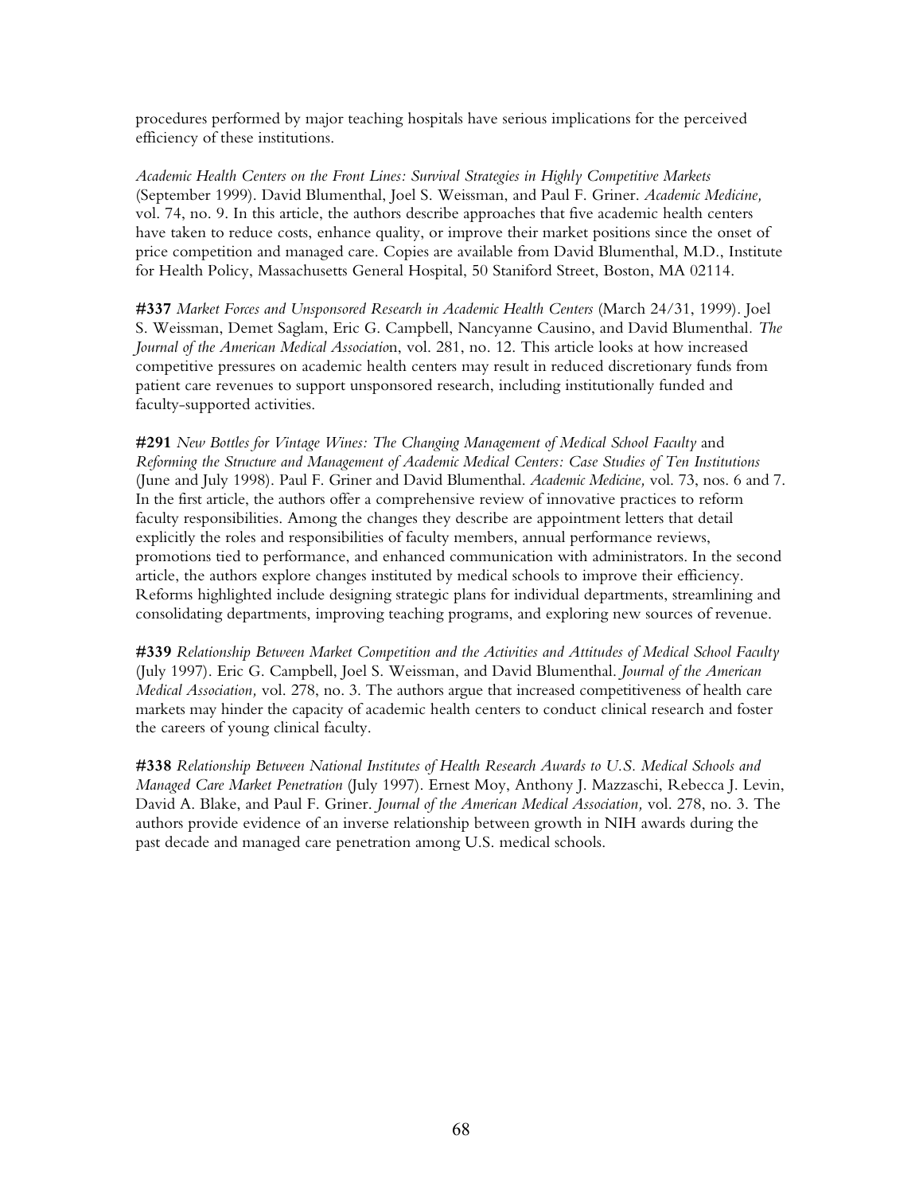procedures performed by major teaching hospitals have serious implications for the perceived efficiency of these institutions.

*Academic Health Centers on the Front Lines: Survival Strategies in Highly Competitive Markets* (September 1999). David Blumenthal, Joel S. Weissman, and Paul F. Griner. *Academic Medicine,* vol. 74, no. 9. In this article, the authors describe approaches that five academic health centers have taken to reduce costs, enhance quality, or improve their market positions since the onset of price competition and managed care. Copies are available from David Blumenthal, M.D., Institute for Health Policy, Massachusetts General Hospital, 50 Staniford Street, Boston, MA 02114.

**#337** *Market Forces and Unsponsored Research in Academic Health Centers* (March 24/31, 1999). Joel S. Weissman, Demet Saglam, Eric G. Campbell, Nancyanne Causino, and David Blumenthal. *The Journal of the American Medical Association*, vol. 281, no. 12. This article looks at how increased competitive pressures on academic health centers may result in reduced discretionary funds from patient care revenues to support unsponsored research, including institutionally funded and faculty-supported activities.

**#291** *New Bottles for Vintage Wines: The Changing Management of Medical School Faculty* and *Reforming the Structure and Management of Academic Medical Centers: Case Studies of Ten Institutions* (June and July 1998). Paul F. Griner and David Blumenthal. *Academic Medicine,* vol. 73, nos. 6 and 7. In the first article, the authors offer a comprehensive review of innovative practices to reform faculty responsibilities. Among the changes they describe are appointment letters that detail explicitly the roles and responsibilities of faculty members, annual performance reviews, promotions tied to performance, and enhanced communication with administrators. In the second article, the authors explore changes instituted by medical schools to improve their efficiency. Reforms highlighted include designing strategic plans for individual departments, streamlining and consolidating departments, improving teaching programs, and exploring new sources of revenue.

**#339** *Relationship Between Market Competition and the Activities and Attitudes of Medical School Faculty* (July 1997). Eric G. Campbell, Joel S. Weissman, and David Blumenthal. *Journal of the American Medical Association,* vol. 278, no. 3. The authors argue that increased competitiveness of health care markets may hinder the capacity of academic health centers to conduct clinical research and foster the careers of young clinical faculty.

**#338** *Relationship Between National Institutes of Health Research Awards to U.S. Medical Schools and Managed Care Market Penetration* (July 1997). Ernest Moy, Anthony J. Mazzaschi, Rebecca J. Levin, David A. Blake, and Paul F. Griner. *Journal of the American Medical Association,* vol. 278, no. 3. The authors provide evidence of an inverse relationship between growth in NIH awards during the past decade and managed care penetration among U.S. medical schools.